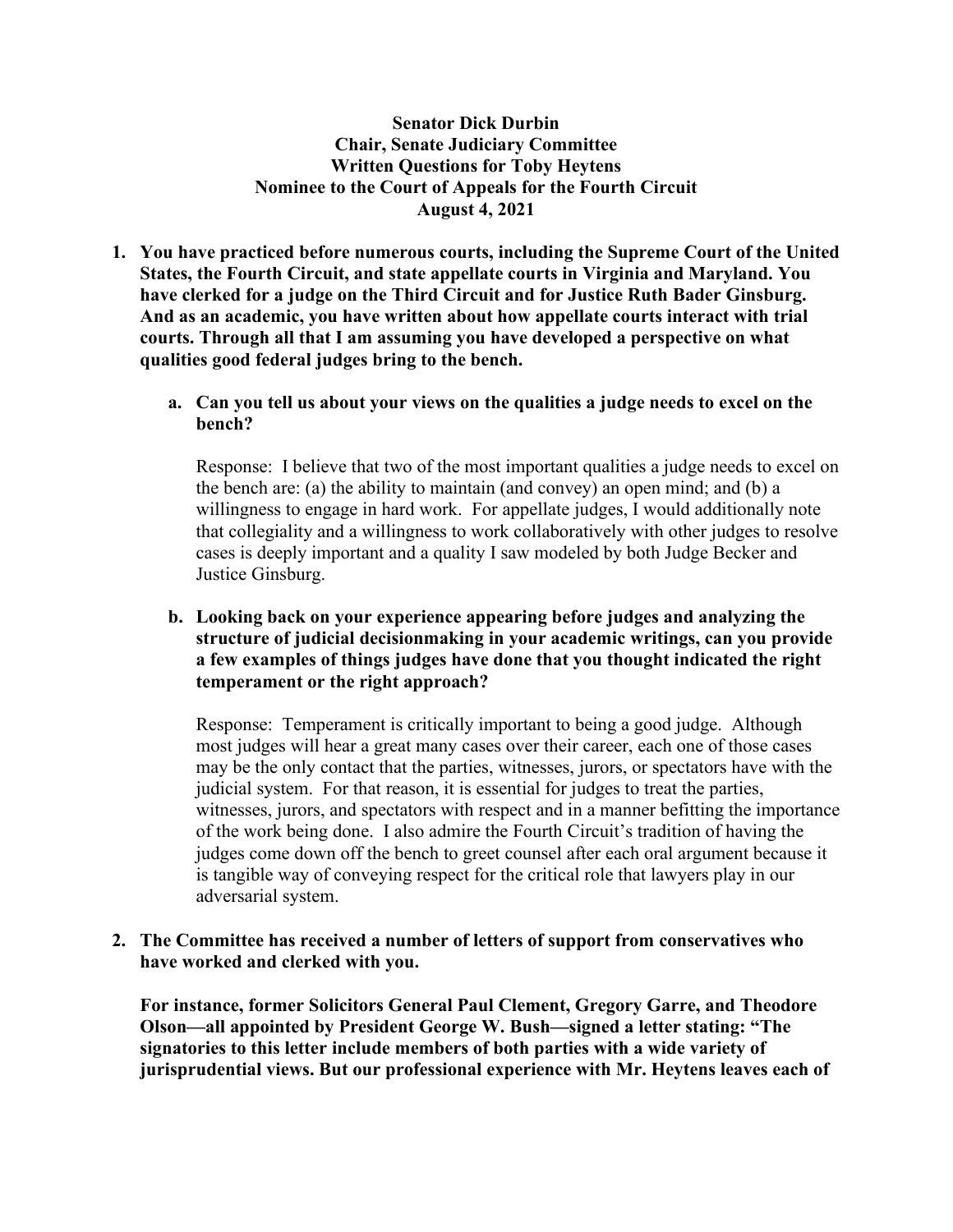**Senator Dick Durbin**
**Chair, Senate Judiciary Committee**
**Written Questions for Toby Heytens**
**Nominee to the Court of Appeals for the Fourth Circuit**
**August 4, 2021**

1. **You have practiced before numerous courts, including the Supreme Court of the United States, the Fourth Circuit, and state appellate courts in Virginia and Maryland. You have clerked for a judge on the Third Circuit and for Justice Ruth Bader Ginsburg. And as an academic, you have written about how appellate courts interact with trial courts. Through all that I am assuming you have developed a perspective on what qualities good federal judges bring to the bench.**

   a. **Can you tell us about your views on the qualities a judge needs to excel on the bench?**

      Response: I believe that two of the most important qualities a judge needs to excel on the bench are: (a) the ability to maintain (and convey) an open mind; and (b) a willingness to engage in hard work. For appellate judges, I would additionally note that collegiality and a willingness to work collaboratively with other judges to resolve cases is deeply important and a quality I saw modeled by both Judge Becker and Justice Ginsburg.

   b. **Looking back on your experience appearing before judges and analyzing the structure of judicial decisionmaking in your academic writings, can you provide a few examples of things judges have done that you thought indicated the right temperament or the right approach?**

      Response: Temperament is critically important to being a good judge. Although most judges will hear a great many cases over their career, each one of those cases may be the only contact that the parties, witnesses, jurors, or spectators have with the judicial system. For that reason, it is essential for judges to treat the parties, witnesses, jurors, and spectators with respect and in a manner befitting the importance of the work being done. I also admire the Fourth Circuit's tradition of having the judges come down off the bench to greet counsel after each oral argument because it is tangible way of conveying respect for the critical role that lawyers play in our adversarial system.

2. **The Committee has received a number of letters of support from conservatives who have worked and clerked with you.**

   **For instance, former Solicitors General Paul Clement, Gregory Garre, and Theodore Olson—all appointed by President George W. Bush—signed a letter stating: "The signatories to this letter include members of both parties with a wide variety of jurisprudential views. But our professional experience with Mr. Heytens leaves each of**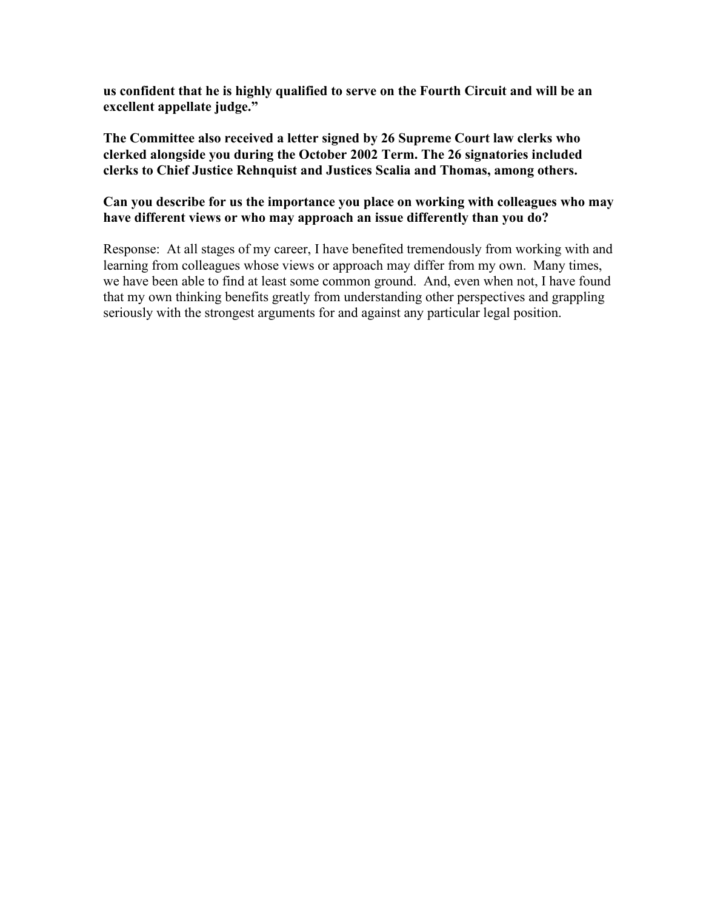**us confident that he is highly qualified to serve on the Fourth Circuit and will be an excellent appellate judge."**

**The Committee also received a letter signed by 26 Supreme Court law clerks who clerked alongside you during the October 2002 Term. The 26 signatories included clerks to Chief Justice Rehnquist and Justices Scalia and Thomas, among others.**

**Can you describe for us the importance you place on working with colleagues who may have different views or who may approach an issue differently than you do?**

Response: At all stages of my career, I have benefited tremendously from working with and learning from colleagues whose views or approach may differ from my own. Many times, we have been able to find at least some common ground. And, even when not, I have found that my own thinking benefits greatly from understanding other perspectives and grappling seriously with the strongest arguments for and against any particular legal position.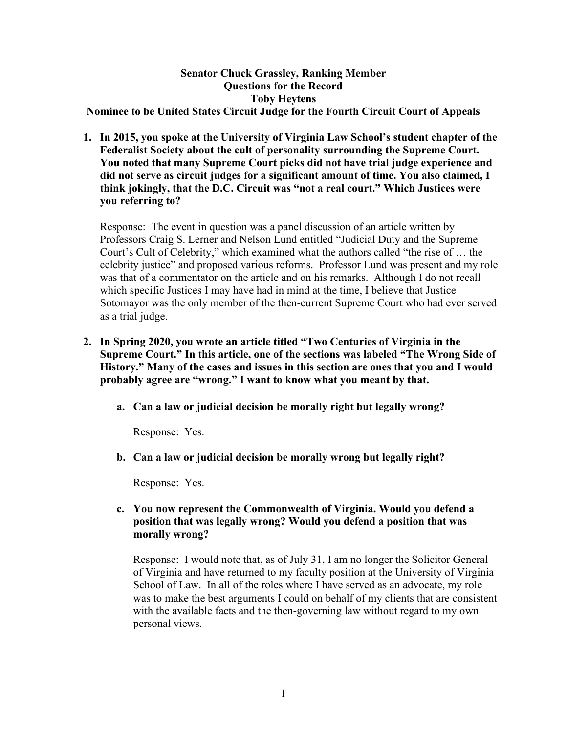**Senator Chuck Grassley, Ranking Member**
**Questions for the Record**
**Toby Heytens**
**Nominee to be United States Circuit Judge for the Fourth Circuit Court of Appeals**

1. **In 2015, you spoke at the University of Virginia Law School's student chapter of the Federalist Society about the cult of personality surrounding the Supreme Court. You noted that many Supreme Court picks did not have trial judge experience and did not serve as circuit judges for a significant amount of time. You also claimed, I think jokingly, that the D.C. Circuit was "not a real court." Which Justices were you referring to?**

   Response: The event in question was a panel discussion of an article written by Professors Craig S. Lerner and Nelson Lund entitled "Judicial Duty and the Supreme Court's Cult of Celebrity," which examined what the authors called "the rise of … the celebrity justice" and proposed various reforms. Professor Lund was present and my role was that of a commentator on the article and on his remarks. Although I do not recall which specific Justices I may have had in mind at the time, I believe that Justice Sotomayor was the only member of the then-current Supreme Court who had ever served as a trial judge.

2. **In Spring 2020, you wrote an article titled "Two Centuries of Virginia in the Supreme Court." In this article, one of the sections was labeled "The Wrong Side of History." Many of the cases and issues in this section are ones that you and I would probably agree are "wrong." I want to know what you meant by that.**

   a. **Can a law or judicial decision be morally right but legally wrong?**

      Response: Yes.

   b. **Can a law or judicial decision be morally wrong but legally right?**

      Response: Yes.

   c. **You now represent the Commonwealth of Virginia. Would you defend a position that was legally wrong? Would you defend a position that was morally wrong?**

      Response: I would note that, as of July 31, I am no longer the Solicitor General of Virginia and have returned to my faculty position at the University of Virginia School of Law. In all of the roles where I have served as an advocate, my role was to make the best arguments I could on behalf of my clients that are consistent with the available facts and the then-governing law without regard to my own personal views.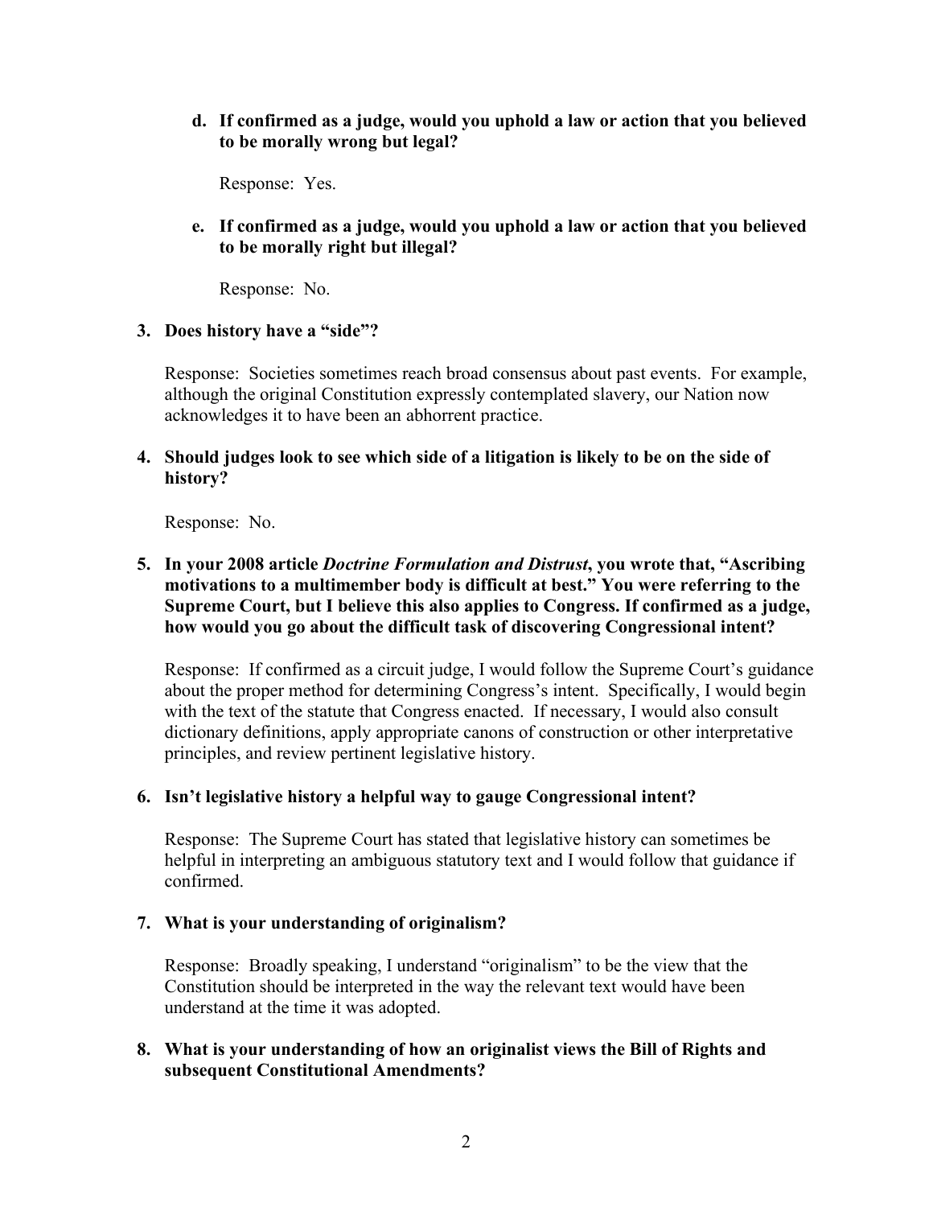**d. If confirmed as a judge, would you uphold a law or action that you believed to be morally wrong but legal?**

Response: Yes.

**e. If confirmed as a judge, would you uphold a law or action that you believed to be morally right but illegal?**

Response: No.

**3. Does history have a "side"?**

Response: Societies sometimes reach broad consensus about past events. For example, although the original Constitution expressly contemplated slavery, our Nation now acknowledges it to have been an abhorrent practice.

**4. Should judges look to see which side of a litigation is likely to be on the side of history?**

Response: No.

**5. In your 2008 article *Doctrine Formulation and Distrust*, you wrote that, "Ascribing motivations to a multimember body is difficult at best." You were referring to the Supreme Court, but I believe this also applies to Congress. If confirmed as a judge, how would you go about the difficult task of discovering Congressional intent?**

Response: If confirmed as a circuit judge, I would follow the Supreme Court's guidance about the proper method for determining Congress's intent. Specifically, I would begin with the text of the statute that Congress enacted. If necessary, I would also consult dictionary definitions, apply appropriate canons of construction or other interpretative principles, and review pertinent legislative history.

**6. Isn't legislative history a helpful way to gauge Congressional intent?**

Response: The Supreme Court has stated that legislative history can sometimes be helpful in interpreting an ambiguous statutory text and I would follow that guidance if confirmed.

**7. What is your understanding of originalism?**

Response: Broadly speaking, I understand "originalism" to be the view that the Constitution should be interpreted in the way the relevant text would have been understand at the time it was adopted.

**8. What is your understanding of how an originalist views the Bill of Rights and subsequent Constitutional Amendments?**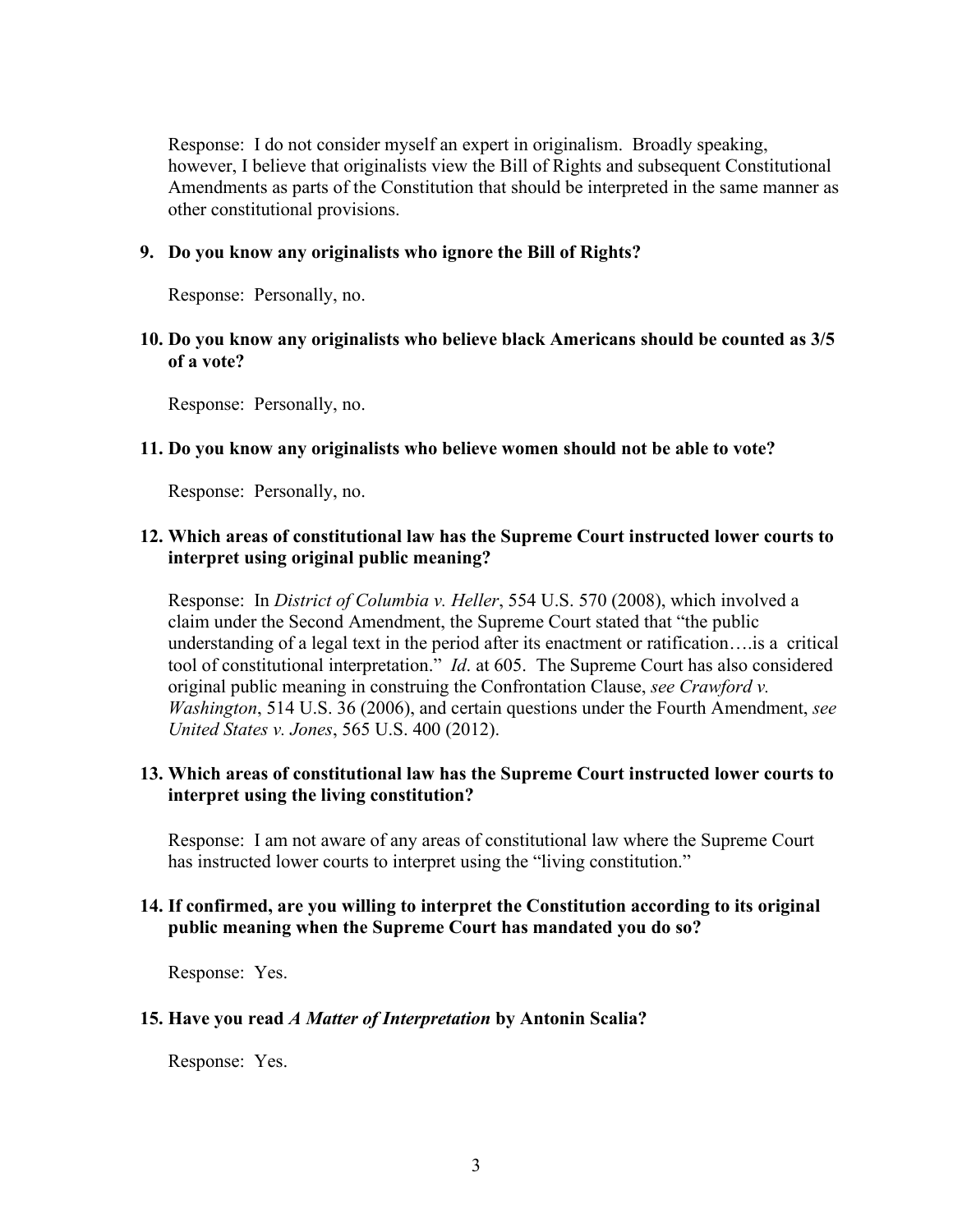Response: I do not consider myself an expert in originalism. Broadly speaking, however, I believe that originalists view the Bill of Rights and subsequent Constitutional Amendments as parts of the Constitution that should be interpreted in the same manner as other constitutional provisions.

**9. Do you know any originalists who ignore the Bill of Rights?**

Response: Personally, no.

**10. Do you know any originalists who believe black Americans should be counted as 3/5 of a vote?**

Response: Personally, no.

**11. Do you know any originalists who believe women should not be able to vote?**

Response: Personally, no.

**12. Which areas of constitutional law has the Supreme Court instructed lower courts to interpret using original public meaning?**

Response: In *District of Columbia v. Heller*, 554 U.S. 570 (2008), which involved a claim under the Second Amendment, the Supreme Court stated that "the public understanding of a legal text in the period after its enactment or ratification….is a critical tool of constitutional interpretation." *Id*. at 605. The Supreme Court has also considered original public meaning in construing the Confrontation Clause, *see Crawford v. Washington*, 514 U.S. 36 (2006), and certain questions under the Fourth Amendment, *see United States v. Jones*, 565 U.S. 400 (2012).

**13. Which areas of constitutional law has the Supreme Court instructed lower courts to interpret using the living constitution?**

Response: I am not aware of any areas of constitutional law where the Supreme Court has instructed lower courts to interpret using the "living constitution."

**14. If confirmed, are you willing to interpret the Constitution according to its original public meaning when the Supreme Court has mandated you do so?**

Response: Yes.

**15. Have you read *A Matter of Interpretation* by Antonin Scalia?**

Response: Yes.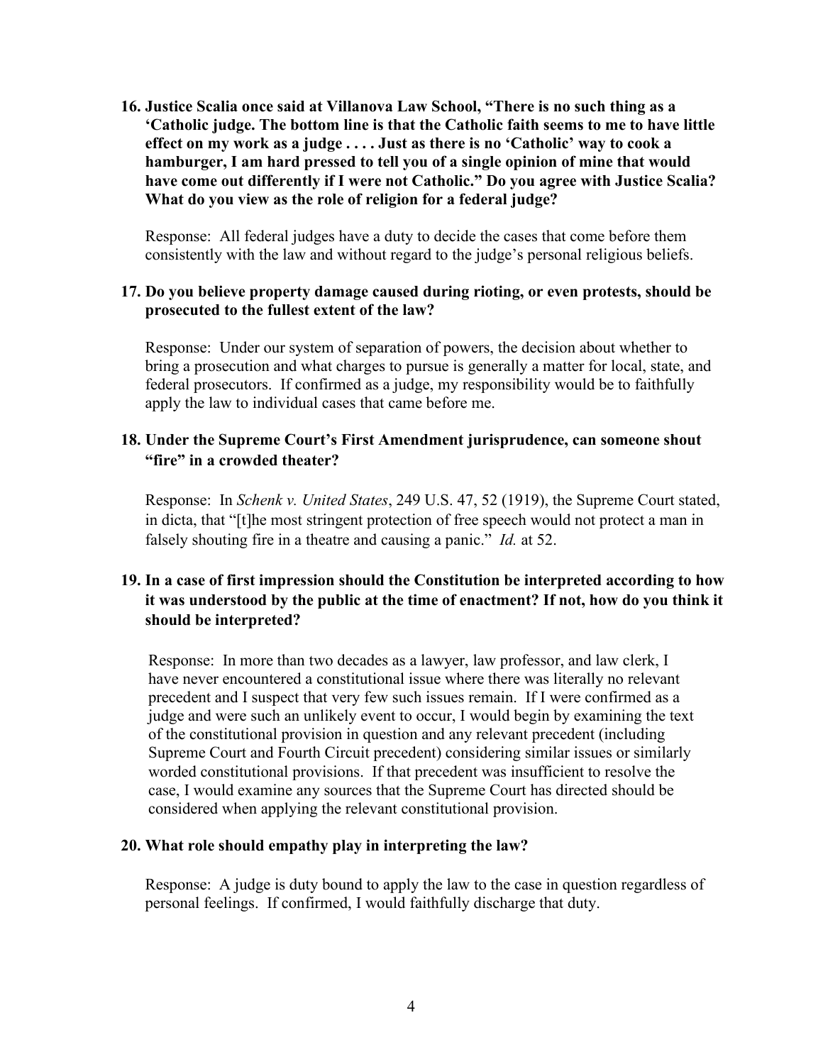**16. Justice Scalia once said at Villanova Law School, "There is no such thing as a 'Catholic judge. The bottom line is that the Catholic faith seems to me to have little effect on my work as a judge . . . . Just as there is no 'Catholic' way to cook a hamburger, I am hard pressed to tell you of a single opinion of mine that would have come out differently if I were not Catholic." Do you agree with Justice Scalia? What do you view as the role of religion for a federal judge?**

Response: All federal judges have a duty to decide the cases that come before them consistently with the law and without regard to the judge's personal religious beliefs.

**17. Do you believe property damage caused during rioting, or even protests, should be prosecuted to the fullest extent of the law?**

Response: Under our system of separation of powers, the decision about whether to bring a prosecution and what charges to pursue is generally a matter for local, state, and federal prosecutors. If confirmed as a judge, my responsibility would be to faithfully apply the law to individual cases that came before me.

**18. Under the Supreme Court's First Amendment jurisprudence, can someone shout "fire" in a crowded theater?**

Response: In *Schenk v. United States*, 249 U.S. 47, 52 (1919), the Supreme Court stated, in dicta, that "[t]he most stringent protection of free speech would not protect a man in falsely shouting fire in a theatre and causing a panic." *Id.* at 52.

**19. In a case of first impression should the Constitution be interpreted according to how it was understood by the public at the time of enactment? If not, how do you think it should be interpreted?**

Response: In more than two decades as a lawyer, law professor, and law clerk, I have never encountered a constitutional issue where there was literally no relevant precedent and I suspect that very few such issues remain. If I were confirmed as a judge and were such an unlikely event to occur, I would begin by examining the text of the constitutional provision in question and any relevant precedent (including Supreme Court and Fourth Circuit precedent) considering similar issues or similarly worded constitutional provisions. If that precedent was insufficient to resolve the case, I would examine any sources that the Supreme Court has directed should be considered when applying the relevant constitutional provision.

**20. What role should empathy play in interpreting the law?**

Response: A judge is duty bound to apply the law to the case in question regardless of personal feelings. If confirmed, I would faithfully discharge that duty.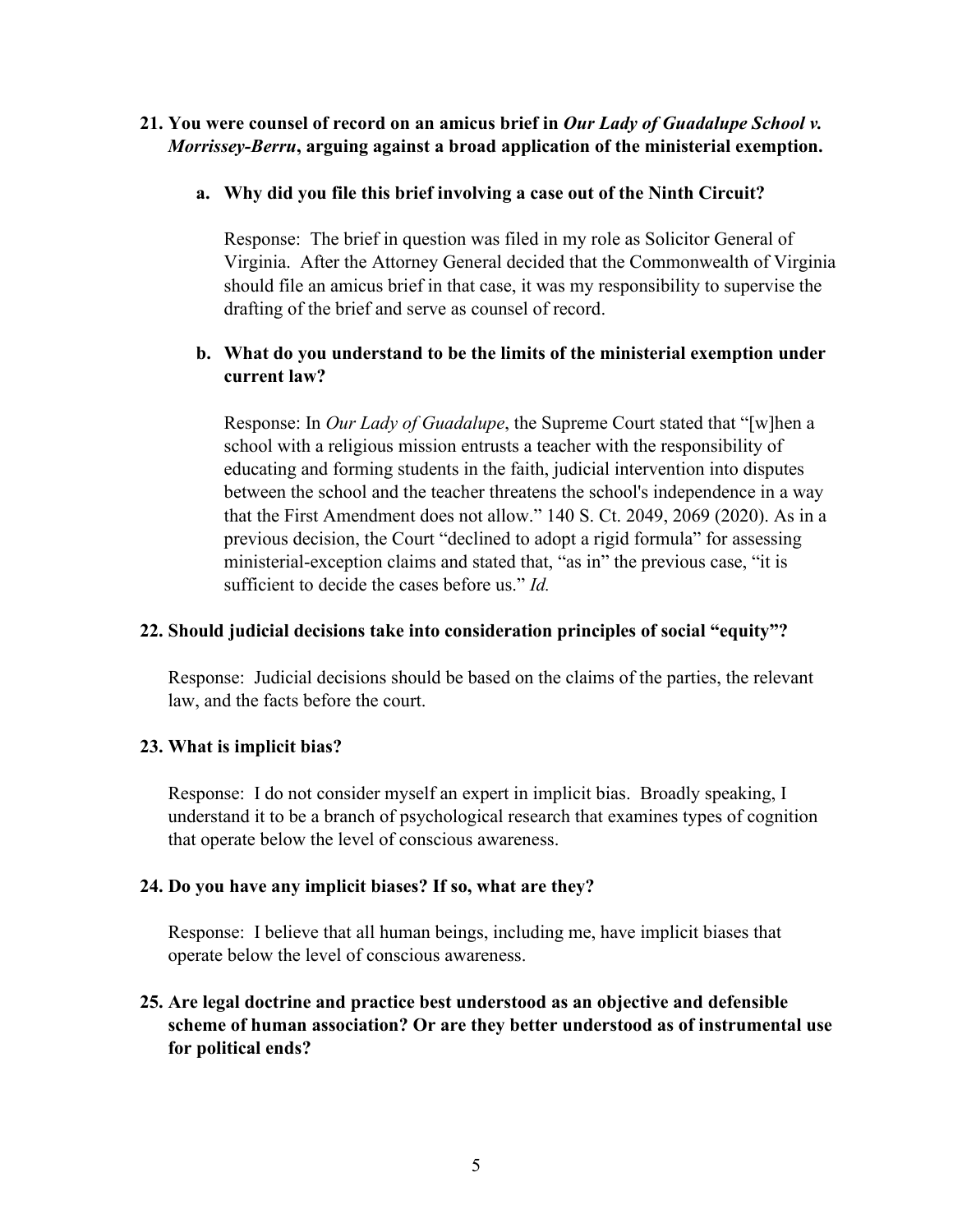**21. You were counsel of record on an amicus brief in *Our Lady of Guadalupe School v. Morrissey-Berru*, arguing against a broad application of the ministerial exemption.**

**a. Why did you file this brief involving a case out of the Ninth Circuit?**

Response: The brief in question was filed in my role as Solicitor General of Virginia. After the Attorney General decided that the Commonwealth of Virginia should file an amicus brief in that case, it was my responsibility to supervise the drafting of the brief and serve as counsel of record.

**b. What do you understand to be the limits of the ministerial exemption under current law?**

Response: In *Our Lady of Guadalupe*, the Supreme Court stated that "[w]hen a school with a religious mission entrusts a teacher with the responsibility of educating and forming students in the faith, judicial intervention into disputes between the school and the teacher threatens the school's independence in a way that the First Amendment does not allow." 140 S. Ct. 2049, 2069 (2020). As in a previous decision, the Court "declined to adopt a rigid formula" for assessing ministerial-exception claims and stated that, "as in" the previous case, "it is sufficient to decide the cases before us." *Id.*

**22. Should judicial decisions take into consideration principles of social "equity"?**

Response: Judicial decisions should be based on the claims of the parties, the relevant law, and the facts before the court.

**23. What is implicit bias?**

Response: I do not consider myself an expert in implicit bias. Broadly speaking, I understand it to be a branch of psychological research that examines types of cognition that operate below the level of conscious awareness.

**24. Do you have any implicit biases? If so, what are they?**

Response: I believe that all human beings, including me, have implicit biases that operate below the level of conscious awareness.

**25. Are legal doctrine and practice best understood as an objective and defensible scheme of human association? Or are they better understood as of instrumental use for political ends?**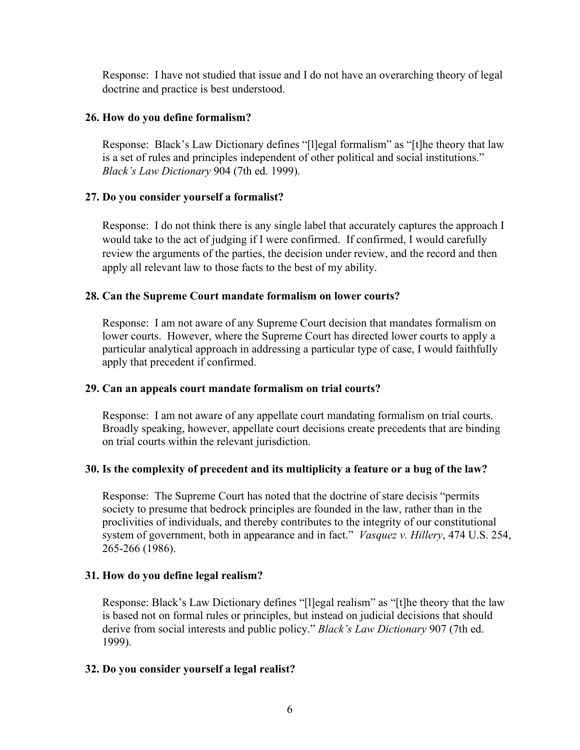Response: I have not studied that issue and I do not have an overarching theory of legal doctrine and practice is best understood.

**26. How do you define formalism?**

Response: Black's Law Dictionary defines "[l]egal formalism" as "[t]he theory that law is a set of rules and principles independent of other political and social institutions." *Black's Law Dictionary* 904 (7th ed. 1999).

**27. Do you consider yourself a formalist?**

Response: I do not think there is any single label that accurately captures the approach I would take to the act of judging if I were confirmed. If confirmed, I would carefully review the arguments of the parties, the decision under review, and the record and then apply all relevant law to those facts to the best of my ability.

**28. Can the Supreme Court mandate formalism on lower courts?**

Response: I am not aware of any Supreme Court decision that mandates formalism on lower courts. However, where the Supreme Court has directed lower courts to apply a particular analytical approach in addressing a particular type of case, I would faithfully apply that precedent if confirmed.

**29. Can an appeals court mandate formalism on trial courts?**

Response: I am not aware of any appellate court mandating formalism on trial courts. Broadly speaking, however, appellate court decisions create precedents that are binding on trial courts within the relevant jurisdiction.

**30. Is the complexity of precedent and its multiplicity a feature or a bug of the law?**

Response: The Supreme Court has noted that the doctrine of stare decisis "permits society to presume that bedrock principles are founded in the law, rather than in the proclivities of individuals, and thereby contributes to the integrity of our constitutional system of government, both in appearance and in fact." *Vasquez v. Hillery*, 474 U.S. 254, 265-266 (1986).

**31. How do you define legal realism?**

Response: Black's Law Dictionary defines "[l]egal realism" as "[t]he theory that the law is based not on formal rules or principles, but instead on judicial decisions that should derive from social interests and public policy." *Black's Law Dictionary* 907 (7th ed. 1999).

**32. Do you consider yourself a legal realist?**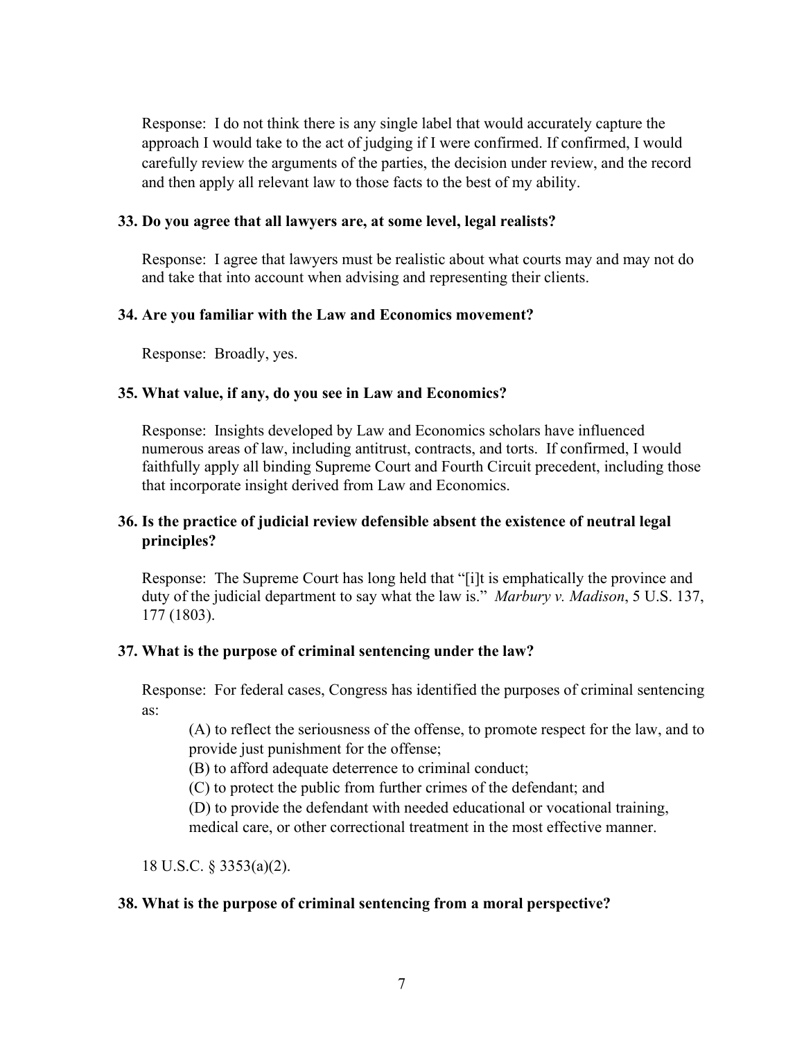Response: I do not think there is any single label that would accurately capture the approach I would take to the act of judging if I were confirmed. If confirmed, I would carefully review the arguments of the parties, the decision under review, and the record and then apply all relevant law to those facts to the best of my ability.

**33. Do you agree that all lawyers are, at some level, legal realists?**

Response: I agree that lawyers must be realistic about what courts may and may not do and take that into account when advising and representing their clients.

**34. Are you familiar with the Law and Economics movement?**

Response: Broadly, yes.

**35. What value, if any, do you see in Law and Economics?**

Response: Insights developed by Law and Economics scholars have influenced numerous areas of law, including antitrust, contracts, and torts. If confirmed, I would faithfully apply all binding Supreme Court and Fourth Circuit precedent, including those that incorporate insight derived from Law and Economics.

**36. Is the practice of judicial review defensible absent the existence of neutral legal principles?**

Response: The Supreme Court has long held that "[i]t is emphatically the province and duty of the judicial department to say what the law is." *Marbury v. Madison*, 5 U.S. 137, 177 (1803).

**37. What is the purpose of criminal sentencing under the law?**

Response: For federal cases, Congress has identified the purposes of criminal sentencing as:

> (A) to reflect the seriousness of the offense, to promote respect for the law, and to provide just punishment for the offense;
>
> (B) to afford adequate deterrence to criminal conduct;
>
> (C) to protect the public from further crimes of the defendant; and
>
> (D) to provide the defendant with needed educational or vocational training, medical care, or other correctional treatment in the most effective manner.

18 U.S.C. § 3353(a)(2).

**38. What is the purpose of criminal sentencing from a moral perspective?**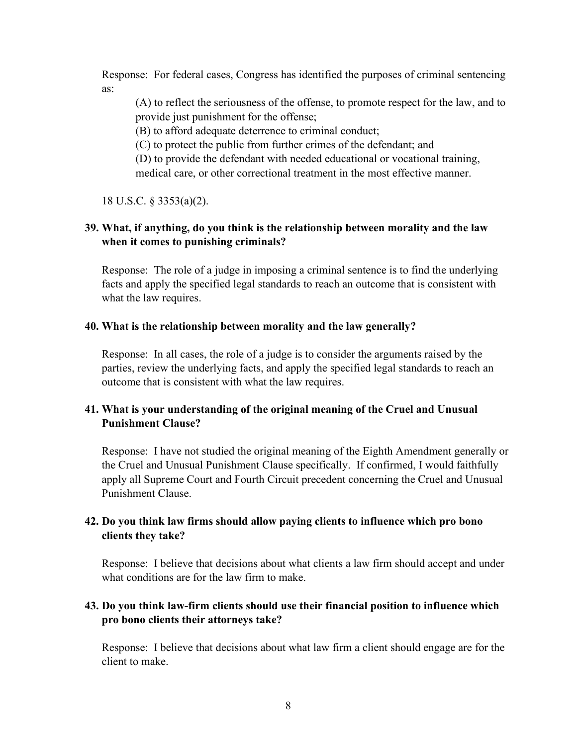Response: For federal cases, Congress has identified the purposes of criminal sentencing as:

> (A) to reflect the seriousness of the offense, to promote respect for the law, and to provide just punishment for the offense;
>
> (B) to afford adequate deterrence to criminal conduct;
>
> (C) to protect the public from further crimes of the defendant; and
>
> (D) to provide the defendant with needed educational or vocational training, medical care, or other correctional treatment in the most effective manner.

18 U.S.C. § 3353(a)(2).

**39. What, if anything, do you think is the relationship between morality and the law when it comes to punishing criminals?**

Response: The role of a judge in imposing a criminal sentence is to find the underlying facts and apply the specified legal standards to reach an outcome that is consistent with what the law requires.

**40. What is the relationship between morality and the law generally?**

Response: In all cases, the role of a judge is to consider the arguments raised by the parties, review the underlying facts, and apply the specified legal standards to reach an outcome that is consistent with what the law requires.

**41. What is your understanding of the original meaning of the Cruel and Unusual Punishment Clause?**

Response: I have not studied the original meaning of the Eighth Amendment generally or the Cruel and Unusual Punishment Clause specifically. If confirmed, I would faithfully apply all Supreme Court and Fourth Circuit precedent concerning the Cruel and Unusual Punishment Clause.

**42. Do you think law firms should allow paying clients to influence which pro bono clients they take?**

Response: I believe that decisions about what clients a law firm should accept and under what conditions are for the law firm to make.

**43. Do you think law-firm clients should use their financial position to influence which pro bono clients their attorneys take?**

Response: I believe that decisions about what law firm a client should engage are for the client to make.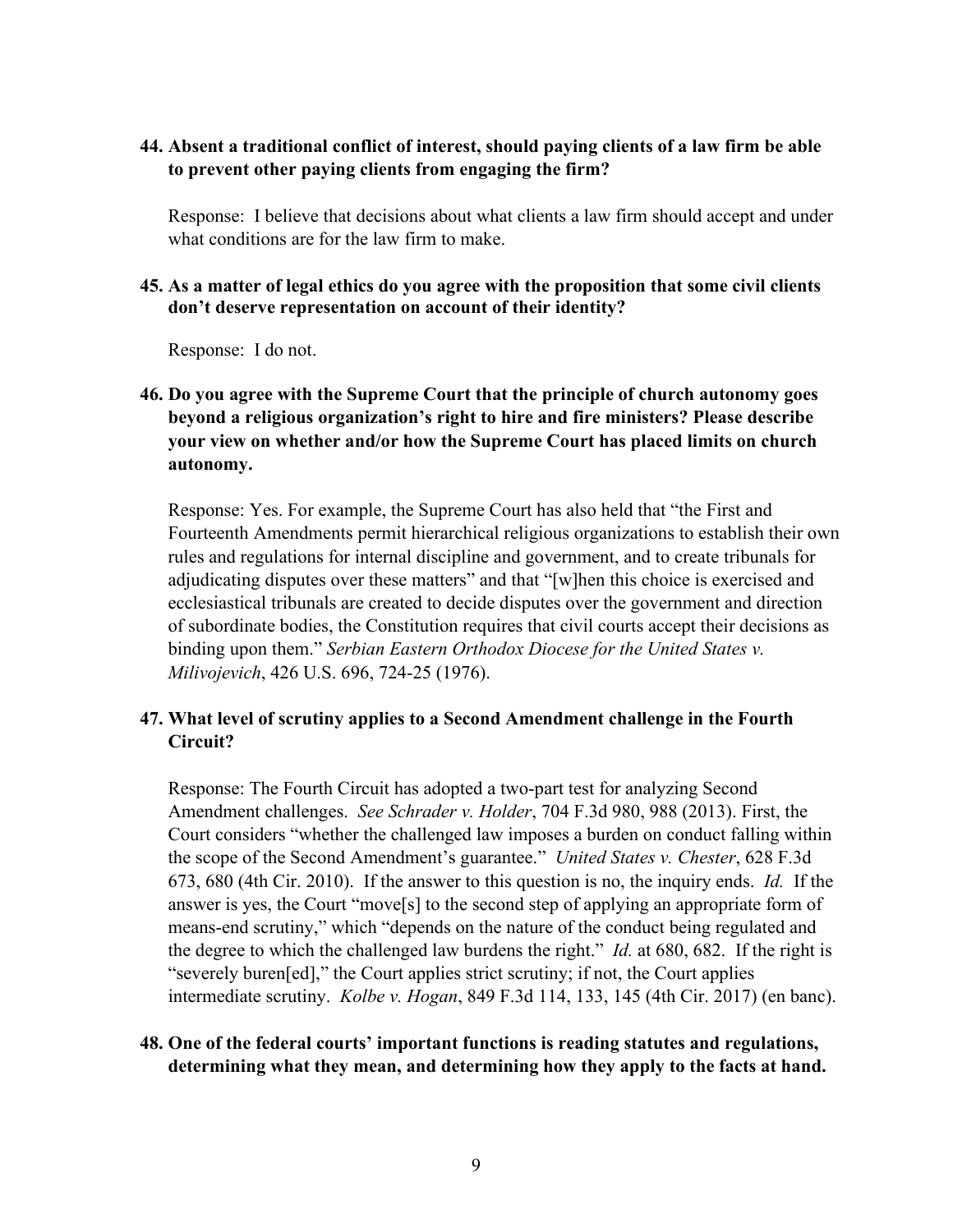**44. Absent a traditional conflict of interest, should paying clients of a law firm be able to prevent other paying clients from engaging the firm?**

Response: I believe that decisions about what clients a law firm should accept and under what conditions are for the law firm to make.

**45. As a matter of legal ethics do you agree with the proposition that some civil clients don't deserve representation on account of their identity?**

Response: I do not.

**46. Do you agree with the Supreme Court that the principle of church autonomy goes beyond a religious organization's right to hire and fire ministers? Please describe your view on whether and/or how the Supreme Court has placed limits on church autonomy.**

Response: Yes. For example, the Supreme Court has also held that "the First and Fourteenth Amendments permit hierarchical religious organizations to establish their own rules and regulations for internal discipline and government, and to create tribunals for adjudicating disputes over these matters" and that "[w]hen this choice is exercised and ecclesiastical tribunals are created to decide disputes over the government and direction of subordinate bodies, the Constitution requires that civil courts accept their decisions as binding upon them." *Serbian Eastern Orthodox Diocese for the United States v. Milivojevich*, 426 U.S. 696, 724-25 (1976).

**47. What level of scrutiny applies to a Second Amendment challenge in the Fourth Circuit?**

Response: The Fourth Circuit has adopted a two-part test for analyzing Second Amendment challenges. *See Schrader v. Holder*, 704 F.3d 980, 988 (2013). First, the Court considers "whether the challenged law imposes a burden on conduct falling within the scope of the Second Amendment's guarantee." *United States v. Chester*, 628 F.3d 673, 680 (4th Cir. 2010). If the answer to this question is no, the inquiry ends. *Id.* If the answer is yes, the Court "move[s] to the second step of applying an appropriate form of means-end scrutiny," which "depends on the nature of the conduct being regulated and the degree to which the challenged law burdens the right." *Id.* at 680, 682. If the right is "severely buren[ed]," the Court applies strict scrutiny; if not, the Court applies intermediate scrutiny. *Kolbe v. Hogan*, 849 F.3d 114, 133, 145 (4th Cir. 2017) (en banc).

**48. One of the federal courts' important functions is reading statutes and regulations, determining what they mean, and determining how they apply to the facts at hand.**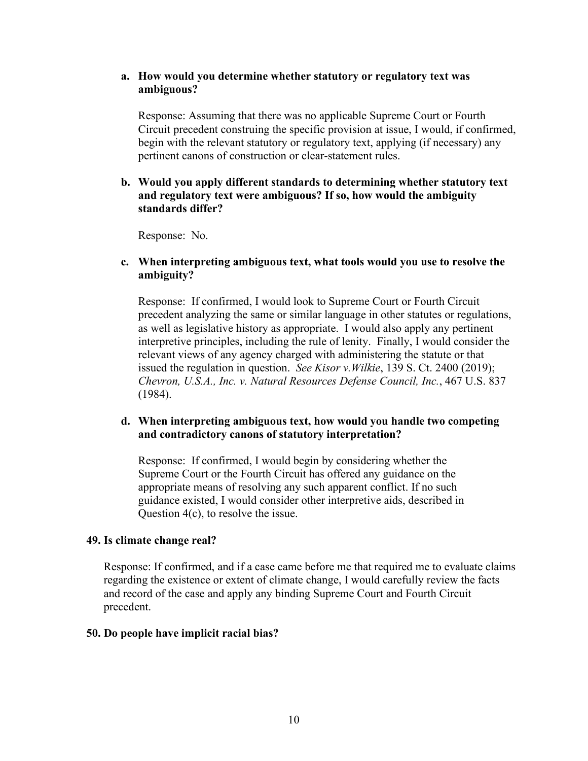**a. How would you determine whether statutory or regulatory text was ambiguous?**

Response: Assuming that there was no applicable Supreme Court or Fourth Circuit precedent construing the specific provision at issue, I would, if confirmed, begin with the relevant statutory or regulatory text, applying (if necessary) any pertinent canons of construction or clear-statement rules.

**b. Would you apply different standards to determining whether statutory text and regulatory text were ambiguous? If so, how would the ambiguity standards differ?**

Response: No.

**c. When interpreting ambiguous text, what tools would you use to resolve the ambiguity?**

Response: If confirmed, I would look to Supreme Court or Fourth Circuit precedent analyzing the same or similar language in other statutes or regulations, as well as legislative history as appropriate. I would also apply any pertinent interpretive principles, including the rule of lenity. Finally, I would consider the relevant views of any agency charged with administering the statute or that issued the regulation in question. *See Kisor v.Wilkie*, 139 S. Ct. 2400 (2019); *Chevron, U.S.A., Inc. v. Natural Resources Defense Council, Inc.*, 467 U.S. 837 (1984).

**d. When interpreting ambiguous text, how would you handle two competing and contradictory canons of statutory interpretation?**

Response: If confirmed, I would begin by considering whether the Supreme Court or the Fourth Circuit has offered any guidance on the appropriate means of resolving any such apparent conflict. If no such guidance existed, I would consider other interpretive aids, described in Question 4(c), to resolve the issue.

**49. Is climate change real?**

Response: If confirmed, and if a case came before me that required me to evaluate claims regarding the existence or extent of climate change, I would carefully review the facts and record of the case and apply any binding Supreme Court and Fourth Circuit precedent.

**50. Do people have implicit racial bias?**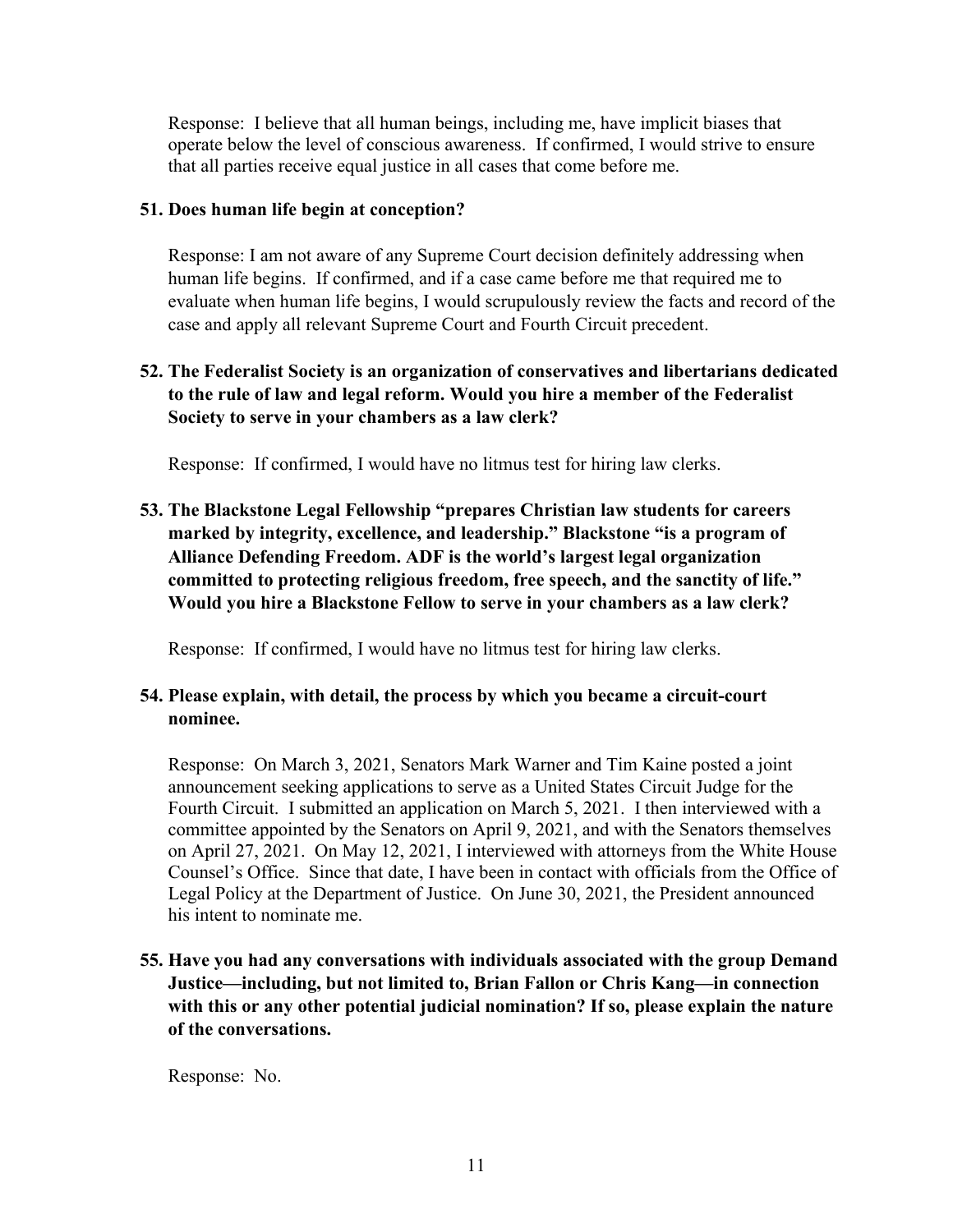Response: I believe that all human beings, including me, have implicit biases that operate below the level of conscious awareness. If confirmed, I would strive to ensure that all parties receive equal justice in all cases that come before me.

**51. Does human life begin at conception?**

Response: I am not aware of any Supreme Court decision definitely addressing when human life begins. If confirmed, and if a case came before me that required me to evaluate when human life begins, I would scrupulously review the facts and record of the case and apply all relevant Supreme Court and Fourth Circuit precedent.

**52. The Federalist Society is an organization of conservatives and libertarians dedicated to the rule of law and legal reform. Would you hire a member of the Federalist Society to serve in your chambers as a law clerk?**

Response: If confirmed, I would have no litmus test for hiring law clerks.

**53. The Blackstone Legal Fellowship "prepares Christian law students for careers marked by integrity, excellence, and leadership." Blackstone "is a program of Alliance Defending Freedom. ADF is the world's largest legal organization committed to protecting religious freedom, free speech, and the sanctity of life." Would you hire a Blackstone Fellow to serve in your chambers as a law clerk?**

Response: If confirmed, I would have no litmus test for hiring law clerks.

**54. Please explain, with detail, the process by which you became a circuit-court nominee.**

Response: On March 3, 2021, Senators Mark Warner and Tim Kaine posted a joint announcement seeking applications to serve as a United States Circuit Judge for the Fourth Circuit. I submitted an application on March 5, 2021. I then interviewed with a committee appointed by the Senators on April 9, 2021, and with the Senators themselves on April 27, 2021. On May 12, 2021, I interviewed with attorneys from the White House Counsel's Office. Since that date, I have been in contact with officials from the Office of Legal Policy at the Department of Justice. On June 30, 2021, the President announced his intent to nominate me.

**55. Have you had any conversations with individuals associated with the group Demand Justice—including, but not limited to, Brian Fallon or Chris Kang—in connection with this or any other potential judicial nomination? If so, please explain the nature of the conversations.**

Response: No.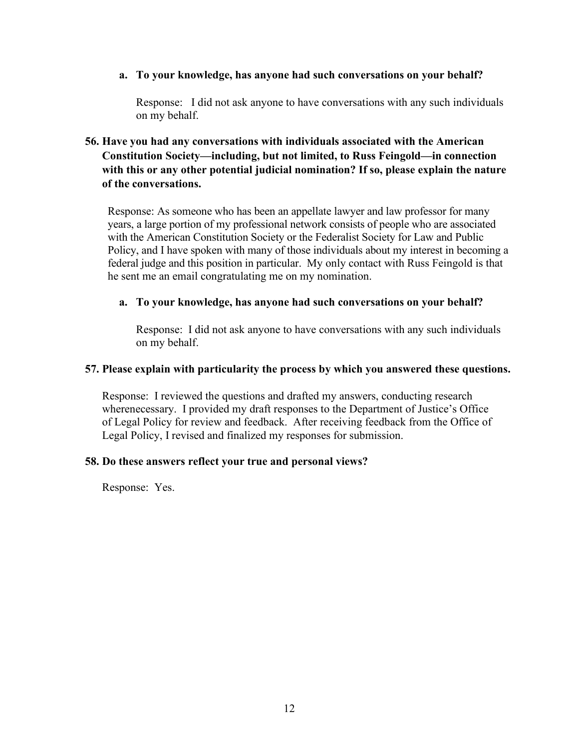**a. To your knowledge, has anyone had such conversations on your behalf?**

Response: I did not ask anyone to have conversations with any such individuals on my behalf.

**56. Have you had any conversations with individuals associated with the American Constitution Society—including, but not limited, to Russ Feingold—in connection with this or any other potential judicial nomination? If so, please explain the nature of the conversations.**

Response: As someone who has been an appellate lawyer and law professor for many years, a large portion of my professional network consists of people who are associated with the American Constitution Society or the Federalist Society for Law and Public Policy, and I have spoken with many of those individuals about my interest in becoming a federal judge and this position in particular. My only contact with Russ Feingold is that he sent me an email congratulating me on my nomination.

**a. To your knowledge, has anyone had such conversations on your behalf?**

Response: I did not ask anyone to have conversations with any such individuals on my behalf.

**57. Please explain with particularity the process by which you answered these questions.**

Response: I reviewed the questions and drafted my answers, conducting research wherenecessary. I provided my draft responses to the Department of Justice's Office of Legal Policy for review and feedback. After receiving feedback from the Office of Legal Policy, I revised and finalized my responses for submission.

**58. Do these answers reflect your true and personal views?**

Response: Yes.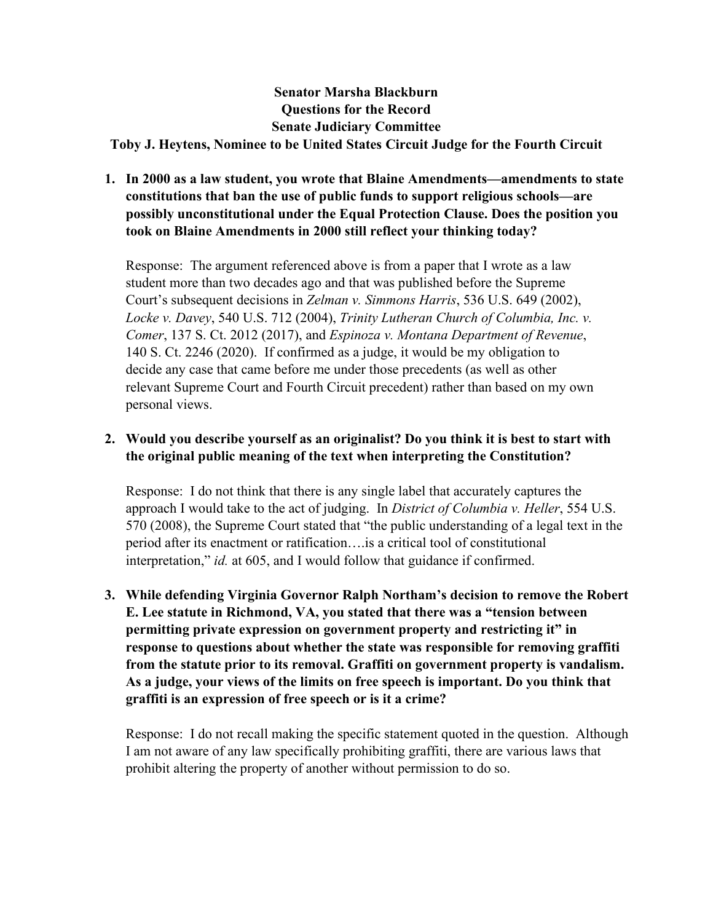**Senator Marsha Blackburn**
**Questions for the Record**
**Senate Judiciary Committee**
**Toby J. Heytens, Nominee to be United States Circuit Judge for the Fourth Circuit**

1. **In 2000 as a law student, you wrote that Blaine Amendments—amendments to state constitutions that ban the use of public funds to support religious schools—are possibly unconstitutional under the Equal Protection Clause. Does the position you took on Blaine Amendments in 2000 still reflect your thinking today?**

   Response: The argument referenced above is from a paper that I wrote as a law student more than two decades ago and that was published before the Supreme Court's subsequent decisions in *Zelman v. Simmons Harris*, 536 U.S. 649 (2002), *Locke v. Davey*, 540 U.S. 712 (2004), *Trinity Lutheran Church of Columbia, Inc. v. Comer*, 137 S. Ct. 2012 (2017), and *Espinoza v. Montana Department of Revenue*, 140 S. Ct. 2246 (2020). If confirmed as a judge, it would be my obligation to decide any case that came before me under those precedents (as well as other relevant Supreme Court and Fourth Circuit precedent) rather than based on my own personal views.

2. **Would you describe yourself as an originalist? Do you think it is best to start with the original public meaning of the text when interpreting the Constitution?**

   Response: I do not think that there is any single label that accurately captures the approach I would take to the act of judging. In *District of Columbia v. Heller*, 554 U.S. 570 (2008), the Supreme Court stated that "the public understanding of a legal text in the period after its enactment or ratification….is a critical tool of constitutional interpretation," *id.* at 605, and I would follow that guidance if confirmed.

3. **While defending Virginia Governor Ralph Northam's decision to remove the Robert E. Lee statute in Richmond, VA, you stated that there was a "tension between permitting private expression on government property and restricting it" in response to questions about whether the state was responsible for removing graffiti from the statute prior to its removal. Graffiti on government property is vandalism. As a judge, your views of the limits on free speech is important. Do you think that graffiti is an expression of free speech or is it a crime?**

   Response: I do not recall making the specific statement quoted in the question. Although I am not aware of any law specifically prohibiting graffiti, there are various laws that prohibit altering the property of another without permission to do so.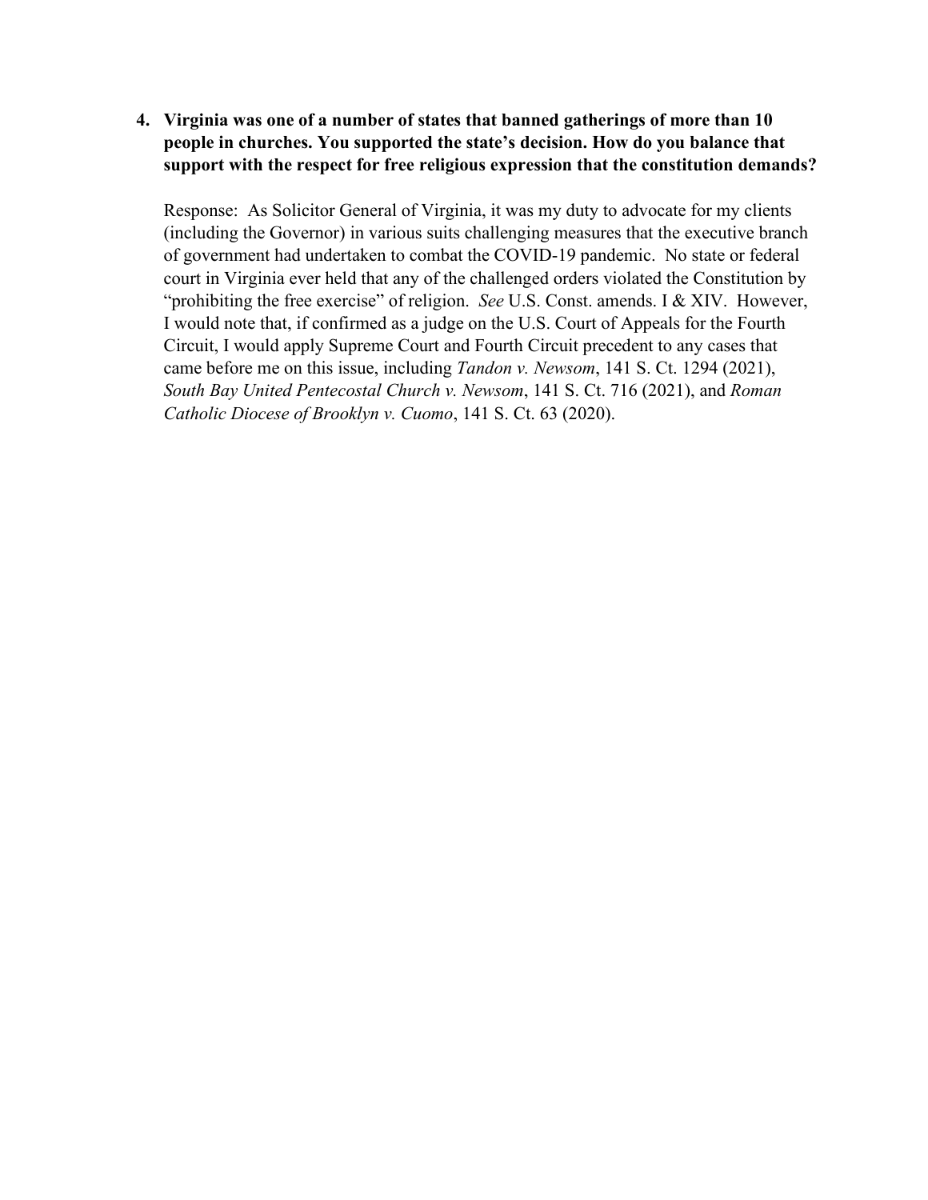4. **Virginia was one of a number of states that banned gatherings of more than 10 people in churches. You supported the state's decision. How do you balance that support with the respect for free religious expression that the constitution demands?**

   Response: As Solicitor General of Virginia, it was my duty to advocate for my clients (including the Governor) in various suits challenging measures that the executive branch of government had undertaken to combat the COVID-19 pandemic. No state or federal court in Virginia ever held that any of the challenged orders violated the Constitution by "prohibiting the free exercise" of religion. *See* U.S. Const. amends. I & XIV. However, I would note that, if confirmed as a judge on the U.S. Court of Appeals for the Fourth Circuit, I would apply Supreme Court and Fourth Circuit precedent to any cases that came before me on this issue, including *Tandon v. Newsom*, 141 S. Ct. 1294 (2021), *South Bay United Pentecostal Church v. Newsom*, 141 S. Ct. 716 (2021), and *Roman Catholic Diocese of Brooklyn v. Cuomo*, 141 S. Ct. 63 (2020).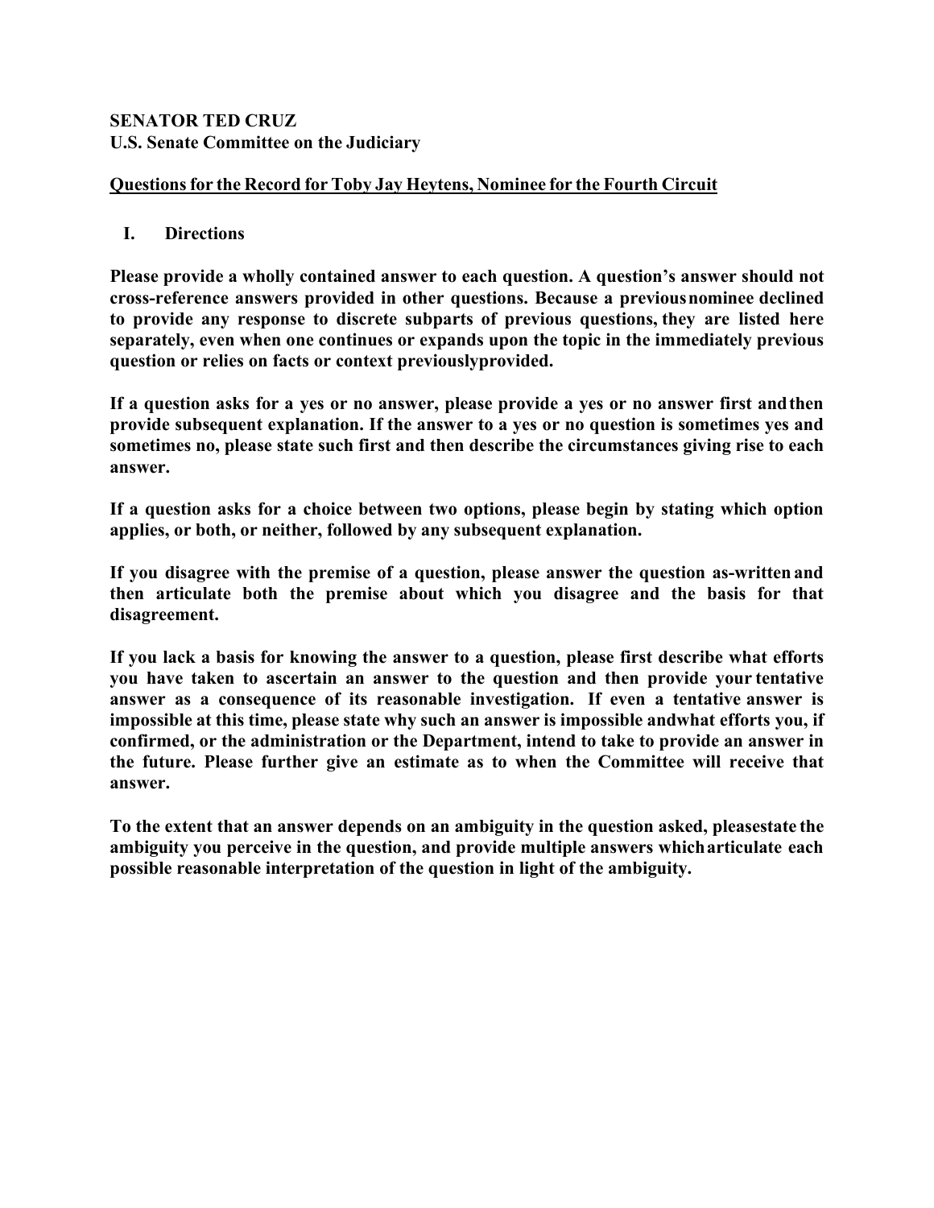**SENATOR TED CRUZ**
**U.S. Senate Committee on the Judiciary**

**Questions for the Record for Toby Jay Heytens, Nominee for the Fourth Circuit**

## I. Directions

**Please provide a wholly contained answer to each question. A question's answer should not cross-reference answers provided in other questions. Because a previous nominee declined to provide any response to discrete subparts of previous questions, they are listed here separately, even when one continues or expands upon the topic in the immediately previous question or relies on facts or context previously provided.**

**If a question asks for a yes or no answer, please provide a yes or no answer first and then provide subsequent explanation. If the answer to a yes or no question is sometimes yes and sometimes no, please state such first and then describe the circumstances giving rise to each answer.**

**If a question asks for a choice between two options, please begin by stating which option applies, or both, or neither, followed by any subsequent explanation.**

**If you disagree with the premise of a question, please answer the question as-written and then articulate both the premise about which you disagree and the basis for that disagreement.**

**If you lack a basis for knowing the answer to a question, please first describe what efforts you have taken to ascertain an answer to the question and then provide your tentative answer as a consequence of its reasonable investigation. If even a tentative answer is impossible at this time, please state why such an answer is impossible and what efforts you, if confirmed, or the administration or the Department, intend to take to provide an answer in the future. Please further give an estimate as to when the Committee will receive that answer.**

**To the extent that an answer depends on an ambiguity in the question asked, please state the ambiguity you perceive in the question, and provide multiple answers which articulate each possible reasonable interpretation of the question in light of the ambiguity.**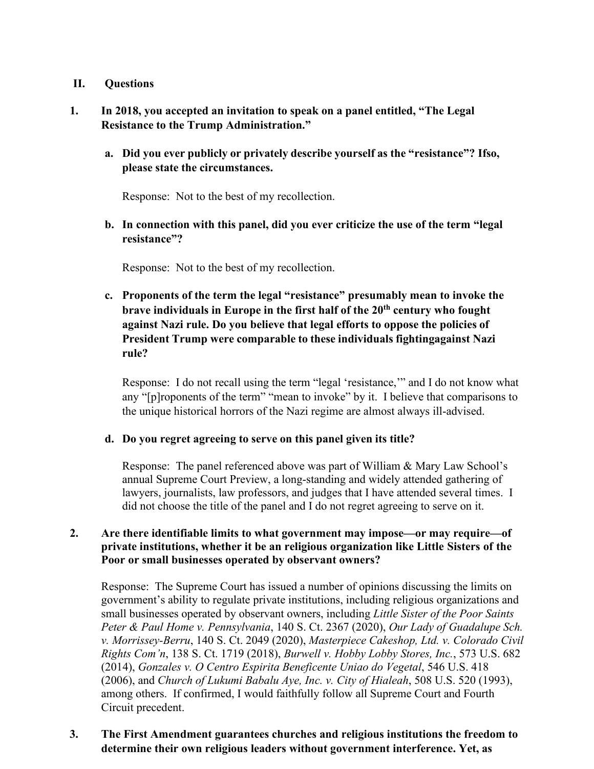## II. Questions

**1. In 2018, you accepted an invitation to speak on a panel entitled, "The Legal Resistance to the Trump Administration."**

**a. Did you ever publicly or privately describe yourself as the "resistance"? Ifso, please state the circumstances.**

Response: Not to the best of my recollection.

**b. In connection with this panel, did you ever criticize the use of the term "legal resistance"?**

Response: Not to the best of my recollection.

**c. Proponents of the term the legal "resistance" presumably mean to invoke the brave individuals in Europe in the first half of the 20th century who fought against Nazi rule. Do you believe that legal efforts to oppose the policies of President Trump were comparable to these individuals fightingagainst Nazi rule?**

Response: I do not recall using the term "legal 'resistance,'" and I do not know what any "[p]roponents of the term" "mean to invoke" by it. I believe that comparisons to the unique historical horrors of the Nazi regime are almost always ill-advised.

**d. Do you regret agreeing to serve on this panel given its title?**

Response: The panel referenced above was part of William & Mary Law School's annual Supreme Court Preview, a long-standing and widely attended gathering of lawyers, journalists, law professors, and judges that I have attended several times. I did not choose the title of the panel and I do not regret agreeing to serve on it.

**2. Are there identifiable limits to what government may impose—or may require—of private institutions, whether it be an religious organization like Little Sisters of the Poor or small businesses operated by observant owners?**

Response: The Supreme Court has issued a number of opinions discussing the limits on government's ability to regulate private institutions, including religious organizations and small businesses operated by observant owners, including *Little Sister of the Poor Saints Peter & Paul Home v. Pennsylvania*, 140 S. Ct. 2367 (2020), *Our Lady of Guadalupe Sch. v. Morrissey-Berru*, 140 S. Ct. 2049 (2020), *Masterpiece Cakeshop, Ltd. v. Colorado Civil Rights Com'n*, 138 S. Ct. 1719 (2018), *Burwell v. Hobby Lobby Stores, Inc.*, 573 U.S. 682 (2014), *Gonzales v. O Centro Espirita Beneficente Uniao do Vegetal*, 546 U.S. 418 (2006), and *Church of Lukumi Babalu Aye, Inc. v. City of Hialeah*, 508 U.S. 520 (1993), among others. If confirmed, I would faithfully follow all Supreme Court and Fourth Circuit precedent.

**3. The First Amendment guarantees churches and religious institutions the freedom to determine their own religious leaders without government interference. Yet, as**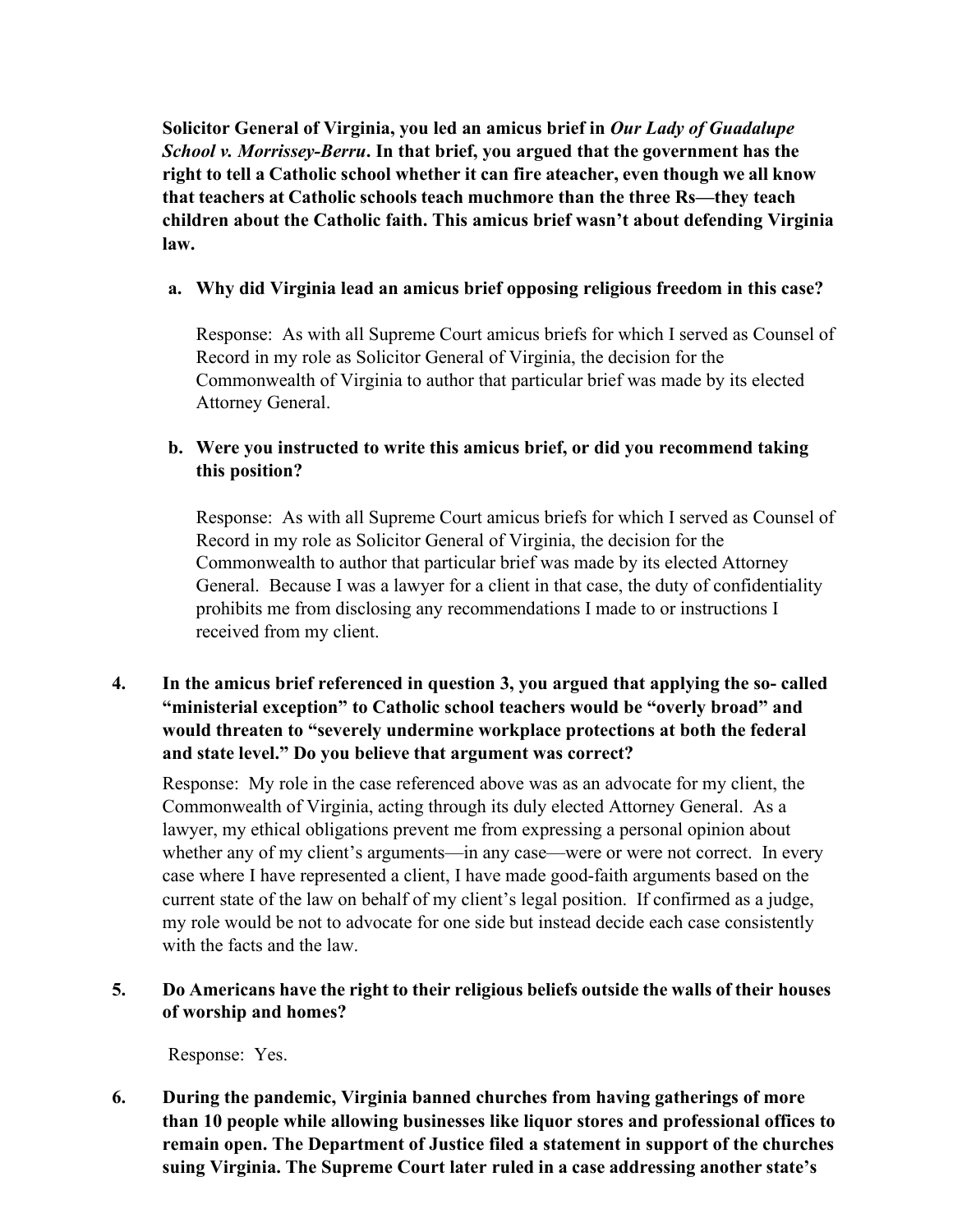**Solicitor General of Virginia, you led an amicus brief in *Our Lady of Guadalupe School v. Morrissey-Berru*. In that brief, you argued that the government has the right to tell a Catholic school whether it can fire ateacher, even though we all know that teachers at Catholic schools teach muchmore than the three Rs—they teach children about the Catholic faith. This amicus brief wasn't about defending Virginia law.**

**a. Why did Virginia lead an amicus brief opposing religious freedom in this case?**

Response: As with all Supreme Court amicus briefs for which I served as Counsel of Record in my role as Solicitor General of Virginia, the decision for the Commonwealth of Virginia to author that particular brief was made by its elected Attorney General.

**b. Were you instructed to write this amicus brief, or did you recommend taking this position?**

Response: As with all Supreme Court amicus briefs for which I served as Counsel of Record in my role as Solicitor General of Virginia, the decision for the Commonwealth to author that particular brief was made by its elected Attorney General. Because I was a lawyer for a client in that case, the duty of confidentiality prohibits me from disclosing any recommendations I made to or instructions I received from my client.

4. **In the amicus brief referenced in question 3, you argued that applying the so- called "ministerial exception" to Catholic school teachers would be "overly broad" and would threaten to "severely undermine workplace protections at both the federal and state level." Do you believe that argument was correct?**

   Response: My role in the case referenced above was as an advocate for my client, the Commonwealth of Virginia, acting through its duly elected Attorney General. As a lawyer, my ethical obligations prevent me from expressing a personal opinion about whether any of my client's arguments—in any case—were or were not correct. In every case where I have represented a client, I have made good-faith arguments based on the current state of the law on behalf of my client's legal position. If confirmed as a judge, my role would be not to advocate for one side but instead decide each case consistently with the facts and the law.

5. **Do Americans have the right to their religious beliefs outside the walls of their houses of worship and homes?**

   Response: Yes.

6. **During the pandemic, Virginia banned churches from having gatherings of more than 10 people while allowing businesses like liquor stores and professional offices to remain open. The Department of Justice filed a statement in support of the churches suing Virginia. The Supreme Court later ruled in a case addressing another state's**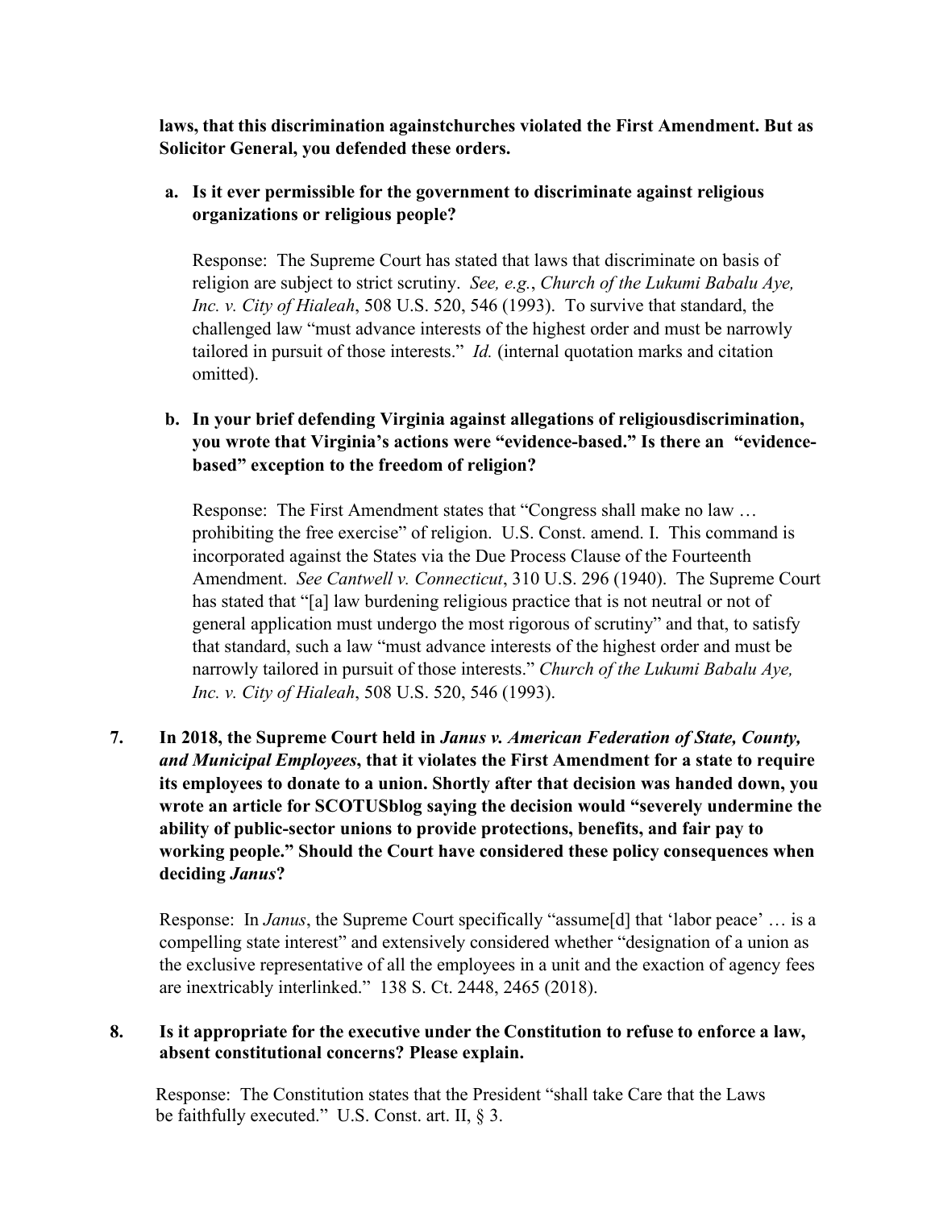**laws, that this discrimination againstchurches violated the First Amendment. But as Solicitor General, you defended these orders.**

**a. Is it ever permissible for the government to discriminate against religious organizations or religious people?**

Response: The Supreme Court has stated that laws that discriminate on basis of religion are subject to strict scrutiny. *See, e.g.*, *Church of the Lukumi Babalu Aye, Inc. v. City of Hialeah*, 508 U.S. 520, 546 (1993). To survive that standard, the challenged law "must advance interests of the highest order and must be narrowly tailored in pursuit of those interests." *Id.* (internal quotation marks and citation omitted).

**b. In your brief defending Virginia against allegations of religiousdiscrimination, you wrote that Virginia's actions were "evidence-based." Is there an "evidence-based" exception to the freedom of religion?**

Response: The First Amendment states that "Congress shall make no law … prohibiting the free exercise" of religion. U.S. Const. amend. I. This command is incorporated against the States via the Due Process Clause of the Fourteenth Amendment. *See Cantwell v. Connecticut*, 310 U.S. 296 (1940). The Supreme Court has stated that "[a] law burdening religious practice that is not neutral or not of general application must undergo the most rigorous of scrutiny" and that, to satisfy that standard, such a law "must advance interests of the highest order and must be narrowly tailored in pursuit of those interests." *Church of the Lukumi Babalu Aye, Inc. v. City of Hialeah*, 508 U.S. 520, 546 (1993).

**7. In 2018, the Supreme Court held in *Janus v. American Federation of State, County, and Municipal Employees*, that it violates the First Amendment for a state to require its employees to donate to a union. Shortly after that decision was handed down, you wrote an article for SCOTUSblog saying the decision would "severely undermine the ability of public-sector unions to provide protections, benefits, and fair pay to working people." Should the Court have considered these policy consequences when deciding *Janus*?**

Response: In *Janus*, the Supreme Court specifically "assume[d] that 'labor peace' … is a compelling state interest" and extensively considered whether "designation of a union as the exclusive representative of all the employees in a unit and the exaction of agency fees are inextricably interlinked." 138 S. Ct. 2448, 2465 (2018).

**8. Is it appropriate for the executive under the Constitution to refuse to enforce a law, absent constitutional concerns? Please explain.**

Response: The Constitution states that the President "shall take Care that the Laws be faithfully executed." U.S. Const. art. II, § 3.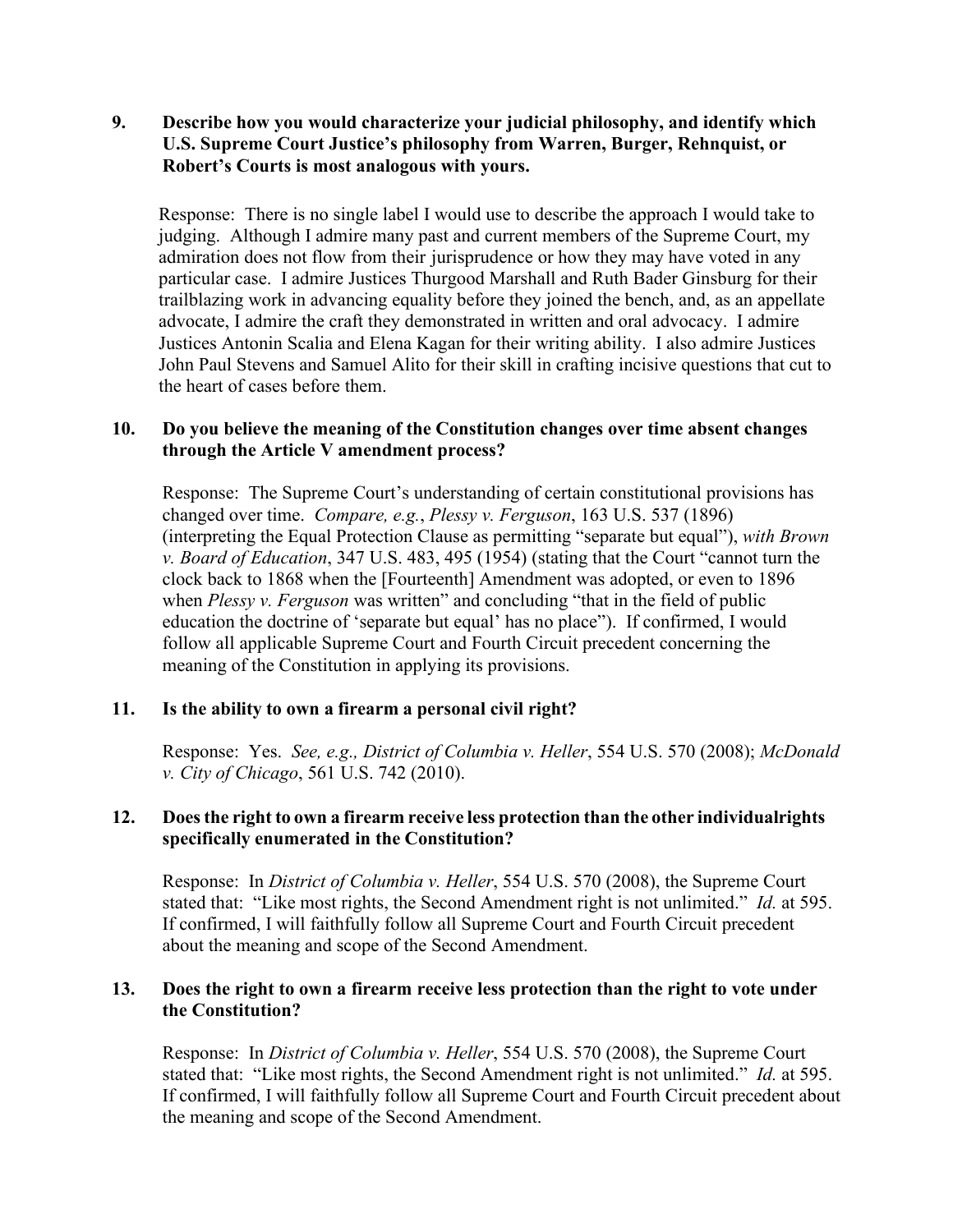**9. Describe how you would characterize your judicial philosophy, and identify which U.S. Supreme Court Justice's philosophy from Warren, Burger, Rehnquist, or Robert's Courts is most analogous with yours.**

Response: There is no single label I would use to describe the approach I would take to judging. Although I admire many past and current members of the Supreme Court, my admiration does not flow from their jurisprudence or how they may have voted in any particular case. I admire Justices Thurgood Marshall and Ruth Bader Ginsburg for their trailblazing work in advancing equality before they joined the bench, and, as an appellate advocate, I admire the craft they demonstrated in written and oral advocacy. I admire Justices Antonin Scalia and Elena Kagan for their writing ability. I also admire Justices John Paul Stevens and Samuel Alito for their skill in crafting incisive questions that cut to the heart of cases before them.

**10. Do you believe the meaning of the Constitution changes over time absent changes through the Article V amendment process?**

Response: The Supreme Court's understanding of certain constitutional provisions has changed over time. *Compare, e.g.*, *Plessy v. Ferguson*, 163 U.S. 537 (1896) (interpreting the Equal Protection Clause as permitting "separate but equal"), *with Brown v. Board of Education*, 347 U.S. 483, 495 (1954) (stating that the Court "cannot turn the clock back to 1868 when the [Fourteenth] Amendment was adopted, or even to 1896 when *Plessy v. Ferguson* was written" and concluding "that in the field of public education the doctrine of 'separate but equal' has no place"). If confirmed, I would follow all applicable Supreme Court and Fourth Circuit precedent concerning the meaning of the Constitution in applying its provisions.

**11. Is the ability to own a firearm a personal civil right?**

Response: Yes. *See, e.g., District of Columbia v. Heller*, 554 U.S. 570 (2008); *McDonald v. City of Chicago*, 561 U.S. 742 (2010).

**12. Does the right to own a firearm receive less protection than the other individualrights specifically enumerated in the Constitution?**

Response: In *District of Columbia v. Heller*, 554 U.S. 570 (2008), the Supreme Court stated that: "Like most rights, the Second Amendment right is not unlimited." *Id.* at 595. If confirmed, I will faithfully follow all Supreme Court and Fourth Circuit precedent about the meaning and scope of the Second Amendment.

**13. Does the right to own a firearm receive less protection than the right to vote under the Constitution?**

Response: In *District of Columbia v. Heller*, 554 U.S. 570 (2008), the Supreme Court stated that: "Like most rights, the Second Amendment right is not unlimited." *Id.* at 595. If confirmed, I will faithfully follow all Supreme Court and Fourth Circuit precedent about the meaning and scope of the Second Amendment.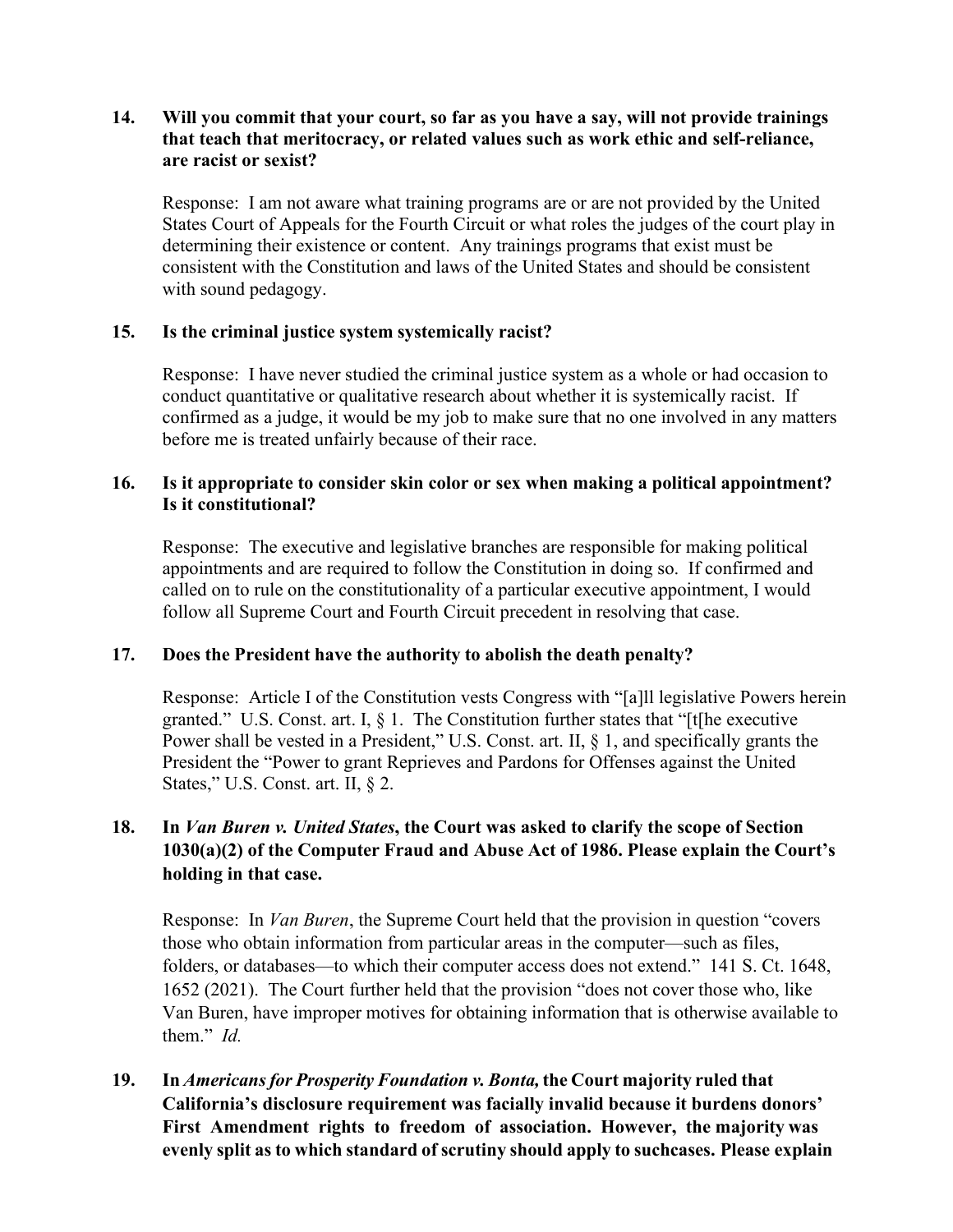**14. Will you commit that your court, so far as you have a say, will not provide trainings that teach that meritocracy, or related values such as work ethic and self-reliance, are racist or sexist?**

Response: I am not aware what training programs are or are not provided by the United States Court of Appeals for the Fourth Circuit or what roles the judges of the court play in determining their existence or content. Any trainings programs that exist must be consistent with the Constitution and laws of the United States and should be consistent with sound pedagogy.

**15. Is the criminal justice system systemically racist?**

Response: I have never studied the criminal justice system as a whole or had occasion to conduct quantitative or qualitative research about whether it is systemically racist. If confirmed as a judge, it would be my job to make sure that no one involved in any matters before me is treated unfairly because of their race.

**16. Is it appropriate to consider skin color or sex when making a political appointment? Is it constitutional?**

Response: The executive and legislative branches are responsible for making political appointments and are required to follow the Constitution in doing so. If confirmed and called on to rule on the constitutionality of a particular executive appointment, I would follow all Supreme Court and Fourth Circuit precedent in resolving that case.

**17. Does the President have the authority to abolish the death penalty?**

Response: Article I of the Constitution vests Congress with "[a]ll legislative Powers herein granted." U.S. Const. art. I, § 1. The Constitution further states that "[t[he executive Power shall be vested in a President," U.S. Const. art. II, § 1, and specifically grants the President the "Power to grant Reprieves and Pardons for Offenses against the United States," U.S. Const. art. II, § 2.

**18. In *Van Buren v. United States*, the Court was asked to clarify the scope of Section 1030(a)(2) of the Computer Fraud and Abuse Act of 1986. Please explain the Court's holding in that case.**

Response: In *Van Buren*, the Supreme Court held that the provision in question "covers those who obtain information from particular areas in the computer—such as files, folders, or databases—to which their computer access does not extend." 141 S. Ct. 1648, 1652 (2021). The Court further held that the provision "does not cover those who, like Van Buren, have improper motives for obtaining information that is otherwise available to them." *Id.*

**19. In *Americans for Prosperity Foundation v. Bonta,* the Court majority ruled that California's disclosure requirement was facially invalid because it burdens donors' First Amendment rights to freedom of association. However, the majority was evenly split as to which standard of scrutiny should apply to suchcases. Please explain**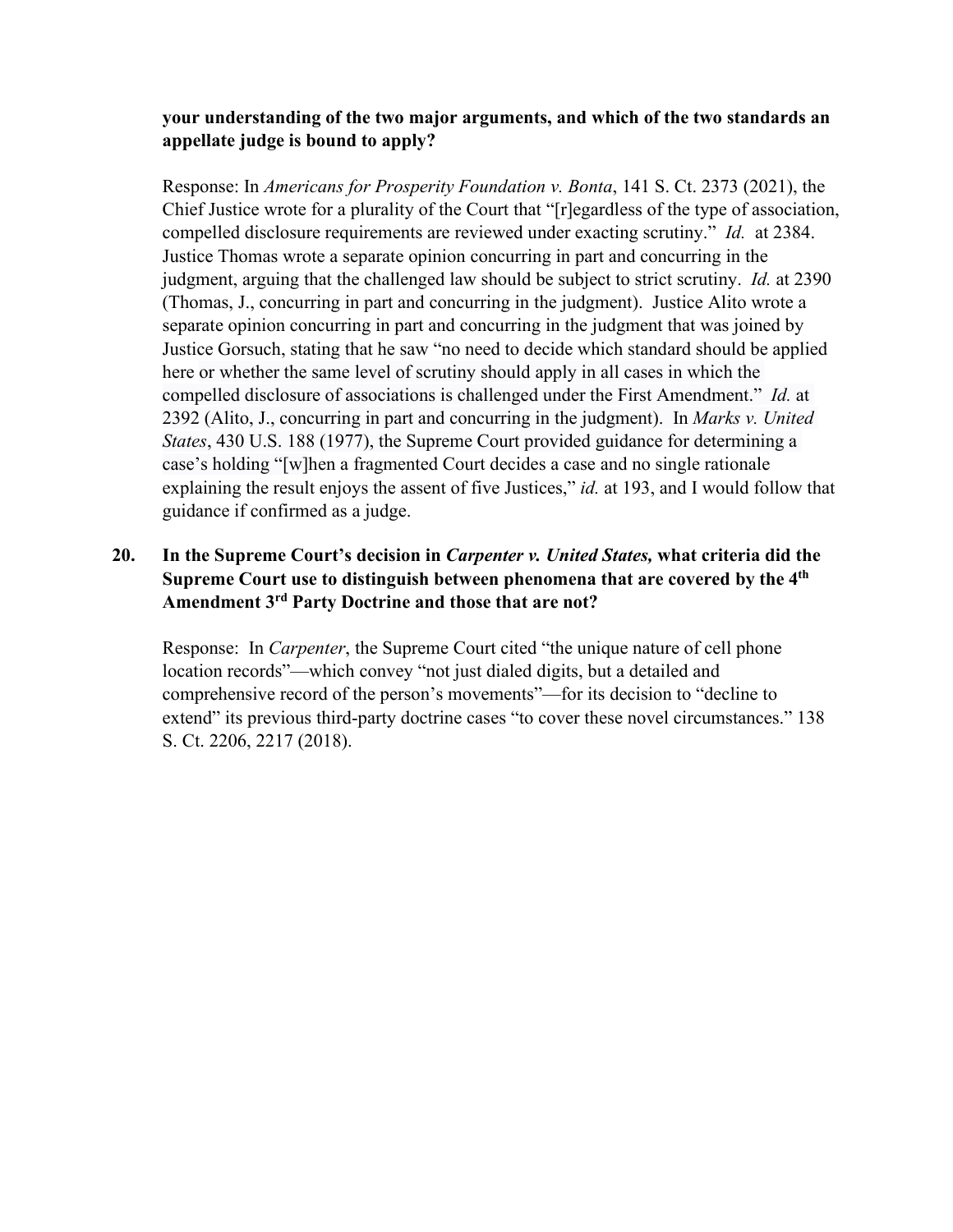**your understanding of the two major arguments, and which of the two standards an appellate judge is bound to apply?**

Response: In *Americans for Prosperity Foundation v. Bonta*, 141 S. Ct. 2373 (2021), the Chief Justice wrote for a plurality of the Court that "[r]egardless of the type of association, compelled disclosure requirements are reviewed under exacting scrutiny." *Id.* at 2384. Justice Thomas wrote a separate opinion concurring in part and concurring in the judgment, arguing that the challenged law should be subject to strict scrutiny. *Id.* at 2390 (Thomas, J., concurring in part and concurring in the judgment). Justice Alito wrote a separate opinion concurring in part and concurring in the judgment that was joined by Justice Gorsuch, stating that he saw "no need to decide which standard should be applied here or whether the same level of scrutiny should apply in all cases in which the compelled disclosure of associations is challenged under the First Amendment." *Id.* at 2392 (Alito, J., concurring in part and concurring in the judgment). In *Marks v. United States*, 430 U.S. 188 (1977), the Supreme Court provided guidance for determining a case's holding "[w]hen a fragmented Court decides a case and no single rationale explaining the result enjoys the assent of five Justices," *id.* at 193, and I would follow that guidance if confirmed as a judge.

**20. In the Supreme Court's decision in *Carpenter v. United States,* what criteria did the Supreme Court use to distinguish between phenomena that are covered by the 4th Amendment 3rd Party Doctrine and those that are not?**

Response: In *Carpenter*, the Supreme Court cited "the unique nature of cell phone location records"—which convey "not just dialed digits, but a detailed and comprehensive record of the person's movements"—for its decision to "decline to extend" its previous third-party doctrine cases "to cover these novel circumstances." 138 S. Ct. 2206, 2217 (2018).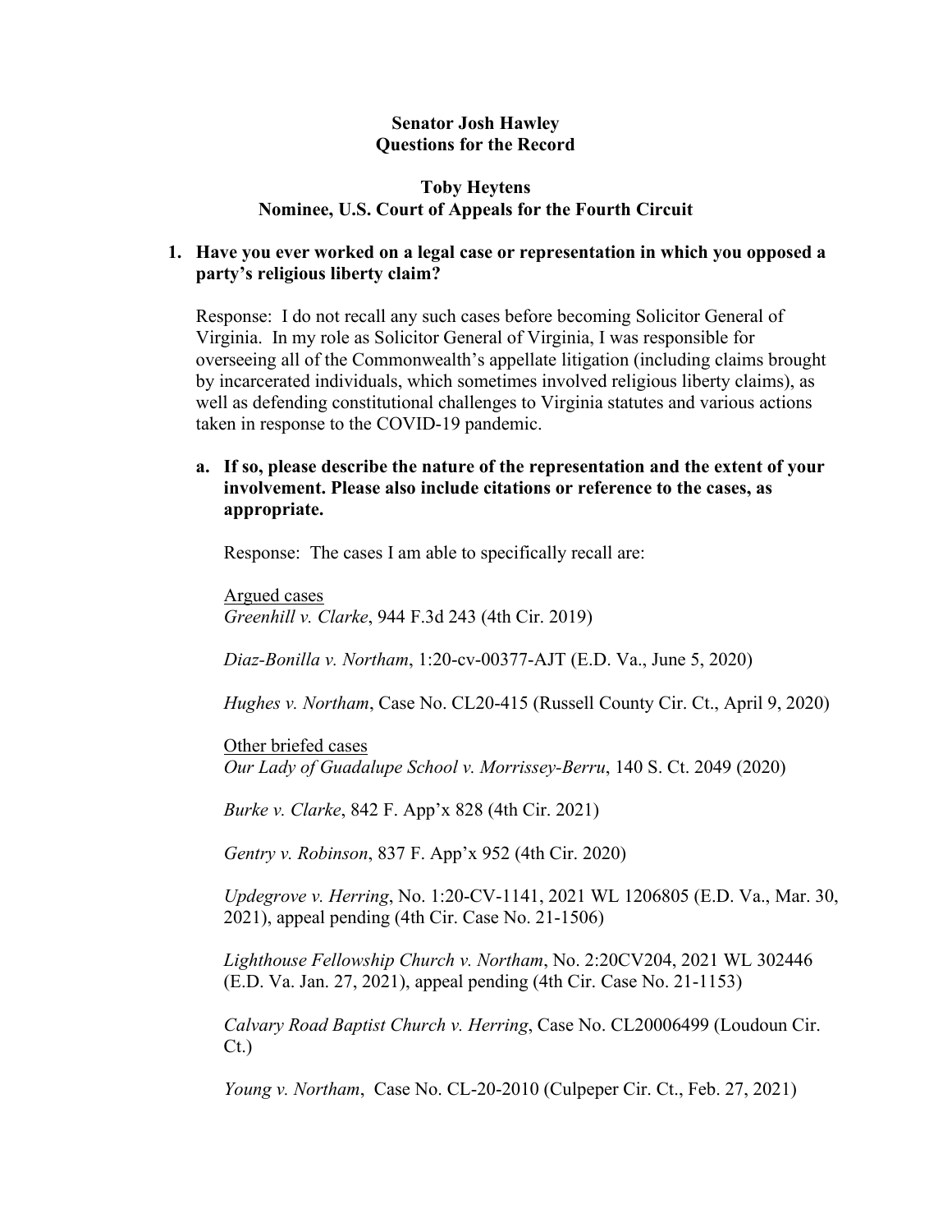**Senator Josh Hawley**
**Questions for the Record**

**Toby Heytens**
**Nominee, U.S. Court of Appeals for the Fourth Circuit**

1. **Have you ever worked on a legal case or representation in which you opposed a party's religious liberty claim?**

   Response: I do not recall any such cases before becoming Solicitor General of Virginia. In my role as Solicitor General of Virginia, I was responsible for overseeing all of the Commonwealth's appellate litigation (including claims brought by incarcerated individuals, which sometimes involved religious liberty claims), as well as defending constitutional challenges to Virginia statutes and various actions taken in response to the COVID-19 pandemic.

   a. **If so, please describe the nature of the representation and the extent of your involvement. Please also include citations or reference to the cases, as appropriate.**

      Response: The cases I am able to specifically recall are:

      <u>Argued cases</u>
      *Greenhill v. Clarke*, 944 F.3d 243 (4th Cir. 2019)

      *Diaz-Bonilla v. Northam*, 1:20-cv-00377-AJT (E.D. Va., June 5, 2020)

      *Hughes v. Northam*, Case No. CL20-415 (Russell County Cir. Ct., April 9, 2020)

      <u>Other briefed cases</u>
      *Our Lady of Guadalupe School v. Morrissey-Berru*, 140 S. Ct. 2049 (2020)

      *Burke v. Clarke*, 842 F. App'x 828 (4th Cir. 2021)

      *Gentry v. Robinson*, 837 F. App'x 952 (4th Cir. 2020)

      *Updegrove v. Herring*, No. 1:20-CV-1141, 2021 WL 1206805 (E.D. Va., Mar. 30, 2021), appeal pending (4th Cir. Case No. 21-1506)

      *Lighthouse Fellowship Church v. Northam*, No. 2:20CV204, 2021 WL 302446 (E.D. Va. Jan. 27, 2021), appeal pending (4th Cir. Case No. 21-1153)

      *Calvary Road Baptist Church v. Herring*, Case No. CL20006499 (Loudoun Cir. Ct.)

      *Young v. Northam*, Case No. CL-20-2010 (Culpeper Cir. Ct., Feb. 27, 2021)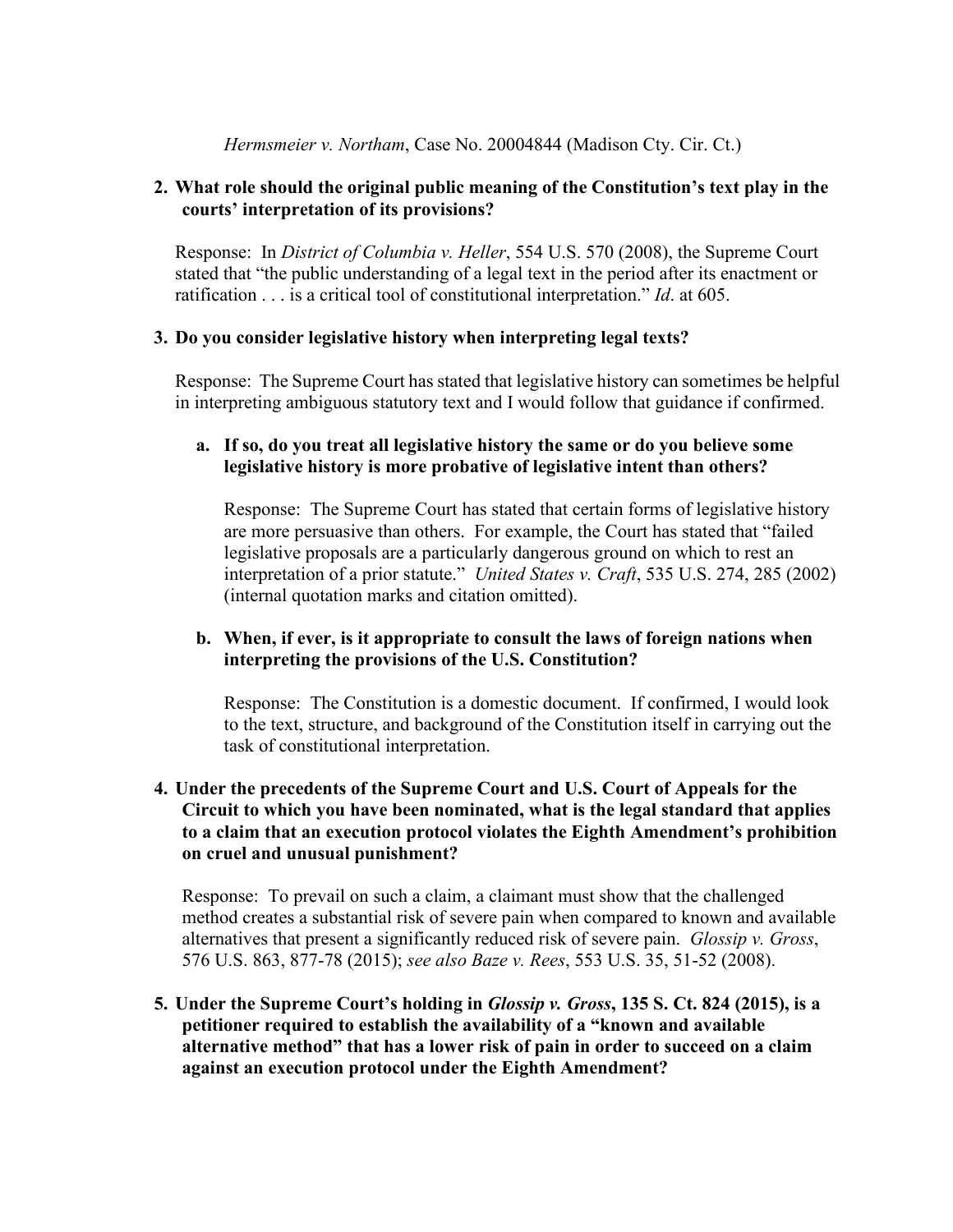*Hermsmeier v. Northam*, Case No. 20004844 (Madison Cty. Cir. Ct.)

2. **What role should the original public meaning of the Constitution's text play in the courts' interpretation of its provisions?**

   Response: In *District of Columbia v. Heller*, 554 U.S. 570 (2008), the Supreme Court stated that "the public understanding of a legal text in the period after its enactment or ratification . . . is a critical tool of constitutional interpretation." *Id*. at 605.

3. **Do you consider legislative history when interpreting legal texts?**

   Response: The Supreme Court has stated that legislative history can sometimes be helpful in interpreting ambiguous statutory text and I would follow that guidance if confirmed.

   a. **If so, do you treat all legislative history the same or do you believe some legislative history is more probative of legislative intent than others?**

      Response: The Supreme Court has stated that certain forms of legislative history are more persuasive than others. For example, the Court has stated that "failed legislative proposals are a particularly dangerous ground on which to rest an interpretation of a prior statute." *United States v. Craft*, 535 U.S. 274, 285 (2002) (internal quotation marks and citation omitted).

   b. **When, if ever, is it appropriate to consult the laws of foreign nations when interpreting the provisions of the U.S. Constitution?**

      Response: The Constitution is a domestic document. If confirmed, I would look to the text, structure, and background of the Constitution itself in carrying out the task of constitutional interpretation.

4. **Under the precedents of the Supreme Court and U.S. Court of Appeals for the Circuit to which you have been nominated, what is the legal standard that applies to a claim that an execution protocol violates the Eighth Amendment's prohibition on cruel and unusual punishment?**

   Response: To prevail on such a claim, a claimant must show that the challenged method creates a substantial risk of severe pain when compared to known and available alternatives that present a significantly reduced risk of severe pain. *Glossip v. Gross*, 576 U.S. 863, 877-78 (2015); *see also Baze v. Rees*, 553 U.S. 35, 51-52 (2008).

5. **Under the Supreme Court's holding in *Glossip v. Gross*, 135 S. Ct. 824 (2015), is a petitioner required to establish the availability of a "known and available alternative method" that has a lower risk of pain in order to succeed on a claim against an execution protocol under the Eighth Amendment?**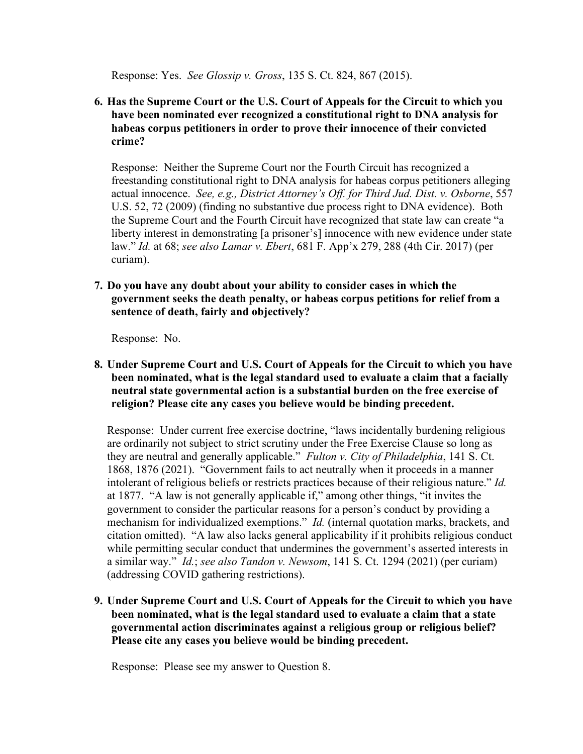Response: Yes. *See Glossip v. Gross*, 135 S. Ct. 824, 867 (2015).

6. **Has the Supreme Court or the U.S. Court of Appeals for the Circuit to which you have been nominated ever recognized a constitutional right to DNA analysis for habeas corpus petitioners in order to prove their innocence of their convicted crime?**

   Response: Neither the Supreme Court nor the Fourth Circuit has recognized a freestanding constitutional right to DNA analysis for habeas corpus petitioners alleging actual innocence. *See, e.g., District Attorney's Off. for Third Jud. Dist. v. Osborne*, 557 U.S. 52, 72 (2009) (finding no substantive due process right to DNA evidence). Both the Supreme Court and the Fourth Circuit have recognized that state law can create "a liberty interest in demonstrating [a prisoner's] innocence with new evidence under state law." *Id.* at 68; *see also Lamar v. Ebert*, 681 F. App'x 279, 288 (4th Cir. 2017) (per curiam).

7. **Do you have any doubt about your ability to consider cases in which the government seeks the death penalty, or habeas corpus petitions for relief from a sentence of death, fairly and objectively?**

   Response: No.

8. **Under Supreme Court and U.S. Court of Appeals for the Circuit to which you have been nominated, what is the legal standard used to evaluate a claim that a facially neutral state governmental action is a substantial burden on the free exercise of religion? Please cite any cases you believe would be binding precedent.**

   Response: Under current free exercise doctrine, "laws incidentally burdening religious are ordinarily not subject to strict scrutiny under the Free Exercise Clause so long as they are neutral and generally applicable." *Fulton v. City of Philadelphia*, 141 S. Ct. 1868, 1876 (2021). "Government fails to act neutrally when it proceeds in a manner intolerant of religious beliefs or restricts practices because of their religious nature." *Id.* at 1877. "A law is not generally applicable if," among other things, "it invites the government to consider the particular reasons for a person's conduct by providing a mechanism for individualized exemptions." *Id.* (internal quotation marks, brackets, and citation omitted). "A law also lacks general applicability if it prohibits religious conduct while permitting secular conduct that undermines the government's asserted interests in a similar way." *Id.*; *see also Tandon v. Newsom*, 141 S. Ct. 1294 (2021) (per curiam) (addressing COVID gathering restrictions).

9. **Under Supreme Court and U.S. Court of Appeals for the Circuit to which you have been nominated, what is the legal standard used to evaluate a claim that a state governmental action discriminates against a religious group or religious belief? Please cite any cases you believe would be binding precedent.**

   Response: Please see my answer to Question 8.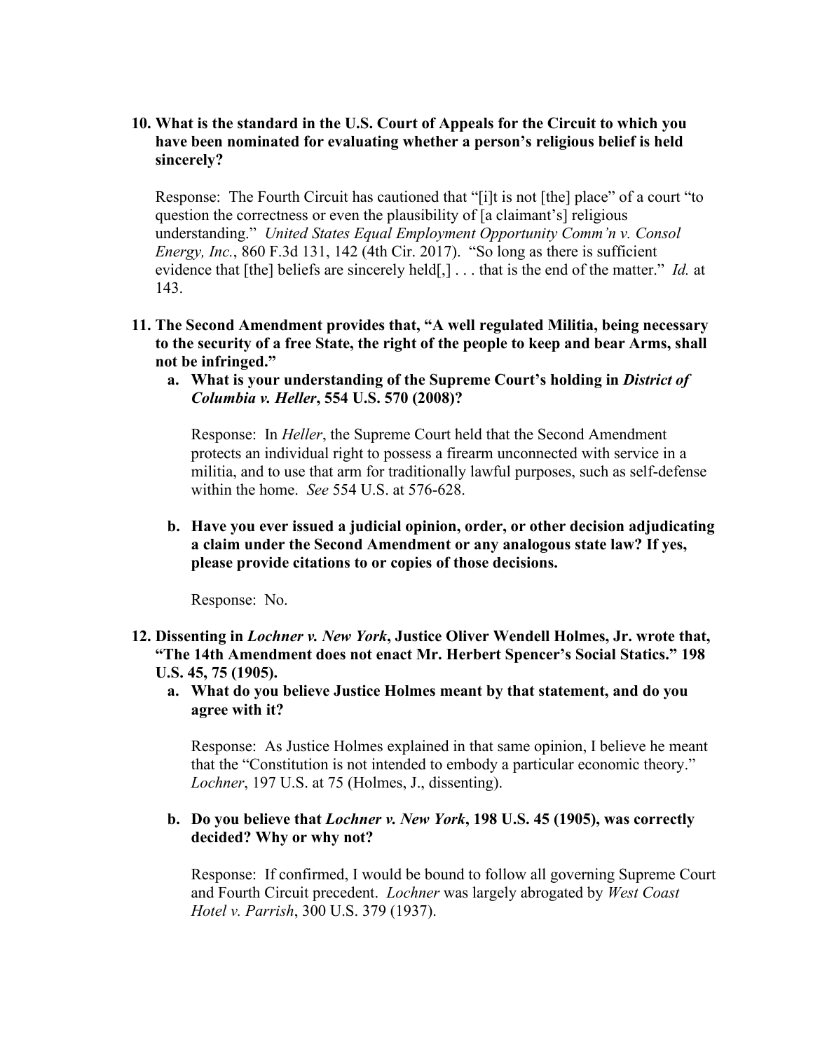**10. What is the standard in the U.S. Court of Appeals for the Circuit to which you have been nominated for evaluating whether a person's religious belief is held sincerely?**

Response: The Fourth Circuit has cautioned that "[i]t is not [the] place" of a court "to question the correctness or even the plausibility of [a claimant's] religious understanding." *United States Equal Employment Opportunity Comm'n v. Consol Energy, Inc.*, 860 F.3d 131, 142 (4th Cir. 2017). "So long as there is sufficient evidence that [the] beliefs are sincerely held[,] . . . that is the end of the matter." *Id.* at 143.

**11. The Second Amendment provides that, "A well regulated Militia, being necessary to the security of a free State, the right of the people to keep and bear Arms, shall not be infringed."**

**a. What is your understanding of the Supreme Court's holding in *District of Columbia v. Heller*, 554 U.S. 570 (2008)?**

Response: In *Heller*, the Supreme Court held that the Second Amendment protects an individual right to possess a firearm unconnected with service in a militia, and to use that arm for traditionally lawful purposes, such as self-defense within the home. *See* 554 U.S. at 576-628.

**b. Have you ever issued a judicial opinion, order, or other decision adjudicating a claim under the Second Amendment or any analogous state law? If yes, please provide citations to or copies of those decisions.**

Response: No.

**12. Dissenting in *Lochner v. New York*, Justice Oliver Wendell Holmes, Jr. wrote that, "The 14th Amendment does not enact Mr. Herbert Spencer's Social Statics." 198 U.S. 45, 75 (1905).**

**a. What do you believe Justice Holmes meant by that statement, and do you agree with it?**

Response: As Justice Holmes explained in that same opinion, I believe he meant that the "Constitution is not intended to embody a particular economic theory." *Lochner*, 197 U.S. at 75 (Holmes, J., dissenting).

**b. Do you believe that *Lochner v. New York*, 198 U.S. 45 (1905), was correctly decided? Why or why not?**

Response: If confirmed, I would be bound to follow all governing Supreme Court and Fourth Circuit precedent. *Lochner* was largely abrogated by *West Coast Hotel v. Parrish*, 300 U.S. 379 (1937).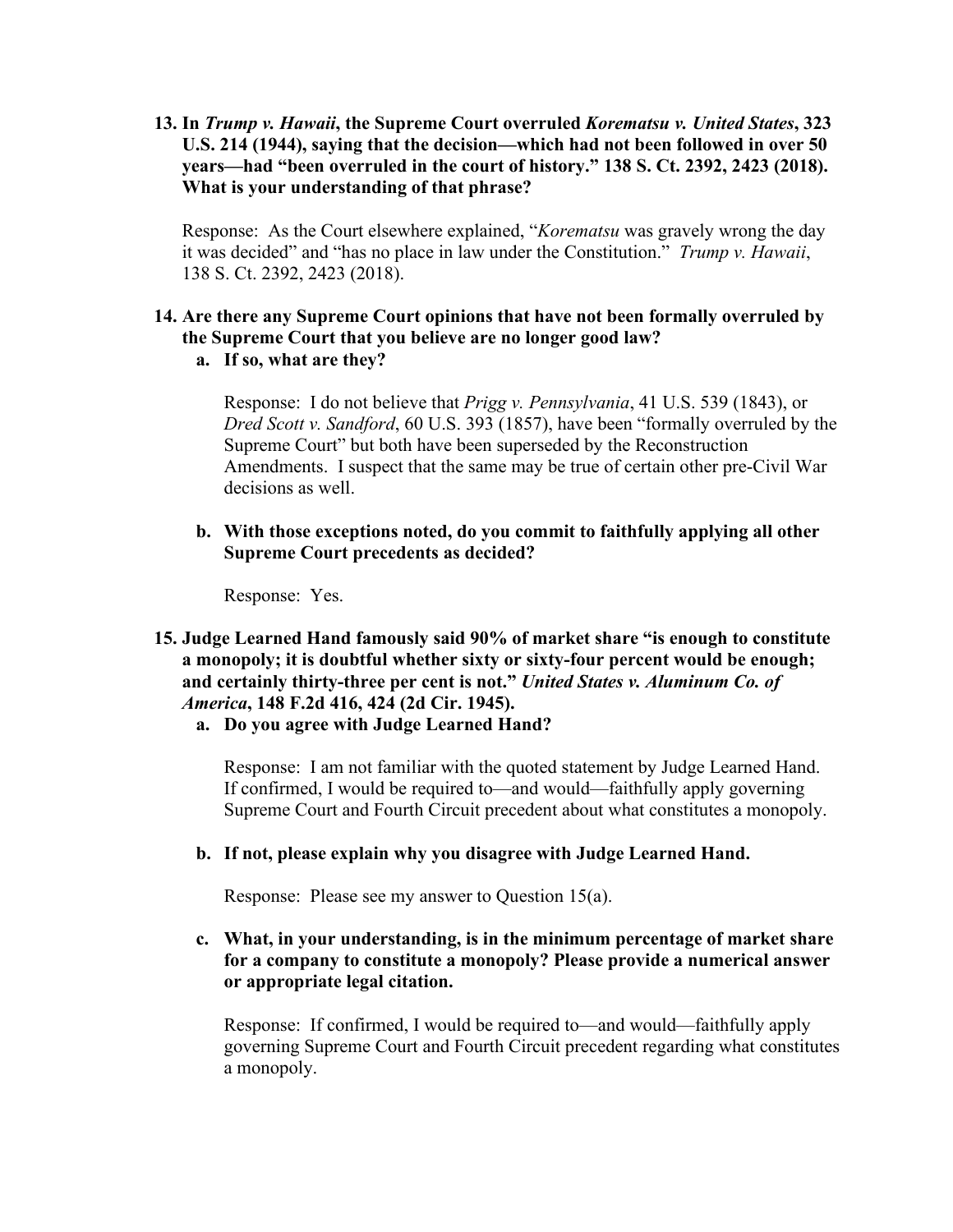13. **In *Trump v. Hawaii*, the Supreme Court overruled *Korematsu v. United States*, 323 U.S. 214 (1944), saying that the decision—which had not been followed in over 50 years—had "been overruled in the court of history." 138 S. Ct. 2392, 2423 (2018). What is your understanding of that phrase?**

    Response: As the Court elsewhere explained, "*Korematsu* was gravely wrong the day it was decided" and "has no place in law under the Constitution." *Trump v. Hawaii*, 138 S. Ct. 2392, 2423 (2018).

14. **Are there any Supreme Court opinions that have not been formally overruled by the Supreme Court that you believe are no longer good law?**

    a. **If so, what are they?**

    Response: I do not believe that *Prigg v. Pennsylvania*, 41 U.S. 539 (1843), or *Dred Scott v. Sandford*, 60 U.S. 393 (1857), have been "formally overruled by the Supreme Court" but both have been superseded by the Reconstruction Amendments. I suspect that the same may be true of certain other pre-Civil War decisions as well.

    b. **With those exceptions noted, do you commit to faithfully applying all other Supreme Court precedents as decided?**

    Response: Yes.

15. **Judge Learned Hand famously said 90% of market share "is enough to constitute a monopoly; it is doubtful whether sixty or sixty-four percent would be enough; and certainly thirty-three per cent is not." *United States v. Aluminum Co. of America*, 148 F.2d 416, 424 (2d Cir. 1945).**

    a. **Do you agree with Judge Learned Hand?**

    Response: I am not familiar with the quoted statement by Judge Learned Hand. If confirmed, I would be required to—and would—faithfully apply governing Supreme Court and Fourth Circuit precedent about what constitutes a monopoly.

    b. **If not, please explain why you disagree with Judge Learned Hand.**

    Response: Please see my answer to Question 15(a).

    c. **What, in your understanding, is in the minimum percentage of market share for a company to constitute a monopoly? Please provide a numerical answer or appropriate legal citation.**

    Response: If confirmed, I would be required to—and would—faithfully apply governing Supreme Court and Fourth Circuit precedent regarding what constitutes a monopoly.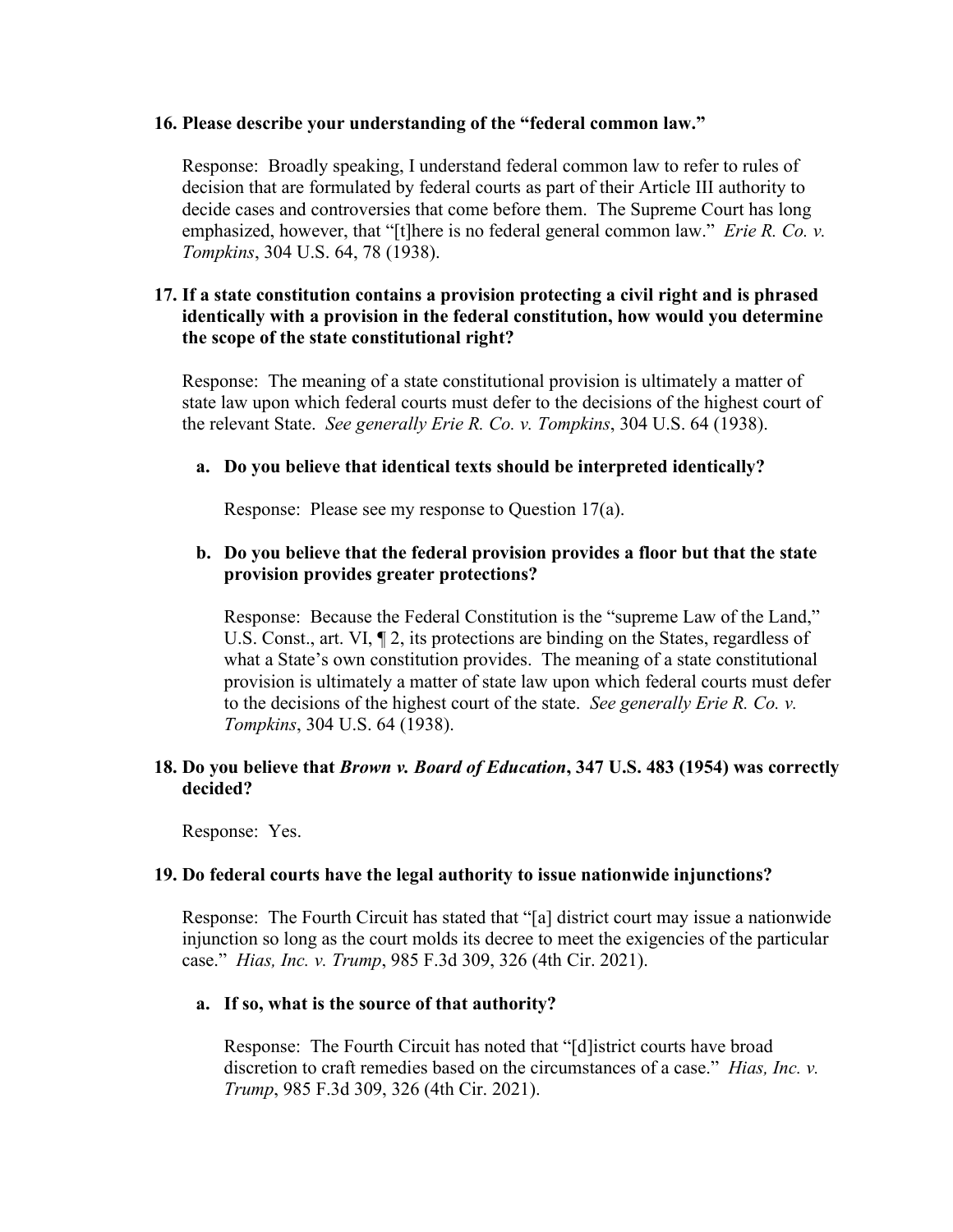**16. Please describe your understanding of the "federal common law."**

Response: Broadly speaking, I understand federal common law to refer to rules of decision that are formulated by federal courts as part of their Article III authority to decide cases and controversies that come before them. The Supreme Court has long emphasized, however, that "[t]here is no federal general common law." *Erie R. Co. v. Tompkins*, 304 U.S. 64, 78 (1938).

**17. If a state constitution contains a provision protecting a civil right and is phrased identically with a provision in the federal constitution, how would you determine the scope of the state constitutional right?**

Response: The meaning of a state constitutional provision is ultimately a matter of state law upon which federal courts must defer to the decisions of the highest court of the relevant State. *See generally Erie R. Co. v. Tompkins*, 304 U.S. 64 (1938).

**a. Do you believe that identical texts should be interpreted identically?**

Response: Please see my response to Question 17(a).

**b. Do you believe that the federal provision provides a floor but that the state provision provides greater protections?**

Response: Because the Federal Constitution is the "supreme Law of the Land," U.S. Const., art. VI, ¶ 2, its protections are binding on the States, regardless of what a State's own constitution provides. The meaning of a state constitutional provision is ultimately a matter of state law upon which federal courts must defer to the decisions of the highest court of the state. *See generally Erie R. Co. v. Tompkins*, 304 U.S. 64 (1938).

**18. Do you believe that *Brown v. Board of Education*, 347 U.S. 483 (1954) was correctly decided?**

Response: Yes.

**19. Do federal courts have the legal authority to issue nationwide injunctions?**

Response: The Fourth Circuit has stated that "[a] district court may issue a nationwide injunction so long as the court molds its decree to meet the exigencies of the particular case." *Hias, Inc. v. Trump*, 985 F.3d 309, 326 (4th Cir. 2021).

**a. If so, what is the source of that authority?**

Response: The Fourth Circuit has noted that "[d]istrict courts have broad discretion to craft remedies based on the circumstances of a case." *Hias, Inc. v. Trump*, 985 F.3d 309, 326 (4th Cir. 2021).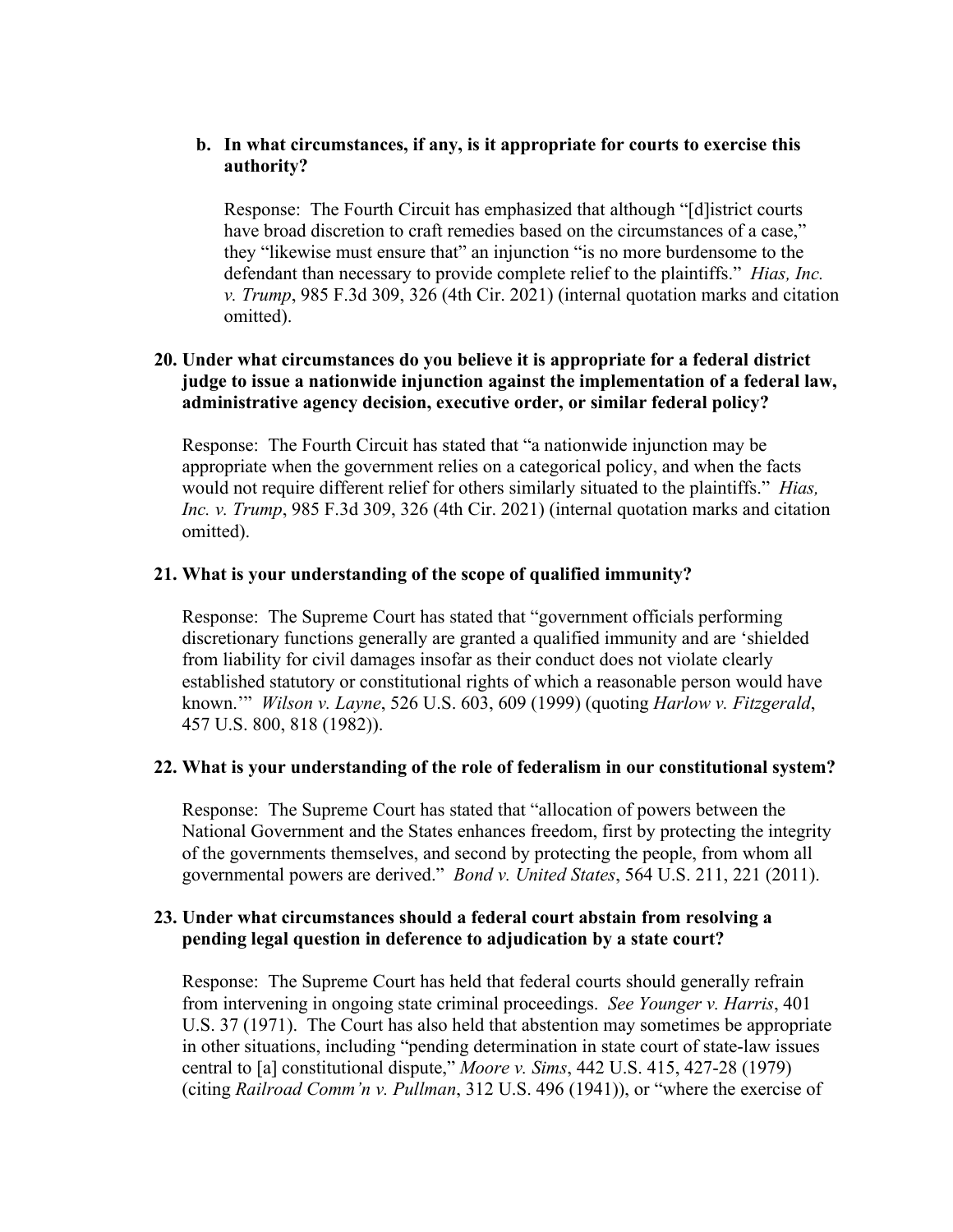**b. In what circumstances, if any, is it appropriate for courts to exercise this authority?**

Response: The Fourth Circuit has emphasized that although "[d]istrict courts have broad discretion to craft remedies based on the circumstances of a case," they "likewise must ensure that" an injunction "is no more burdensome to the defendant than necessary to provide complete relief to the plaintiffs." *Hias, Inc. v. Trump*, 985 F.3d 309, 326 (4th Cir. 2021) (internal quotation marks and citation omitted).

**20. Under what circumstances do you believe it is appropriate for a federal district judge to issue a nationwide injunction against the implementation of a federal law, administrative agency decision, executive order, or similar federal policy?**

Response: The Fourth Circuit has stated that "a nationwide injunction may be appropriate when the government relies on a categorical policy, and when the facts would not require different relief for others similarly situated to the plaintiffs." *Hias, Inc. v. Trump*, 985 F.3d 309, 326 (4th Cir. 2021) (internal quotation marks and citation omitted).

**21. What is your understanding of the scope of qualified immunity?**

Response: The Supreme Court has stated that "government officials performing discretionary functions generally are granted a qualified immunity and are 'shielded from liability for civil damages insofar as their conduct does not violate clearly established statutory or constitutional rights of which a reasonable person would have known.'" *Wilson v. Layne*, 526 U.S. 603, 609 (1999) (quoting *Harlow v. Fitzgerald*, 457 U.S. 800, 818 (1982)).

**22. What is your understanding of the role of federalism in our constitutional system?**

Response: The Supreme Court has stated that "allocation of powers between the National Government and the States enhances freedom, first by protecting the integrity of the governments themselves, and second by protecting the people, from whom all governmental powers are derived." *Bond v. United States*, 564 U.S. 211, 221 (2011).

**23. Under what circumstances should a federal court abstain from resolving a pending legal question in deference to adjudication by a state court?**

Response: The Supreme Court has held that federal courts should generally refrain from intervening in ongoing state criminal proceedings. *See Younger v. Harris*, 401 U.S. 37 (1971). The Court has also held that abstention may sometimes be appropriate in other situations, including "pending determination in state court of state-law issues central to [a] constitutional dispute," *Moore v. Sims*, 442 U.S. 415, 427-28 (1979) (citing *Railroad Comm'n v. Pullman*, 312 U.S. 496 (1941)), or "where the exercise of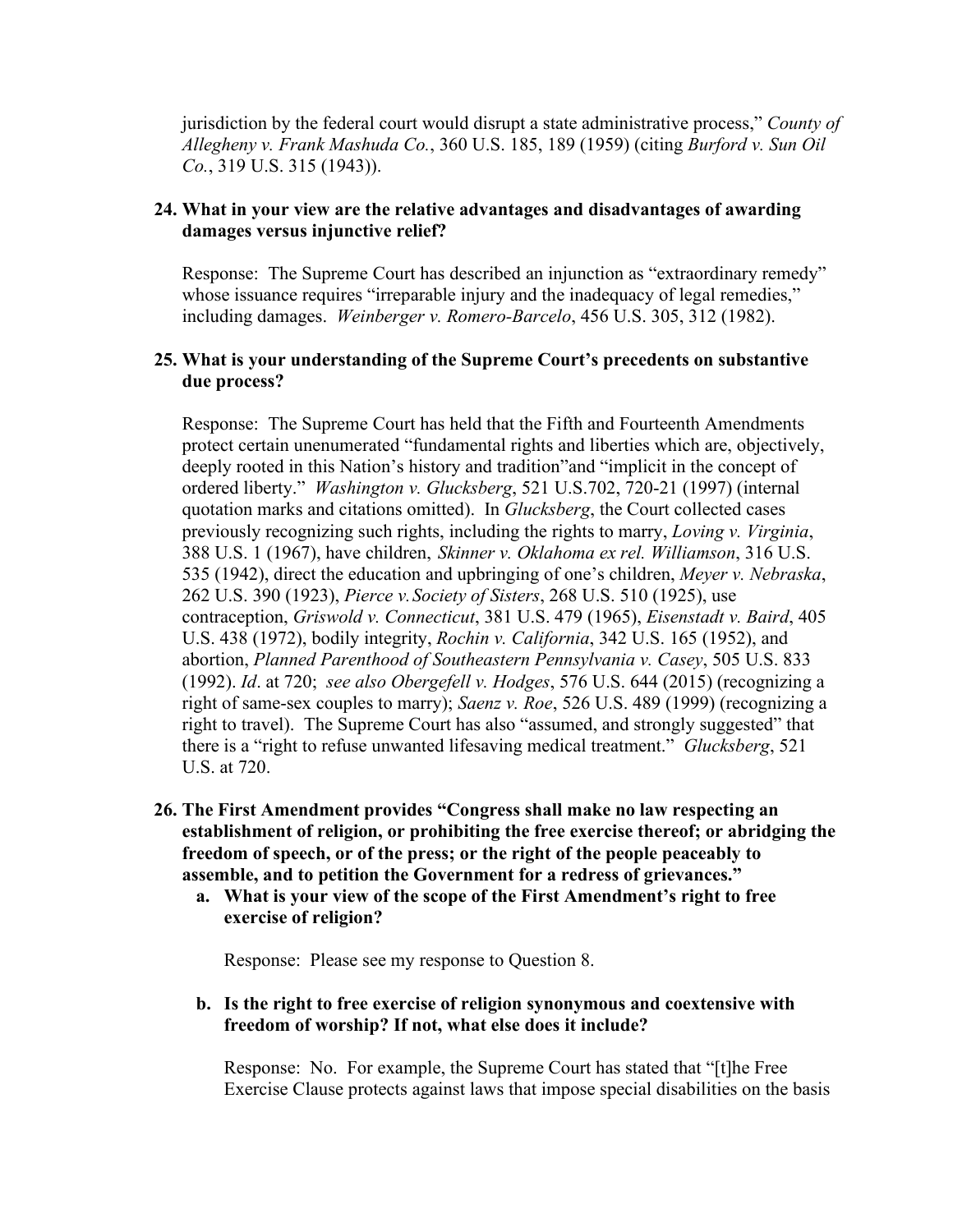jurisdiction by the federal court would disrupt a state administrative process," *County of Allegheny v. Frank Mashuda Co.*, 360 U.S. 185, 189 (1959) (citing *Burford v. Sun Oil Co.*, 319 U.S. 315 (1943)).

**24. What in your view are the relative advantages and disadvantages of awarding damages versus injunctive relief?**

Response: The Supreme Court has described an injunction as "extraordinary remedy" whose issuance requires "irreparable injury and the inadequacy of legal remedies," including damages. *Weinberger v. Romero-Barcelo*, 456 U.S. 305, 312 (1982).

**25. What is your understanding of the Supreme Court's precedents on substantive due process?**

Response: The Supreme Court has held that the Fifth and Fourteenth Amendments protect certain unenumerated "fundamental rights and liberties which are, objectively, deeply rooted in this Nation's history and tradition"and "implicit in the concept of ordered liberty." *Washington v. Glucksberg*, 521 U.S.702, 720-21 (1997) (internal quotation marks and citations omitted). In *Glucksberg*, the Court collected cases previously recognizing such rights, including the rights to marry, *Loving v. Virginia*, 388 U.S. 1 (1967), have children, *Skinner v. Oklahoma ex rel. Williamson*, 316 U.S. 535 (1942), direct the education and upbringing of one's children, *Meyer v. Nebraska*, 262 U.S. 390 (1923), *Pierce v. Society of Sisters*, 268 U.S. 510 (1925), use contraception, *Griswold v. Connecticut*, 381 U.S. 479 (1965), *Eisenstadt v. Baird*, 405 U.S. 438 (1972), bodily integrity, *Rochin v. California*, 342 U.S. 165 (1952), and abortion, *Planned Parenthood of Southeastern Pennsylvania v. Casey*, 505 U.S. 833 (1992). *Id*. at 720; *see also Obergefell v. Hodges*, 576 U.S. 644 (2015) (recognizing a right of same-sex couples to marry); *Saenz v. Roe*, 526 U.S. 489 (1999) (recognizing a right to travel). The Supreme Court has also "assumed, and strongly suggested" that there is a "right to refuse unwanted lifesaving medical treatment." *Glucksberg*, 521 U.S. at 720.

**26. The First Amendment provides "Congress shall make no law respecting an establishment of religion, or prohibiting the free exercise thereof; or abridging the freedom of speech, or of the press; or the right of the people peaceably to assemble, and to petition the Government for a redress of grievances."**

**a. What is your view of the scope of the First Amendment's right to free exercise of religion?**

Response: Please see my response to Question 8.

**b. Is the right to free exercise of religion synonymous and coextensive with freedom of worship? If not, what else does it include?**

Response: No. For example, the Supreme Court has stated that "[t]he Free Exercise Clause protects against laws that impose special disabilities on the basis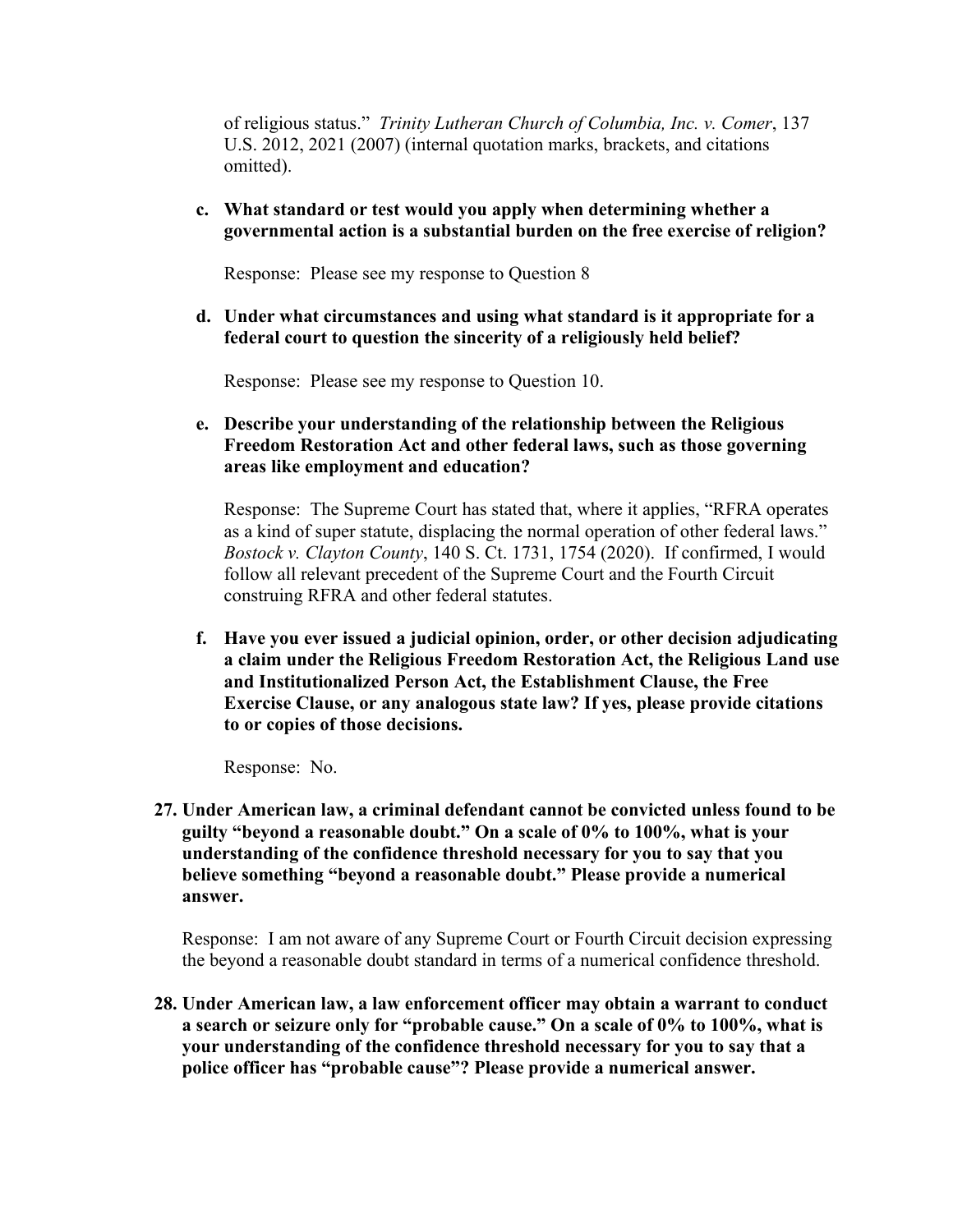of religious status." *Trinity Lutheran Church of Columbia, Inc. v. Comer*, 137 U.S. 2012, 2021 (2007) (internal quotation marks, brackets, and citations omitted).

**c. What standard or test would you apply when determining whether a governmental action is a substantial burden on the free exercise of religion?**

Response: Please see my response to Question 8

**d. Under what circumstances and using what standard is it appropriate for a federal court to question the sincerity of a religiously held belief?**

Response: Please see my response to Question 10.

**e. Describe your understanding of the relationship between the Religious Freedom Restoration Act and other federal laws, such as those governing areas like employment and education?**

Response: The Supreme Court has stated that, where it applies, "RFRA operates as a kind of super statute, displacing the normal operation of other federal laws." *Bostock v. Clayton County*, 140 S. Ct. 1731, 1754 (2020). If confirmed, I would follow all relevant precedent of the Supreme Court and the Fourth Circuit construing RFRA and other federal statutes.

**f. Have you ever issued a judicial opinion, order, or other decision adjudicating a claim under the Religious Freedom Restoration Act, the Religious Land use and Institutionalized Person Act, the Establishment Clause, the Free Exercise Clause, or any analogous state law? If yes, please provide citations to or copies of those decisions.**

Response: No.

**27. Under American law, a criminal defendant cannot be convicted unless found to be guilty "beyond a reasonable doubt." On a scale of 0% to 100%, what is your understanding of the confidence threshold necessary for you to say that you believe something "beyond a reasonable doubt." Please provide a numerical answer.**

Response: I am not aware of any Supreme Court or Fourth Circuit decision expressing the beyond a reasonable doubt standard in terms of a numerical confidence threshold.

**28. Under American law, a law enforcement officer may obtain a warrant to conduct a search or seizure only for "probable cause." On a scale of 0% to 100%, what is your understanding of the confidence threshold necessary for you to say that a police officer has "probable cause"? Please provide a numerical answer.**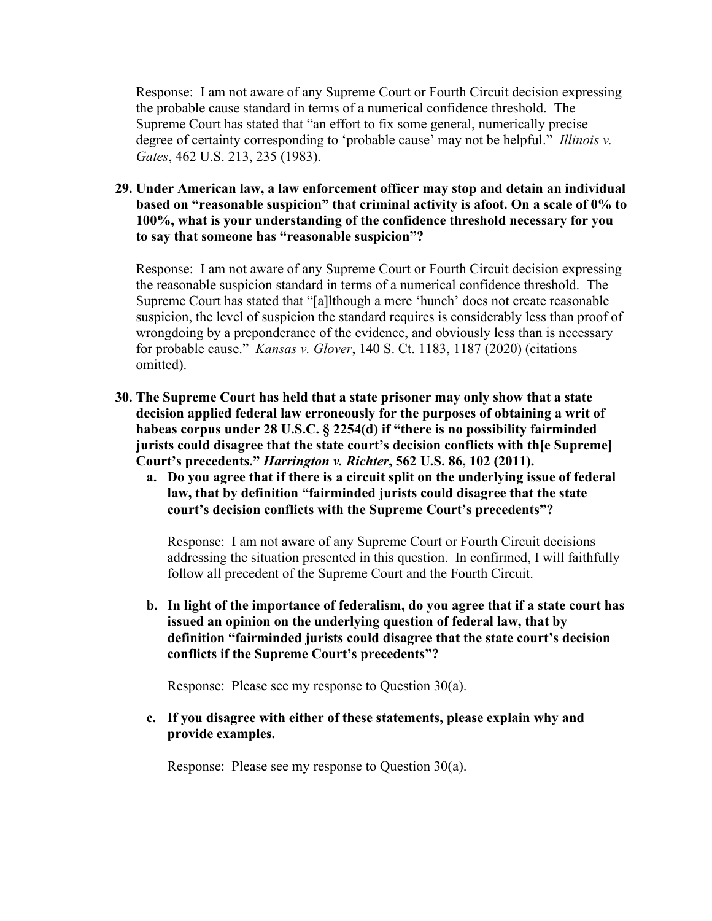Response: I am not aware of any Supreme Court or Fourth Circuit decision expressing the probable cause standard in terms of a numerical confidence threshold. The Supreme Court has stated that "an effort to fix some general, numerically precise degree of certainty corresponding to 'probable cause' may not be helpful." *Illinois v. Gates*, 462 U.S. 213, 235 (1983).

**29. Under American law, a law enforcement officer may stop and detain an individual based on "reasonable suspicion" that criminal activity is afoot. On a scale of 0% to 100%, what is your understanding of the confidence threshold necessary for you to say that someone has "reasonable suspicion"?**

Response: I am not aware of any Supreme Court or Fourth Circuit decision expressing the reasonable suspicion standard in terms of a numerical confidence threshold. The Supreme Court has stated that "[a]lthough a mere 'hunch' does not create reasonable suspicion, the level of suspicion the standard requires is considerably less than proof of wrongdoing by a preponderance of the evidence, and obviously less than is necessary for probable cause." *Kansas v. Glover*, 140 S. Ct. 1183, 1187 (2020) (citations omitted).

**30. The Supreme Court has held that a state prisoner may only show that a state decision applied federal law erroneously for the purposes of obtaining a writ of habeas corpus under 28 U.S.C. § 2254(d) if "there is no possibility fairminded jurists could disagree that the state court's decision conflicts with th[e Supreme] Court's precedents."** ***Harrington v. Richter*, 562 U.S. 86, 102 (2011).**

**a. Do you agree that if there is a circuit split on the underlying issue of federal law, that by definition "fairminded jurists could disagree that the state court's decision conflicts with the Supreme Court's precedents"?**

Response: I am not aware of any Supreme Court or Fourth Circuit decisions addressing the situation presented in this question. In confirmed, I will faithfully follow all precedent of the Supreme Court and the Fourth Circuit.

**b. In light of the importance of federalism, do you agree that if a state court has issued an opinion on the underlying question of federal law, that by definition "fairminded jurists could disagree that the state court's decision conflicts if the Supreme Court's precedents"?**

Response: Please see my response to Question 30(a).

**c. If you disagree with either of these statements, please explain why and provide examples.**

Response: Please see my response to Question 30(a).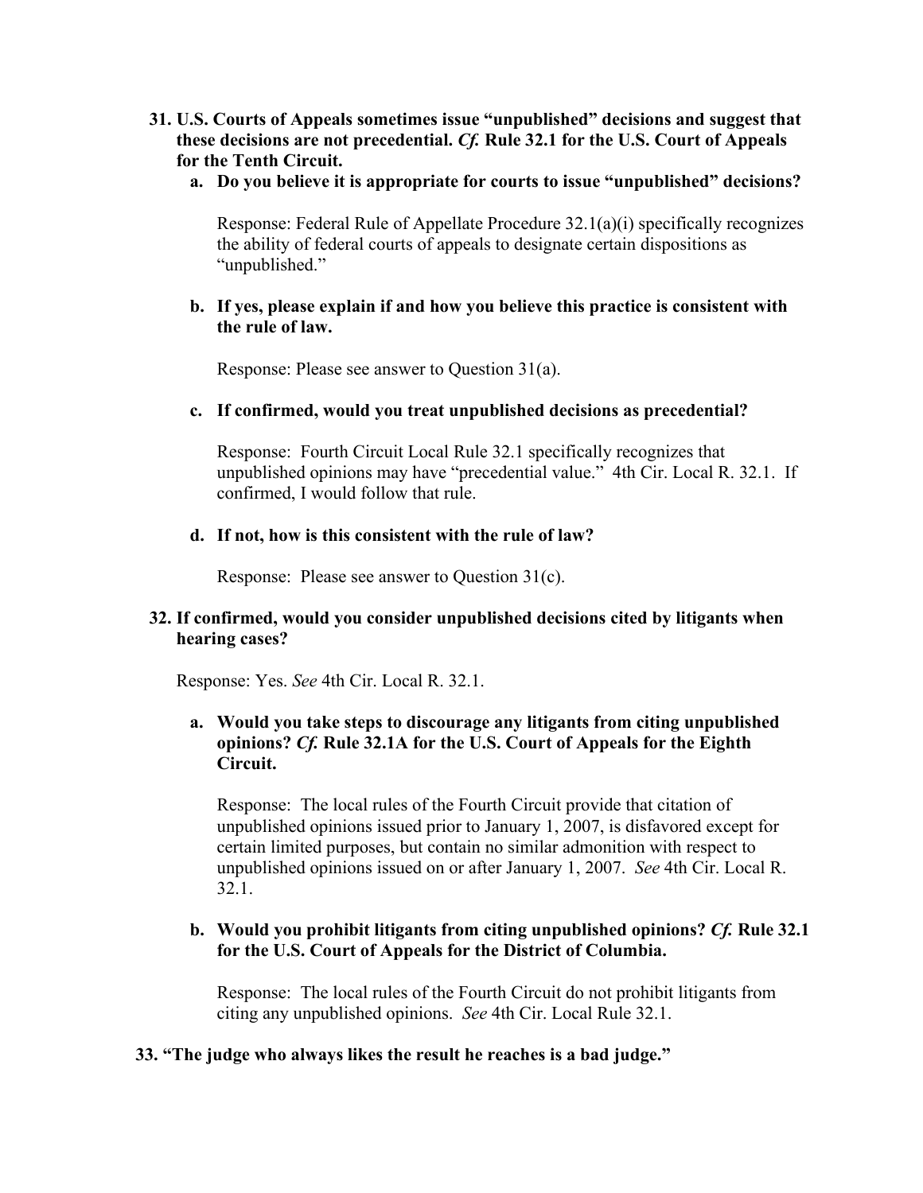31. **U.S. Courts of Appeals sometimes issue "unpublished" decisions and suggest that these decisions are not precedential. *Cf.* Rule 32.1 for the U.S. Court of Appeals for the Tenth Circuit.**

    a. **Do you believe it is appropriate for courts to issue "unpublished" decisions?**

       Response: Federal Rule of Appellate Procedure 32.1(a)(i) specifically recognizes the ability of federal courts of appeals to designate certain dispositions as "unpublished."

    b. **If yes, please explain if and how you believe this practice is consistent with the rule of law.**

       Response: Please see answer to Question 31(a).

    c. **If confirmed, would you treat unpublished decisions as precedential?**

       Response: Fourth Circuit Local Rule 32.1 specifically recognizes that unpublished opinions may have "precedential value." 4th Cir. Local R. 32.1. If confirmed, I would follow that rule.

    d. **If not, how is this consistent with the rule of law?**

       Response: Please see answer to Question 31(c).

32. **If confirmed, would you consider unpublished decisions cited by litigants when hearing cases?**

    Response: Yes. *See* 4th Cir. Local R. 32.1.

    a. **Would you take steps to discourage any litigants from citing unpublished opinions? *Cf.* Rule 32.1A for the U.S. Court of Appeals for the Eighth Circuit.**

       Response: The local rules of the Fourth Circuit provide that citation of unpublished opinions issued prior to January 1, 2007, is disfavored except for certain limited purposes, but contain no similar admonition with respect to unpublished opinions issued on or after January 1, 2007. *See* 4th Cir. Local R. 32.1.

    b. **Would you prohibit litigants from citing unpublished opinions? *Cf.* Rule 32.1 for the U.S. Court of Appeals for the District of Columbia.**

       Response: The local rules of the Fourth Circuit do not prohibit litigants from citing any unpublished opinions. *See* 4th Cir. Local Rule 32.1.

33. **"The judge who always likes the result he reaches is a bad judge."**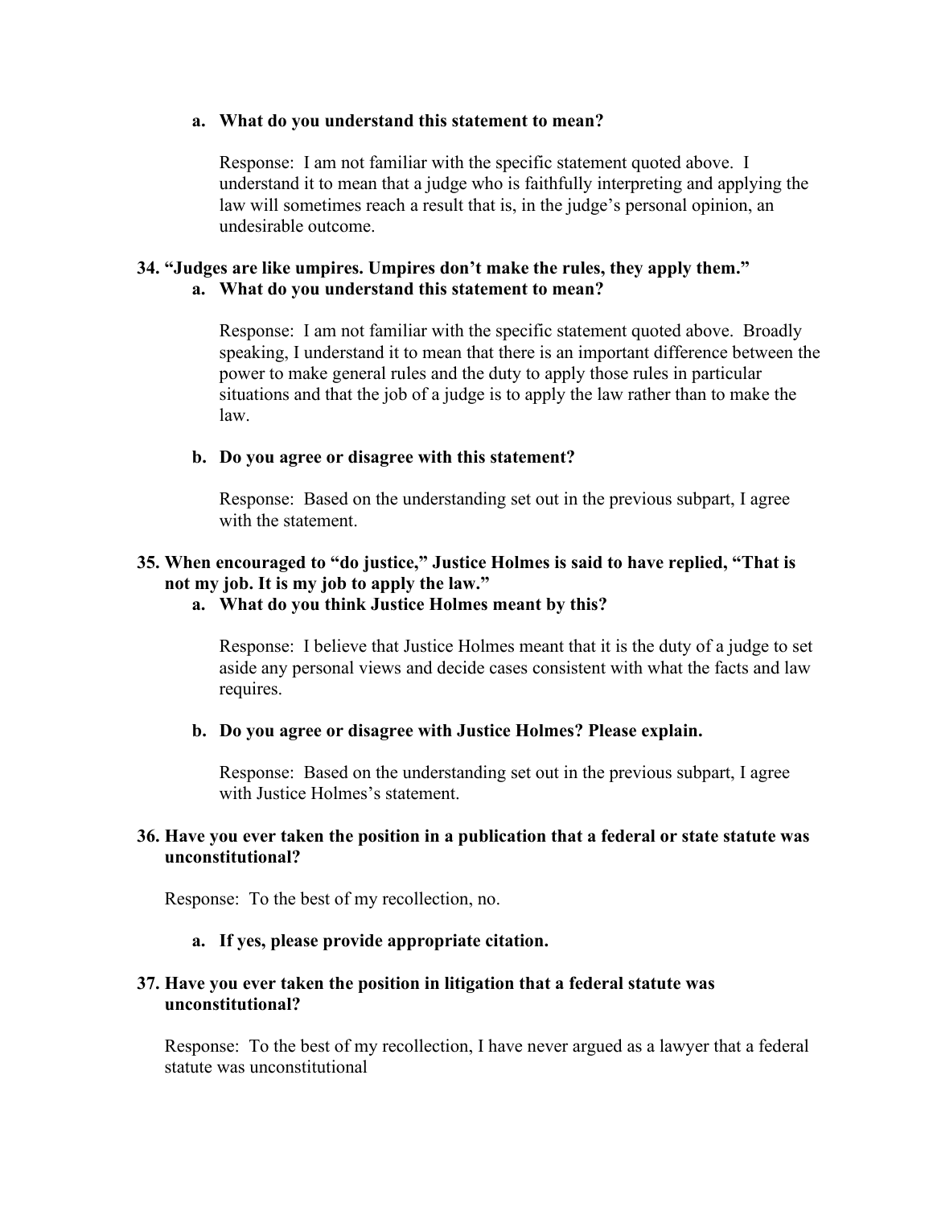**a. What do you understand this statement to mean?**

Response: I am not familiar with the specific statement quoted above. I understand it to mean that a judge who is faithfully interpreting and applying the law will sometimes reach a result that is, in the judge's personal opinion, an undesirable outcome.

**34. "Judges are like umpires. Umpires don't make the rules, they apply them."**

**a. What do you understand this statement to mean?**

Response: I am not familiar with the specific statement quoted above. Broadly speaking, I understand it to mean that there is an important difference between the power to make general rules and the duty to apply those rules in particular situations and that the job of a judge is to apply the law rather than to make the law.

**b. Do you agree or disagree with this statement?**

Response: Based on the understanding set out in the previous subpart, I agree with the statement.

**35. When encouraged to "do justice," Justice Holmes is said to have replied, "That is not my job. It is my job to apply the law."**

**a. What do you think Justice Holmes meant by this?**

Response: I believe that Justice Holmes meant that it is the duty of a judge to set aside any personal views and decide cases consistent with what the facts and law requires.

**b. Do you agree or disagree with Justice Holmes? Please explain.**

Response: Based on the understanding set out in the previous subpart, I agree with Justice Holmes's statement.

**36. Have you ever taken the position in a publication that a federal or state statute was unconstitutional?**

Response: To the best of my recollection, no.

**a. If yes, please provide appropriate citation.**

**37. Have you ever taken the position in litigation that a federal statute was unconstitutional?**

Response: To the best of my recollection, I have never argued as a lawyer that a federal statute was unconstitutional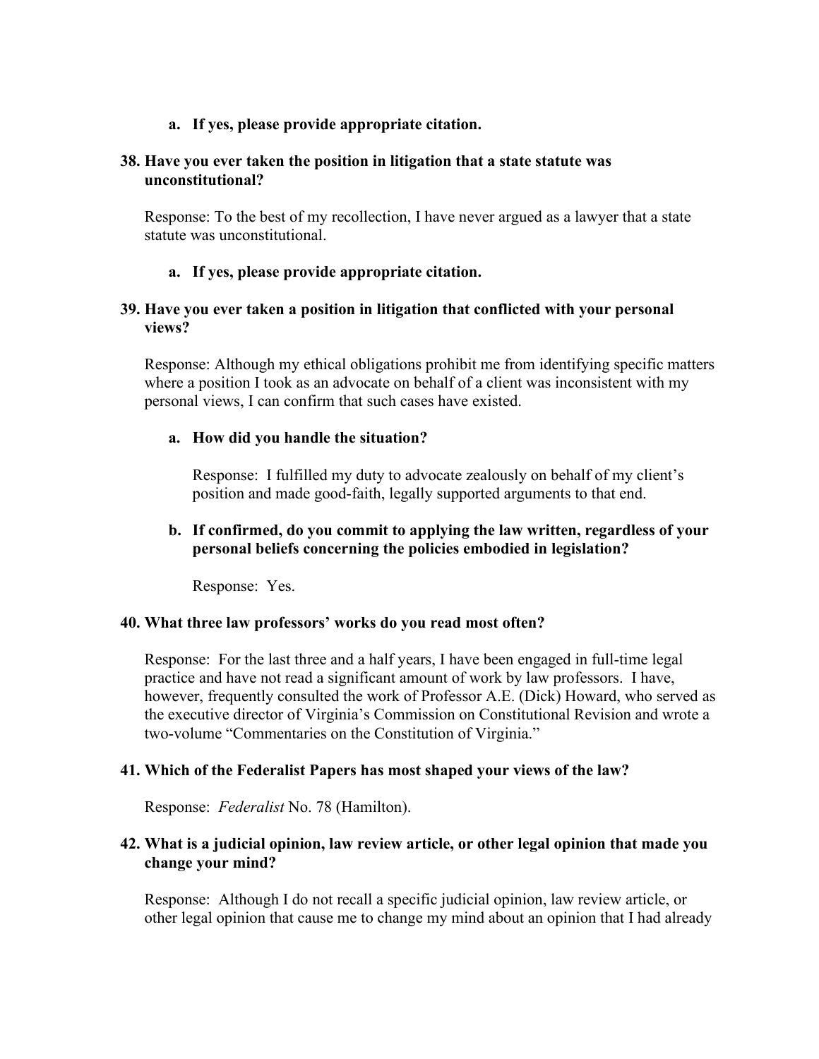**a. If yes, please provide appropriate citation.**

**38. Have you ever taken the position in litigation that a state statute was unconstitutional?**

Response: To the best of my recollection, I have never argued as a lawyer that a state statute was unconstitutional.

**a. If yes, please provide appropriate citation.**

**39. Have you ever taken a position in litigation that conflicted with your personal views?**

Response: Although my ethical obligations prohibit me from identifying specific matters where a position I took as an advocate on behalf of a client was inconsistent with my personal views, I can confirm that such cases have existed.

**a. How did you handle the situation?**

Response: I fulfilled my duty to advocate zealously on behalf of my client's position and made good-faith, legally supported arguments to that end.

**b. If confirmed, do you commit to applying the law written, regardless of your personal beliefs concerning the policies embodied in legislation?**

Response: Yes.

**40. What three law professors' works do you read most often?**

Response: For the last three and a half years, I have been engaged in full-time legal practice and have not read a significant amount of work by law professors. I have, however, frequently consulted the work of Professor A.E. (Dick) Howard, who served as the executive director of Virginia's Commission on Constitutional Revision and wrote a two-volume "Commentaries on the Constitution of Virginia."

**41. Which of the Federalist Papers has most shaped your views of the law?**

Response: *Federalist* No. 78 (Hamilton).

**42. What is a judicial opinion, law review article, or other legal opinion that made you change your mind?**

Response: Although I do not recall a specific judicial opinion, law review article, or other legal opinion that cause me to change my mind about an opinion that I had already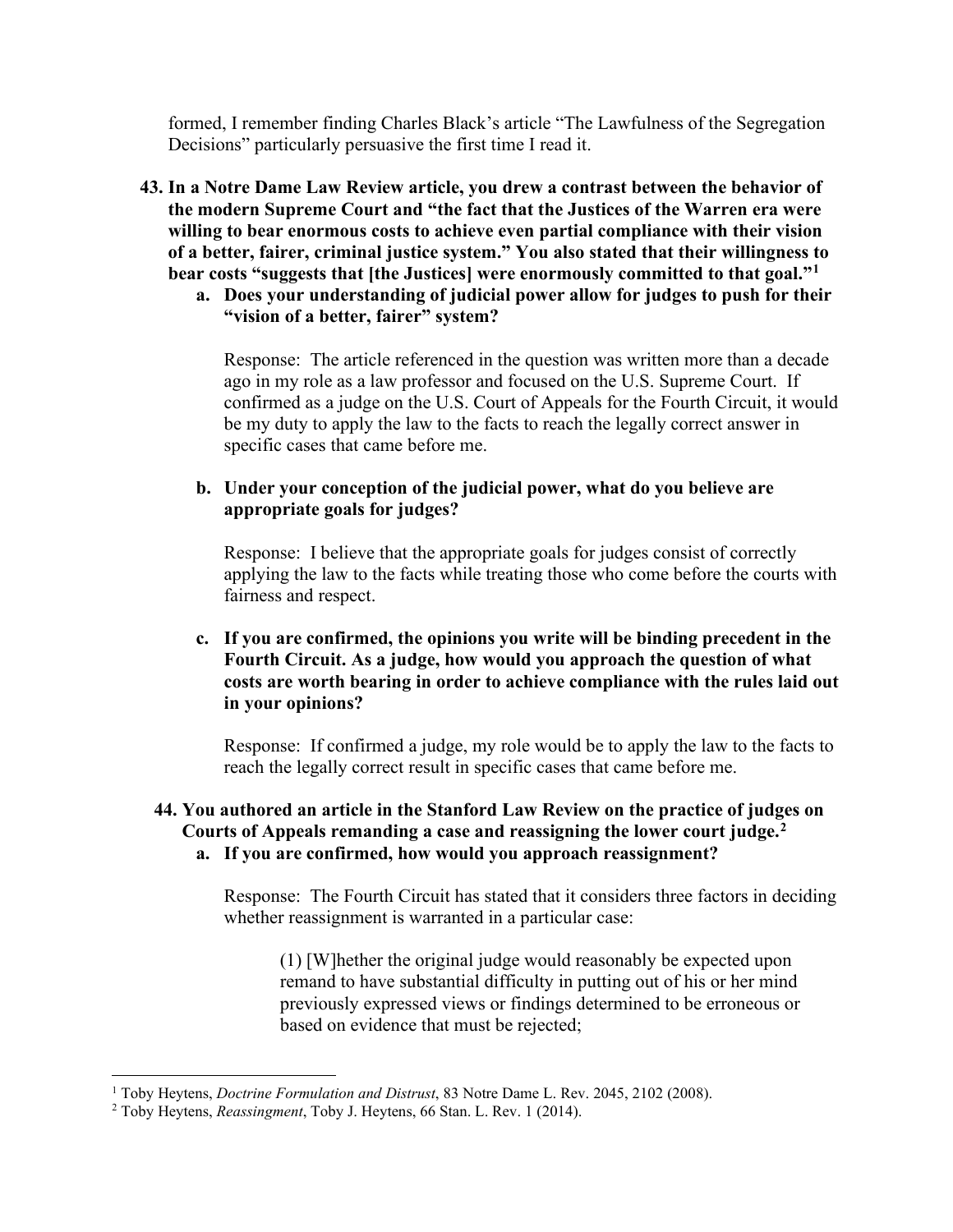formed, I remember finding Charles Black's article "The Lawfulness of the Segregation Decisions" particularly persuasive the first time I read it.

**43. In a Notre Dame Law Review article, you drew a contrast between the behavior of the modern Supreme Court and "the fact that the Justices of the Warren era were willing to bear enormous costs to achieve even partial compliance with their vision of a better, fairer, criminal justice system." You also stated that their willingness to bear costs "suggests that [the Justices] were enormously committed to that goal."[1]**

**a. Does your understanding of judicial power allow for judges to push for their "vision of a better, fairer" system?**

Response: The article referenced in the question was written more than a decade ago in my role as a law professor and focused on the U.S. Supreme Court. If confirmed as a judge on the U.S. Court of Appeals for the Fourth Circuit, it would be my duty to apply the law to the facts to reach the legally correct answer in specific cases that came before me.

**b. Under your conception of the judicial power, what do you believe are appropriate goals for judges?**

Response: I believe that the appropriate goals for judges consist of correctly applying the law to the facts while treating those who come before the courts with fairness and respect.

**c. If you are confirmed, the opinions you write will be binding precedent in the Fourth Circuit. As a judge, how would you approach the question of what costs are worth bearing in order to achieve compliance with the rules laid out in your opinions?**

Response: If confirmed a judge, my role would be to apply the law to the facts to reach the legally correct result in specific cases that came before me.

**44. You authored an article in the Stanford Law Review on the practice of judges on Courts of Appeals remanding a case and reassigning the lower court judge.[2]**

**a. If you are confirmed, how would you approach reassignment?**

Response: The Fourth Circuit has stated that it considers three factors in deciding whether reassignment is warranted in a particular case:

> (1) [W]hether the original judge would reasonably be expected upon remand to have substantial difficulty in putting out of his or her mind previously expressed views or findings determined to be erroneous or based on evidence that must be rejected;

---

[1] Toby Heytens, *Doctrine Formulation and Distrust*, 83 Notre Dame L. Rev. 2045, 2102 (2008).

[2] Toby Heytens, *Reassignment*, Toby J. Heytens, 66 Stan. L. Rev. 1 (2014).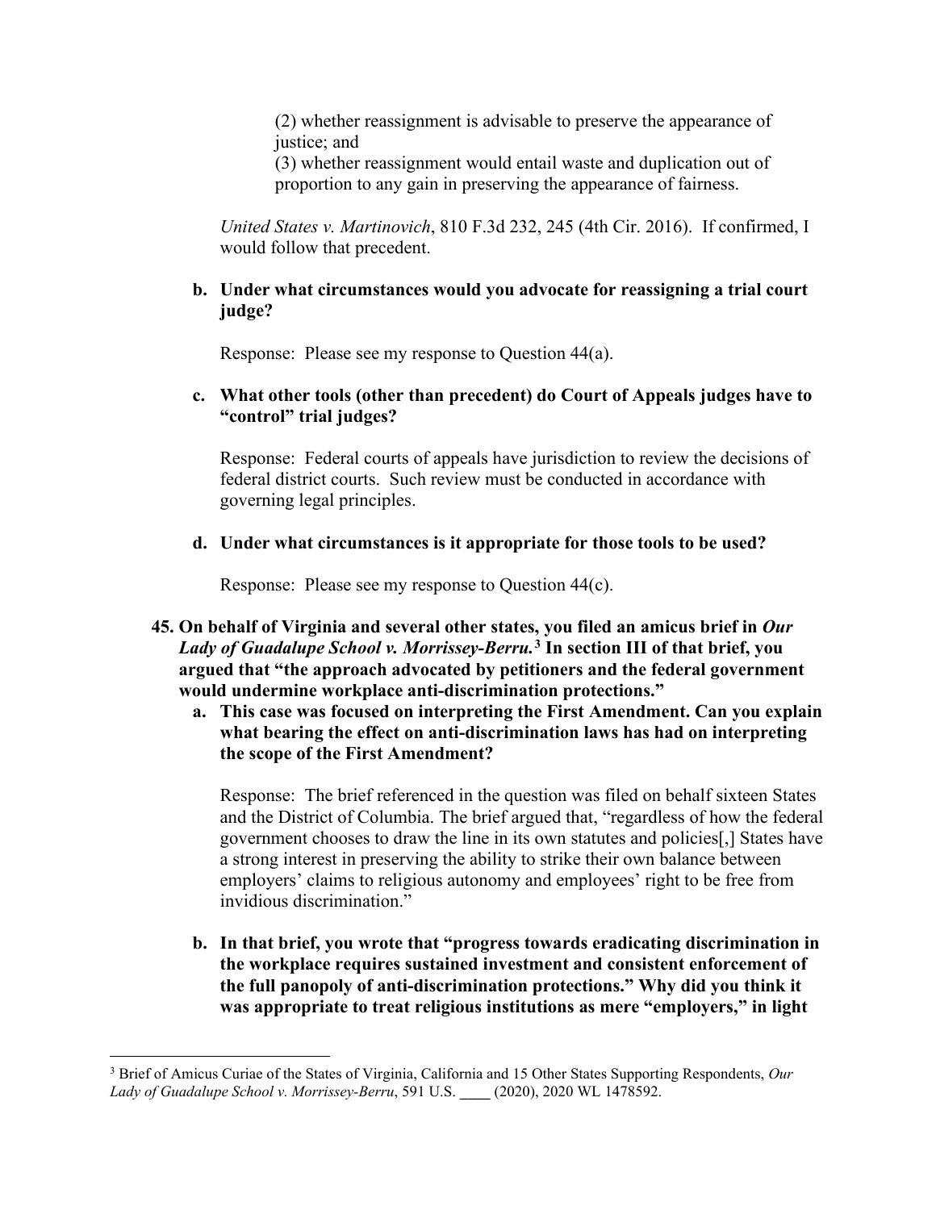(2) whether reassignment is advisable to preserve the appearance of justice; and
(3) whether reassignment would entail waste and duplication out of proportion to any gain in preserving the appearance of fairness.

*United States v. Martinovich*, 810 F.3d 232, 245 (4th Cir. 2016). If confirmed, I would follow that precedent.

**b. Under what circumstances would you advocate for reassigning a trial court judge?**

Response: Please see my response to Question 44(a).

**c. What other tools (other than precedent) do Court of Appeals judges have to "control" trial judges?**

Response: Federal courts of appeals have jurisdiction to review the decisions of federal district courts. Such review must be conducted in accordance with governing legal principles.

**d. Under what circumstances is it appropriate for those tools to be used?**

Response: Please see my response to Question 44(c).

**45. On behalf of Virginia and several other states, you filed an amicus brief in *Our Lady of Guadalupe School v. Morrissey-Berru.*[3] In section III of that brief, you argued that "the approach advocated by petitioners and the federal government would undermine workplace anti-discrimination protections."**

**a. This case was focused on interpreting the First Amendment. Can you explain what bearing the effect on anti-discrimination laws has had on interpreting the scope of the First Amendment?**

Response: The brief referenced in the question was filed on behalf sixteen States and the District of Columbia. The brief argued that, "regardless of how the federal government chooses to draw the line in its own statutes and policies[,] States have a strong interest in preserving the ability to strike their own balance between employers' claims to religious autonomy and employees' right to be free from invidious discrimination."

**b. In that brief, you wrote that "progress towards eradicating discrimination in the workplace requires sustained investment and consistent enforcement of the full panopoly of anti-discrimination protections." Why did you think it was appropriate to treat religious institutions as mere "employers," in light**

[3] Brief of Amicus Curiae of the States of Virginia, California and 15 Other States Supporting Respondents, *Our Lady of Guadalupe School v. Morrissey-Berru*, 591 U.S. ____ (2020), 2020 WL 1478592.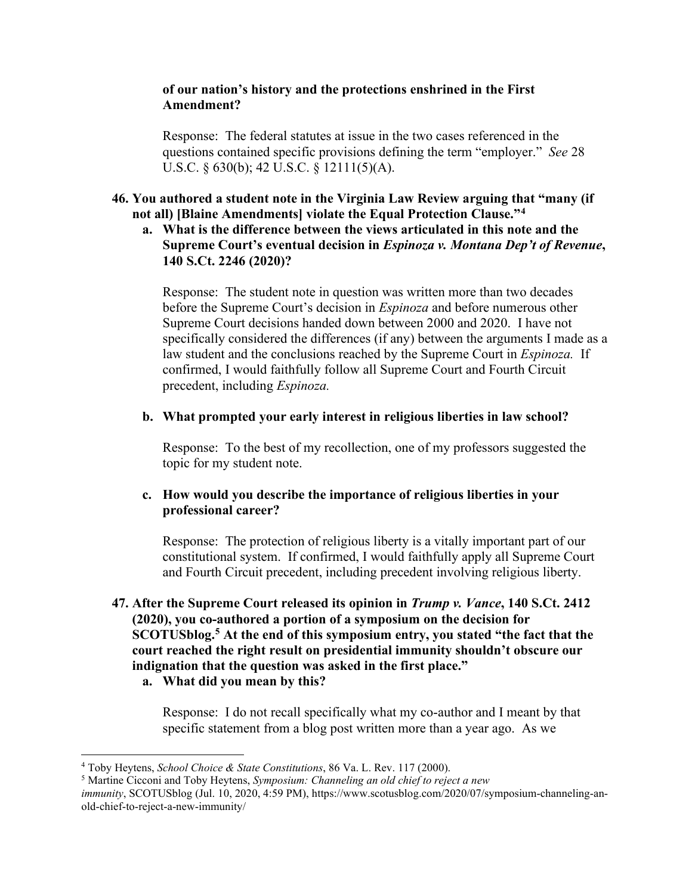**of our nation's history and the protections enshrined in the First Amendment?**

Response: The federal statutes at issue in the two cases referenced in the questions contained specific provisions defining the term "employer." *See* 28 U.S.C. § 630(b); 42 U.S.C. § 12111(5)(A).

**46. You authored a student note in the Virginia Law Review arguing that "many (if not all) [Blaine Amendments] violate the Equal Protection Clause."[4]**

**a. What is the difference between the views articulated in this note and the Supreme Court's eventual decision in *Espinoza v. Montana Dep't of Revenue*, 140 S.Ct. 2246 (2020)?**

Response: The student note in question was written more than two decades before the Supreme Court's decision in *Espinoza* and before numerous other Supreme Court decisions handed down between 2000 and 2020. I have not specifically considered the differences (if any) between the arguments I made as a law student and the conclusions reached by the Supreme Court in *Espinoza.* If confirmed, I would faithfully follow all Supreme Court and Fourth Circuit precedent, including *Espinoza.*

**b. What prompted your early interest in religious liberties in law school?**

Response: To the best of my recollection, one of my professors suggested the topic for my student note.

**c. How would you describe the importance of religious liberties in your professional career?**

Response: The protection of religious liberty is a vitally important part of our constitutional system. If confirmed, I would faithfully apply all Supreme Court and Fourth Circuit precedent, including precedent involving religious liberty.

**47. After the Supreme Court released its opinion in *Trump v. Vance*, 140 S.Ct. 2412 (2020), you co-authored a portion of a symposium on the decision for SCOTUSblog.[5] At the end of this symposium entry, you stated "the fact that the court reached the right result on presidential immunity shouldn't obscure our indignation that the question was asked in the first place."**

**a. What did you mean by this?**

Response: I do not recall specifically what my co-author and I meant by that specific statement from a blog post written more than a year ago. As we

---

[4] Toby Heytens, *School Choice & State Constitutions*, 86 Va. L. Rev. 117 (2000).

[5] Martine Cicconi and Toby Heytens, *Symposium: Channeling an old chief to reject a new immunity*, SCOTUSblog (Jul. 10, 2020, 4:59 PM), https://www.scotusblog.com/2020/07/symposium-channeling-an-old-chief-to-reject-a-new-immunity/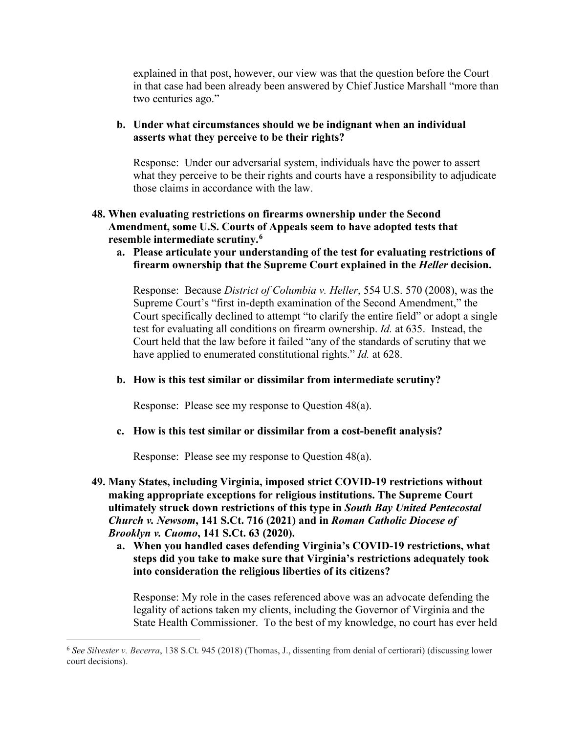explained in that post, however, our view was that the question before the Court in that case had been already been answered by Chief Justice Marshall "more than two centuries ago."

**b. Under what circumstances should we be indignant when an individual asserts what they perceive to be their rights?**

Response: Under our adversarial system, individuals have the power to assert what they perceive to be their rights and courts have a responsibility to adjudicate those claims in accordance with the law.

**48. When evaluating restrictions on firearms ownership under the Second Amendment, some U.S. Courts of Appeals seem to have adopted tests that resemble intermediate scrutiny.[6]**

**a. Please articulate your understanding of the test for evaluating restrictions of firearm ownership that the Supreme Court explained in the *Heller* decision.**

Response: Because *District of Columbia v. Heller*, 554 U.S. 570 (2008), was the Supreme Court's "first in-depth examination of the Second Amendment," the Court specifically declined to attempt "to clarify the entire field" or adopt a single test for evaluating all conditions on firearm ownership. *Id.* at 635. Instead, the Court held that the law before it failed "any of the standards of scrutiny that we have applied to enumerated constitutional rights." *Id.* at 628.

**b. How is this test similar or dissimilar from intermediate scrutiny?**

Response: Please see my response to Question 48(a).

**c. How is this test similar or dissimilar from a cost-benefit analysis?**

Response: Please see my response to Question 48(a).

**49. Many States, including Virginia, imposed strict COVID-19 restrictions without making appropriate exceptions for religious institutions. The Supreme Court ultimately struck down restrictions of this type in *South Bay United Pentecostal Church v. Newsom*, 141 S.Ct. 716 (2021) and in *Roman Catholic Diocese of Brooklyn v. Cuomo*, 141 S.Ct. 63 (2020).**

**a. When you handled cases defending Virginia's COVID-19 restrictions, what steps did you take to make sure that Virginia's restrictions adequately took into consideration the religious liberties of its citizens?**

Response: My role in the cases referenced above was an advocate defending the legality of actions taken my clients, including the Governor of Virginia and the State Health Commissioner. To the best of my knowledge, no court has ever held

---

[6] *See Silvester v. Becerra*, 138 S.Ct. 945 (2018) (Thomas, J., dissenting from denial of certiorari) (discussing lower court decisions).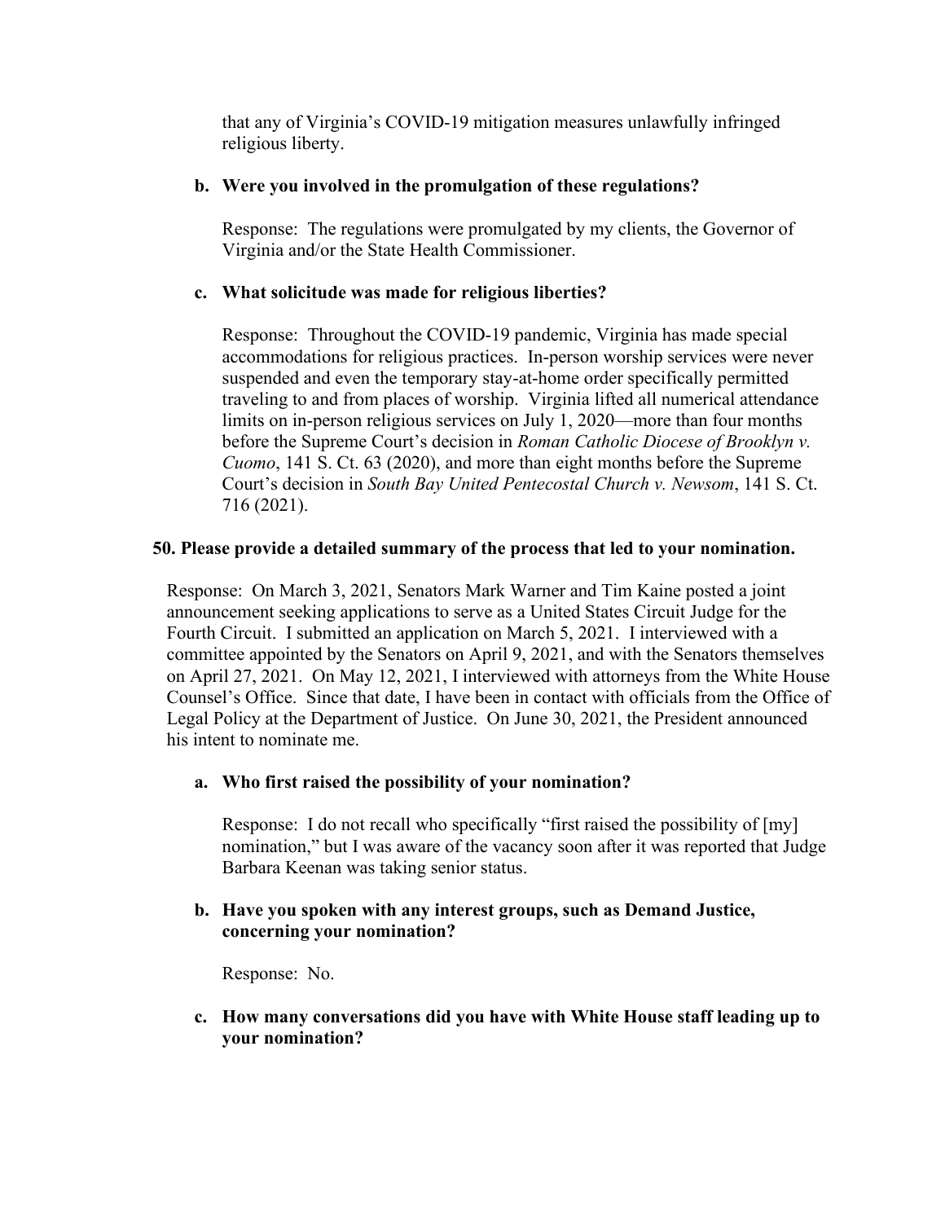that any of Virginia's COVID-19 mitigation measures unlawfully infringed religious liberty.

**b. Were you involved in the promulgation of these regulations?**

Response: The regulations were promulgated by my clients, the Governor of Virginia and/or the State Health Commissioner.

**c. What solicitude was made for religious liberties?**

Response: Throughout the COVID-19 pandemic, Virginia has made special accommodations for religious practices. In-person worship services were never suspended and even the temporary stay-at-home order specifically permitted traveling to and from places of worship. Virginia lifted all numerical attendance limits on in-person religious services on July 1, 2020—more than four months before the Supreme Court's decision in *Roman Catholic Diocese of Brooklyn v. Cuomo*, 141 S. Ct. 63 (2020), and more than eight months before the Supreme Court's decision in *South Bay United Pentecostal Church v. Newsom*, 141 S. Ct. 716 (2021).

**50. Please provide a detailed summary of the process that led to your nomination.**

Response: On March 3, 2021, Senators Mark Warner and Tim Kaine posted a joint announcement seeking applications to serve as a United States Circuit Judge for the Fourth Circuit. I submitted an application on March 5, 2021. I interviewed with a committee appointed by the Senators on April 9, 2021, and with the Senators themselves on April 27, 2021. On May 12, 2021, I interviewed with attorneys from the White House Counsel's Office. Since that date, I have been in contact with officials from the Office of Legal Policy at the Department of Justice. On June 30, 2021, the President announced his intent to nominate me.

**a. Who first raised the possibility of your nomination?**

Response: I do not recall who specifically "first raised the possibility of [my] nomination," but I was aware of the vacancy soon after it was reported that Judge Barbara Keenan was taking senior status.

**b. Have you spoken with any interest groups, such as Demand Justice, concerning your nomination?**

Response: No.

**c. How many conversations did you have with White House staff leading up to your nomination?**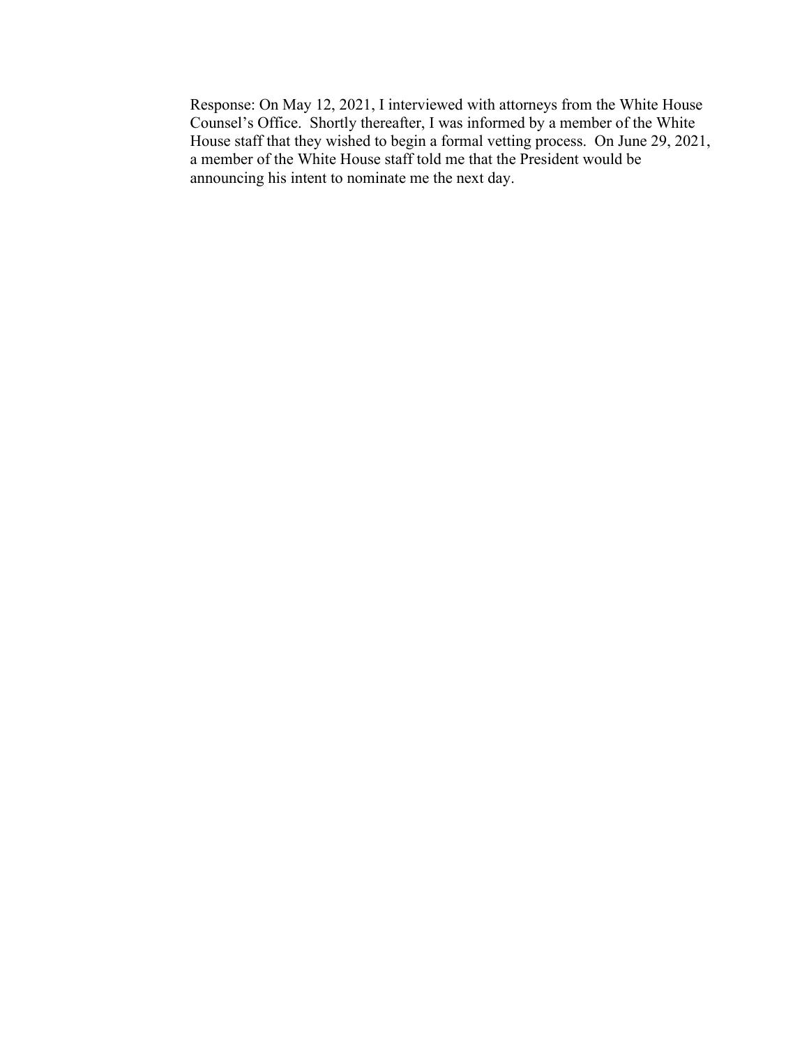Response: On May 12, 2021, I interviewed with attorneys from the White House Counsel's Office. Shortly thereafter, I was informed by a member of the White House staff that they wished to begin a formal vetting process. On June 29, 2021, a member of the White House staff told me that the President would be announcing his intent to nominate me the next day.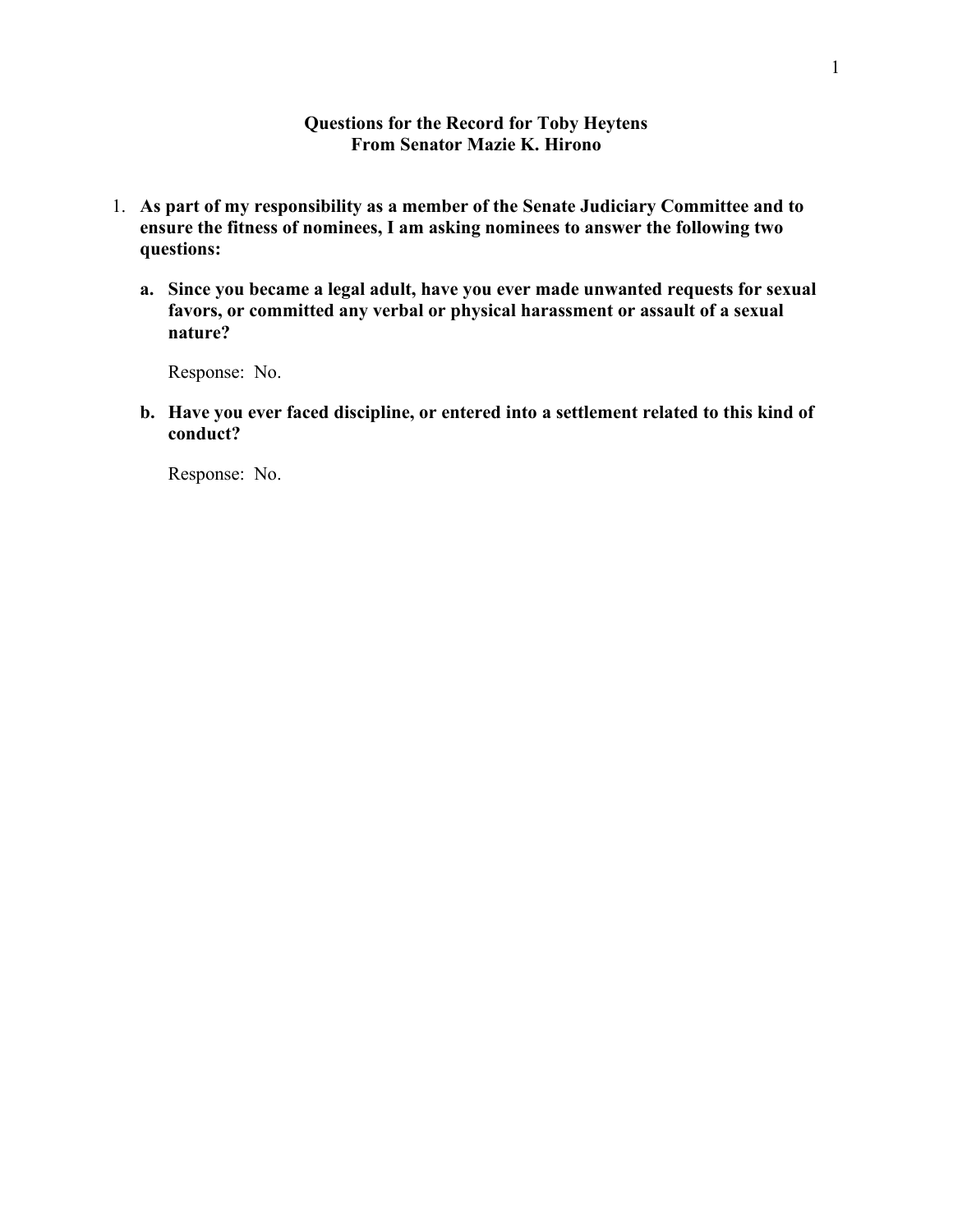**Questions for the Record for Toby Heytens**
**From Senator Mazie K. Hirono**

1. **As part of my responsibility as a member of the Senate Judiciary Committee and to ensure the fitness of nominees, I am asking nominees to answer the following two questions:**

   a. **Since you became a legal adult, have you ever made unwanted requests for sexual favors, or committed any verbal or physical harassment or assault of a sexual nature?**

      Response: No.

   b. **Have you ever faced discipline, or entered into a settlement related to this kind of conduct?**

      Response: No.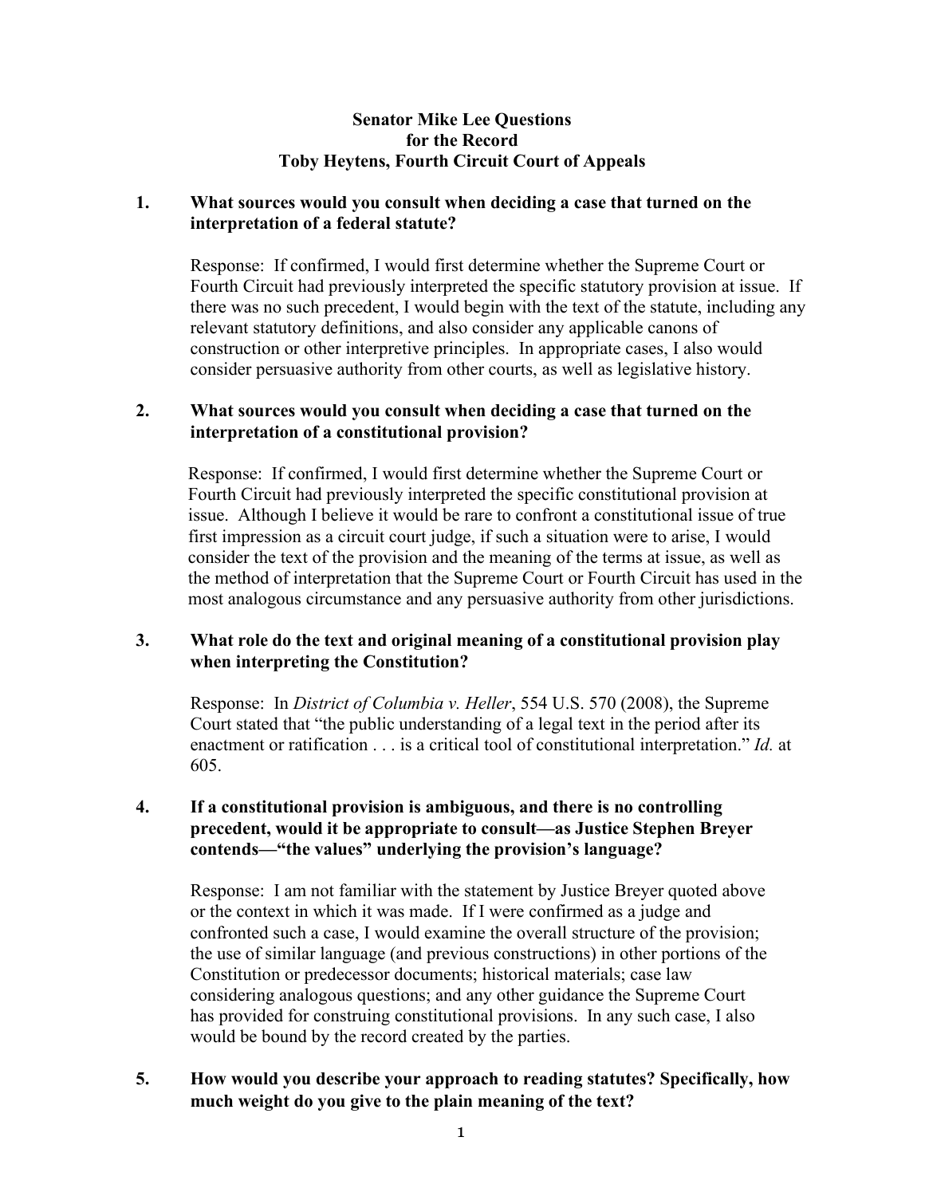**Senator Mike Lee Questions for the Record**
**Toby Heytens, Fourth Circuit Court of Appeals**

1. **What sources would you consult when deciding a case that turned on the interpretation of a federal statute?**

   Response: If confirmed, I would first determine whether the Supreme Court or Fourth Circuit had previously interpreted the specific statutory provision at issue. If there was no such precedent, I would begin with the text of the statute, including any relevant statutory definitions, and also consider any applicable canons of construction or other interpretive principles. In appropriate cases, I also would consider persuasive authority from other courts, as well as legislative history.

2. **What sources would you consult when deciding a case that turned on the interpretation of a constitutional provision?**

   Response: If confirmed, I would first determine whether the Supreme Court or Fourth Circuit had previously interpreted the specific constitutional provision at issue. Although I believe it would be rare to confront a constitutional issue of true first impression as a circuit court judge, if such a situation were to arise, I would consider the text of the provision and the meaning of the terms at issue, as well as the method of interpretation that the Supreme Court or Fourth Circuit has used in the most analogous circumstance and any persuasive authority from other jurisdictions.

3. **What role do the text and original meaning of a constitutional provision play when interpreting the Constitution?**

   Response: In *District of Columbia v. Heller*, 554 U.S. 570 (2008), the Supreme Court stated that "the public understanding of a legal text in the period after its enactment or ratification . . . is a critical tool of constitutional interpretation." *Id.* at 605.

4. **If a constitutional provision is ambiguous, and there is no controlling precedent, would it be appropriate to consult—as Justice Stephen Breyer contends—"the values" underlying the provision's language?**

   Response: I am not familiar with the statement by Justice Breyer quoted above or the context in which it was made. If I were confirmed as a judge and confronted such a case, I would examine the overall structure of the provision; the use of similar language (and previous constructions) in other portions of the Constitution or predecessor documents; historical materials; case law considering analogous questions; and any other guidance the Supreme Court has provided for construing constitutional provisions. In any such case, I also would be bound by the record created by the parties.

5. **How would you describe your approach to reading statutes? Specifically, how much weight do you give to the plain meaning of the text?**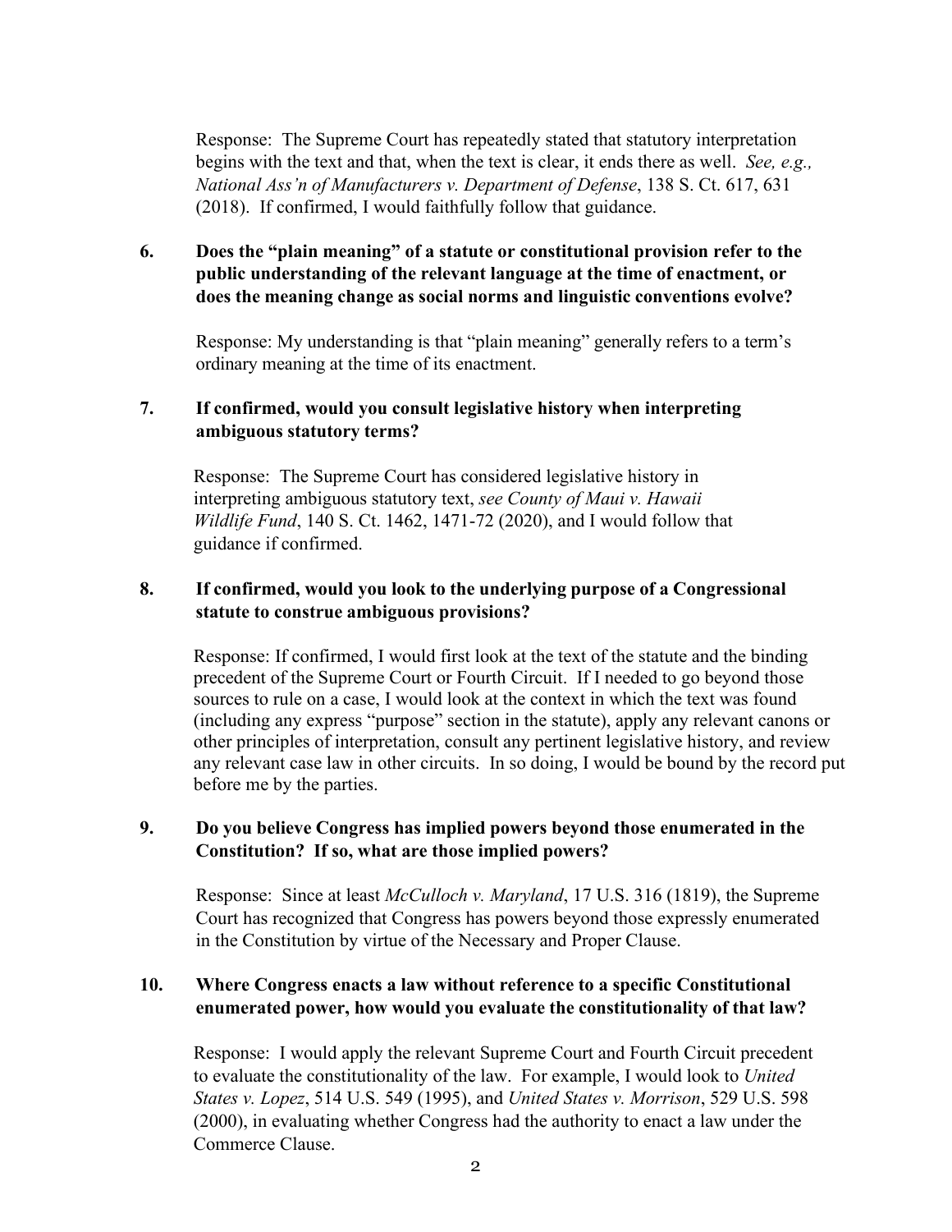Response: The Supreme Court has repeatedly stated that statutory interpretation begins with the text and that, when the text is clear, it ends there as well. *See, e.g., National Ass'n of Manufacturers v. Department of Defense*, 138 S. Ct. 617, 631 (2018). If confirmed, I would faithfully follow that guidance.

**6. Does the "plain meaning" of a statute or constitutional provision refer to the public understanding of the relevant language at the time of enactment, or does the meaning change as social norms and linguistic conventions evolve?**

Response: My understanding is that "plain meaning" generally refers to a term's ordinary meaning at the time of its enactment.

**7. If confirmed, would you consult legislative history when interpreting ambiguous statutory terms?**

Response: The Supreme Court has considered legislative history in interpreting ambiguous statutory text, *see County of Maui v. Hawaii Wildlife Fund*, 140 S. Ct. 1462, 1471-72 (2020), and I would follow that guidance if confirmed.

**8. If confirmed, would you look to the underlying purpose of a Congressional statute to construe ambiguous provisions?**

Response: If confirmed, I would first look at the text of the statute and the binding precedent of the Supreme Court or Fourth Circuit. If I needed to go beyond those sources to rule on a case, I would look at the context in which the text was found (including any express "purpose" section in the statute), apply any relevant canons or other principles of interpretation, consult any pertinent legislative history, and review any relevant case law in other circuits. In so doing, I would be bound by the record put before me by the parties.

**9. Do you believe Congress has implied powers beyond those enumerated in the Constitution? If so, what are those implied powers?**

Response: Since at least *McCulloch v. Maryland*, 17 U.S. 316 (1819), the Supreme Court has recognized that Congress has powers beyond those expressly enumerated in the Constitution by virtue of the Necessary and Proper Clause.

**10. Where Congress enacts a law without reference to a specific Constitutional enumerated power, how would you evaluate the constitutionality of that law?**

Response: I would apply the relevant Supreme Court and Fourth Circuit precedent to evaluate the constitutionality of the law. For example, I would look to *United States v. Lopez*, 514 U.S. 549 (1995), and *United States v. Morrison*, 529 U.S. 598 (2000), in evaluating whether Congress had the authority to enact a law under the Commerce Clause.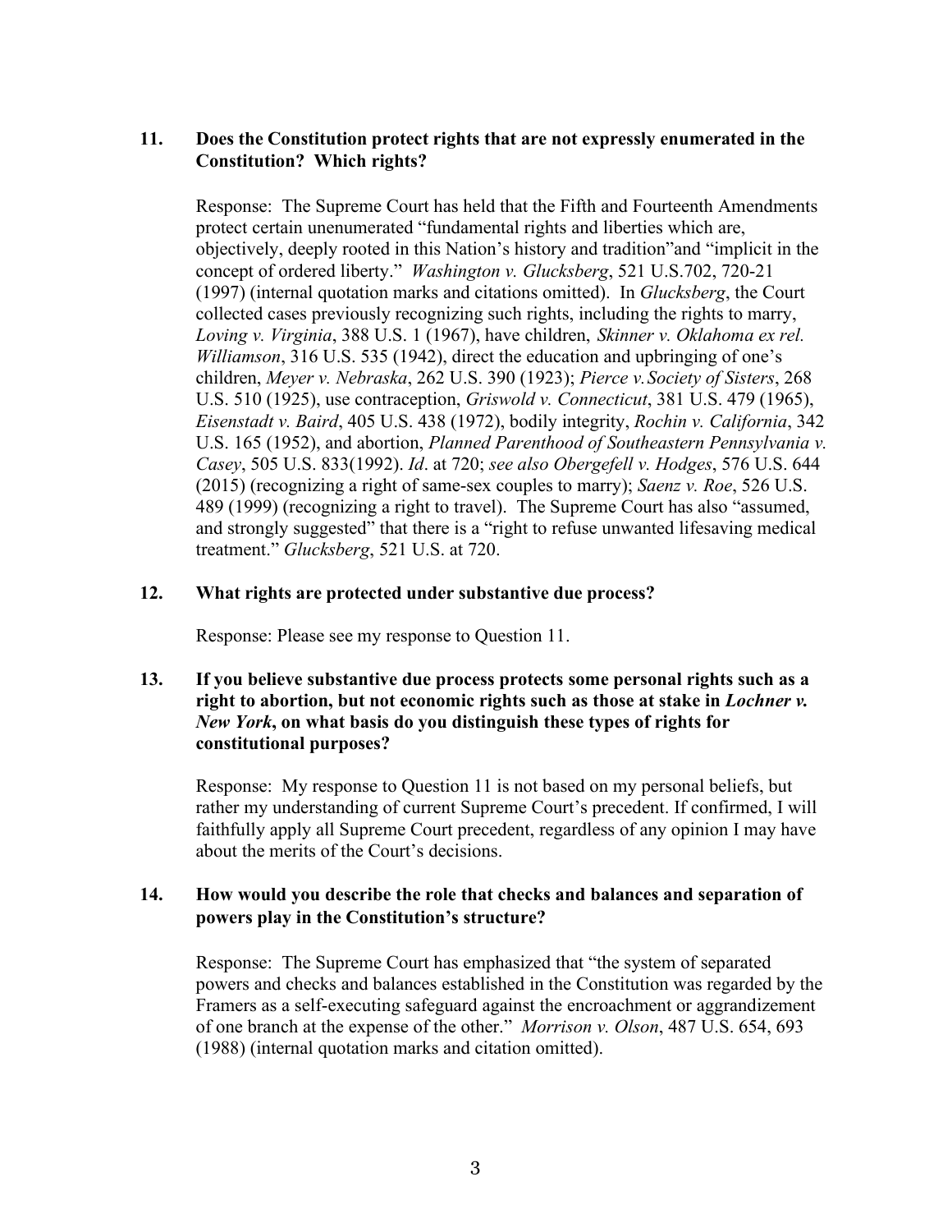**11. Does the Constitution protect rights that are not expressly enumerated in the Constitution? Which rights?**

Response: The Supreme Court has held that the Fifth and Fourteenth Amendments protect certain unenumerated "fundamental rights and liberties which are, objectively, deeply rooted in this Nation's history and tradition"and "implicit in the concept of ordered liberty." *Washington v. Glucksberg*, 521 U.S.702, 720-21 (1997) (internal quotation marks and citations omitted). In *Glucksberg*, the Court collected cases previously recognizing such rights, including the rights to marry, *Loving v. Virginia*, 388 U.S. 1 (1967), have children, *Skinner v. Oklahoma ex rel. Williamson*, 316 U.S. 535 (1942), direct the education and upbringing of one's children, *Meyer v. Nebraska*, 262 U.S. 390 (1923); *Pierce v. Society of Sisters*, 268 U.S. 510 (1925), use contraception, *Griswold v. Connecticut*, 381 U.S. 479 (1965), *Eisenstadt v. Baird*, 405 U.S. 438 (1972), bodily integrity, *Rochin v. California*, 342 U.S. 165 (1952), and abortion, *Planned Parenthood of Southeastern Pennsylvania v. Casey*, 505 U.S. 833(1992). *Id*. at 720; *see also Obergefell v. Hodges*, 576 U.S. 644 (2015) (recognizing a right of same-sex couples to marry); *Saenz v. Roe*, 526 U.S. 489 (1999) (recognizing a right to travel). The Supreme Court has also "assumed, and strongly suggested" that there is a "right to refuse unwanted lifesaving medical treatment." *Glucksberg*, 521 U.S. at 720.

**12. What rights are protected under substantive due process?**

Response: Please see my response to Question 11.

**13. If you believe substantive due process protects some personal rights such as a right to abortion, but not economic rights such as those at stake in *Lochner v. New York*, on what basis do you distinguish these types of rights for constitutional purposes?**

Response: My response to Question 11 is not based on my personal beliefs, but rather my understanding of current Supreme Court's precedent. If confirmed, I will faithfully apply all Supreme Court precedent, regardless of any opinion I may have about the merits of the Court's decisions.

**14. How would you describe the role that checks and balances and separation of powers play in the Constitution's structure?**

Response: The Supreme Court has emphasized that "the system of separated powers and checks and balances established in the Constitution was regarded by the Framers as a self-executing safeguard against the encroachment or aggrandizement of one branch at the expense of the other." *Morrison v. Olson*, 487 U.S. 654, 693 (1988) (internal quotation marks and citation omitted).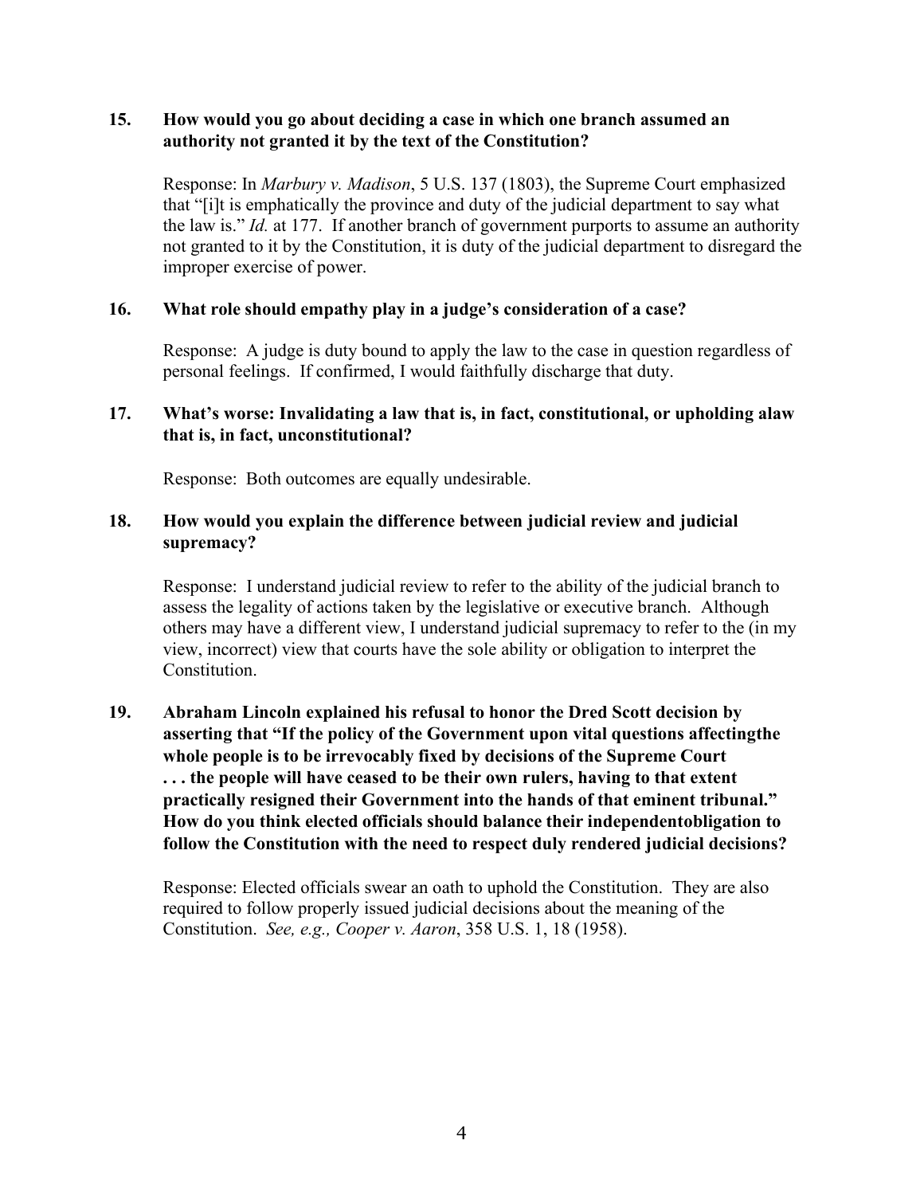**15. How would you go about deciding a case in which one branch assumed an authority not granted it by the text of the Constitution?**

Response: In *Marbury v. Madison*, 5 U.S. 137 (1803), the Supreme Court emphasized that "[i]t is emphatically the province and duty of the judicial department to say what the law is." *Id.* at 177. If another branch of government purports to assume an authority not granted to it by the Constitution, it is duty of the judicial department to disregard the improper exercise of power.

**16. What role should empathy play in a judge's consideration of a case?**

Response: A judge is duty bound to apply the law to the case in question regardless of personal feelings. If confirmed, I would faithfully discharge that duty.

**17. What's worse: Invalidating a law that is, in fact, constitutional, or upholding alaw that is, in fact, unconstitutional?**

Response: Both outcomes are equally undesirable.

**18. How would you explain the difference between judicial review and judicial supremacy?**

Response: I understand judicial review to refer to the ability of the judicial branch to assess the legality of actions taken by the legislative or executive branch. Although others may have a different view, I understand judicial supremacy to refer to the (in my view, incorrect) view that courts have the sole ability or obligation to interpret the Constitution.

**19. Abraham Lincoln explained his refusal to honor the Dred Scott decision by asserting that "If the policy of the Government upon vital questions affectingthe whole people is to be irrevocably fixed by decisions of the Supreme Court . . . the people will have ceased to be their own rulers, having to that extent practically resigned their Government into the hands of that eminent tribunal." How do you think elected officials should balance their independentobligation to follow the Constitution with the need to respect duly rendered judicial decisions?**

Response: Elected officials swear an oath to uphold the Constitution. They are also required to follow properly issued judicial decisions about the meaning of the Constitution. *See, e.g., Cooper v. Aaron*, 358 U.S. 1, 18 (1958).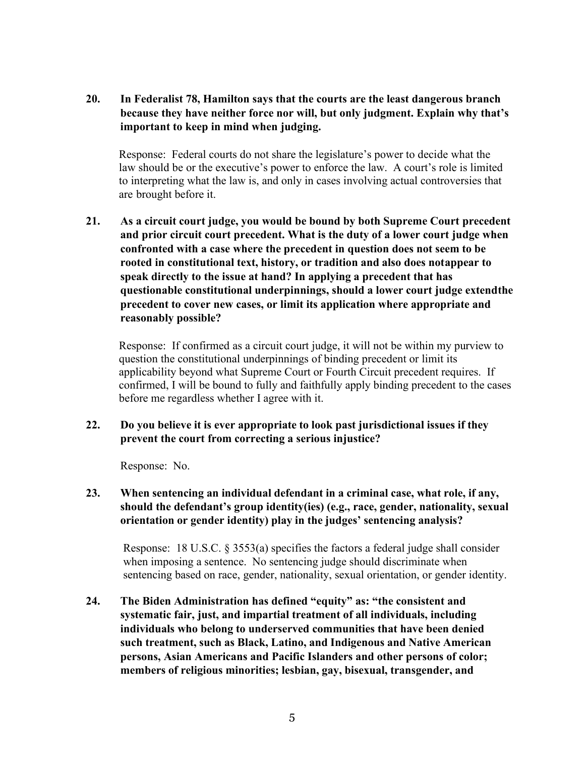**20. In Federalist 78, Hamilton says that the courts are the least dangerous branch because they have neither force nor will, but only judgment. Explain why that's important to keep in mind when judging.**

Response: Federal courts do not share the legislature's power to decide what the law should be or the executive's power to enforce the law. A court's role is limited to interpreting what the law is, and only in cases involving actual controversies that are brought before it.

**21. As a circuit court judge, you would be bound by both Supreme Court precedent and prior circuit court precedent. What is the duty of a lower court judge when confronted with a case where the precedent in question does not seem to be rooted in constitutional text, history, or tradition and also does notappear to speak directly to the issue at hand? In applying a precedent that has questionable constitutional underpinnings, should a lower court judge extendthe precedent to cover new cases, or limit its application where appropriate and reasonably possible?**

Response: If confirmed as a circuit court judge, it will not be within my purview to question the constitutional underpinnings of binding precedent or limit its applicability beyond what Supreme Court or Fourth Circuit precedent requires. If confirmed, I will be bound to fully and faithfully apply binding precedent to the cases before me regardless whether I agree with it.

**22. Do you believe it is ever appropriate to look past jurisdictional issues if they prevent the court from correcting a serious injustice?**

Response: No.

**23. When sentencing an individual defendant in a criminal case, what role, if any, should the defendant's group identity(ies) (e.g., race, gender, nationality, sexual orientation or gender identity) play in the judges' sentencing analysis?**

Response: 18 U.S.C. § 3553(a) specifies the factors a federal judge shall consider when imposing a sentence. No sentencing judge should discriminate when sentencing based on race, gender, nationality, sexual orientation, or gender identity.

**24. The Biden Administration has defined "equity" as: "the consistent and systematic fair, just, and impartial treatment of all individuals, including individuals who belong to underserved communities that have been denied such treatment, such as Black, Latino, and Indigenous and Native American persons, Asian Americans and Pacific Islanders and other persons of color; members of religious minorities; lesbian, gay, bisexual, transgender, and**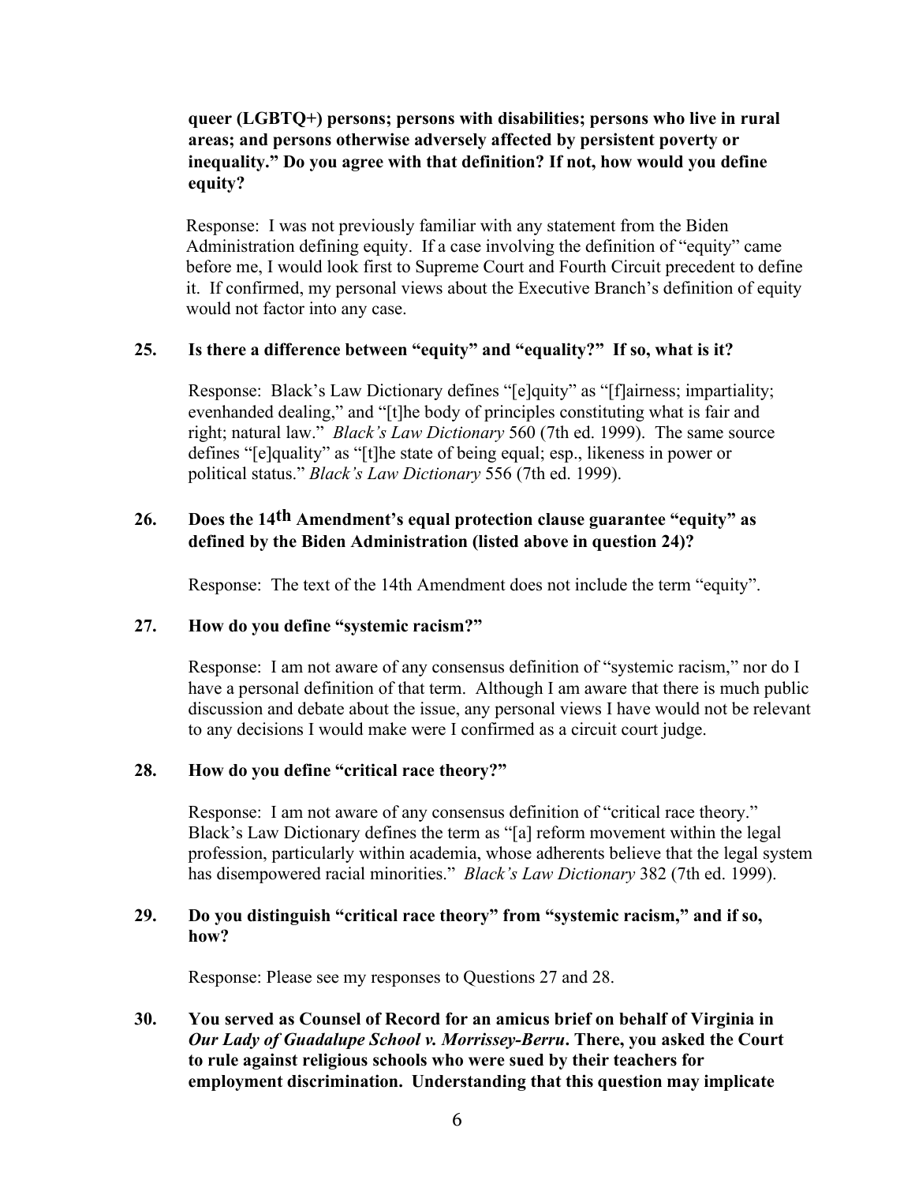**queer (LGBTQ+) persons; persons with disabilities; persons who live in rural areas; and persons otherwise adversely affected by persistent poverty or inequality." Do you agree with that definition? If not, how would you define equity?**

Response: I was not previously familiar with any statement from the Biden Administration defining equity. If a case involving the definition of "equity" came before me, I would look first to Supreme Court and Fourth Circuit precedent to define it. If confirmed, my personal views about the Executive Branch's definition of equity would not factor into any case.

**25. Is there a difference between "equity" and "equality?" If so, what is it?**

Response: Black's Law Dictionary defines "[e]quity" as "[f]airness; impartiality; evenhanded dealing," and "[t]he body of principles constituting what is fair and right; natural law." *Black's Law Dictionary* 560 (7th ed. 1999). The same source defines "[e]quality" as "[t]he state of being equal; esp., likeness in power or political status." *Black's Law Dictionary* 556 (7th ed. 1999).

**26. Does the 14th Amendment's equal protection clause guarantee "equity" as defined by the Biden Administration (listed above in question 24)?**

Response: The text of the 14th Amendment does not include the term "equity".

**27. How do you define "systemic racism?"**

Response: I am not aware of any consensus definition of "systemic racism," nor do I have a personal definition of that term. Although I am aware that there is much public discussion and debate about the issue, any personal views I have would not be relevant to any decisions I would make were I confirmed as a circuit court judge.

**28. How do you define "critical race theory?"**

Response: I am not aware of any consensus definition of "critical race theory." Black's Law Dictionary defines the term as "[a] reform movement within the legal profession, particularly within academia, whose adherents believe that the legal system has disempowered racial minorities." *Black's Law Dictionary* 382 (7th ed. 1999).

**29. Do you distinguish "critical race theory" from "systemic racism," and if so, how?**

Response: Please see my responses to Questions 27 and 28.

**30. You served as Counsel of Record for an amicus brief on behalf of Virginia in *Our Lady of Guadalupe School v. Morrissey-Berru*. There, you asked the Court to rule against religious schools who were sued by their teachers for employment discrimination. Understanding that this question may implicate**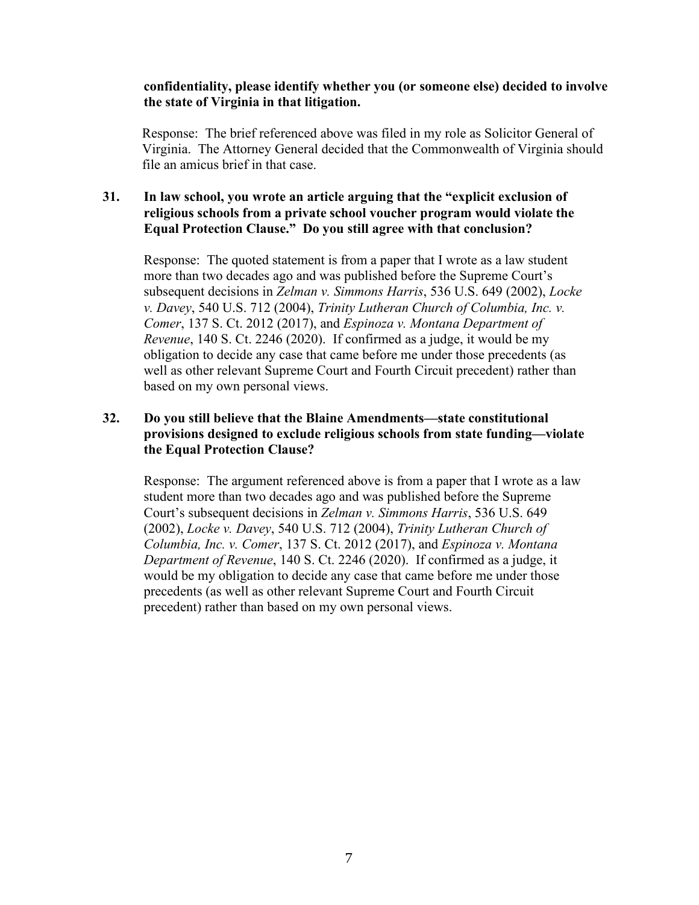**confidentiality, please identify whether you (or someone else) decided to involve the state of Virginia in that litigation.**

Response: The brief referenced above was filed in my role as Solicitor General of Virginia. The Attorney General decided that the Commonwealth of Virginia should file an amicus brief in that case.

**31. In law school, you wrote an article arguing that the "explicit exclusion of religious schools from a private school voucher program would violate the Equal Protection Clause." Do you still agree with that conclusion?**

Response: The quoted statement is from a paper that I wrote as a law student more than two decades ago and was published before the Supreme Court's subsequent decisions in *Zelman v. Simmons Harris*, 536 U.S. 649 (2002), *Locke v. Davey*, 540 U.S. 712 (2004), *Trinity Lutheran Church of Columbia, Inc. v. Comer*, 137 S. Ct. 2012 (2017), and *Espinoza v. Montana Department of Revenue*, 140 S. Ct. 2246 (2020). If confirmed as a judge, it would be my obligation to decide any case that came before me under those precedents (as well as other relevant Supreme Court and Fourth Circuit precedent) rather than based on my own personal views.

**32. Do you still believe that the Blaine Amendments—state constitutional provisions designed to exclude religious schools from state funding—violate the Equal Protection Clause?**

Response: The argument referenced above is from a paper that I wrote as a law student more than two decades ago and was published before the Supreme Court's subsequent decisions in *Zelman v. Simmons Harris*, 536 U.S. 649 (2002), *Locke v. Davey*, 540 U.S. 712 (2004), *Trinity Lutheran Church of Columbia, Inc. v. Comer*, 137 S. Ct. 2012 (2017), and *Espinoza v. Montana Department of Revenue*, 140 S. Ct. 2246 (2020). If confirmed as a judge, it would be my obligation to decide any case that came before me under those precedents (as well as other relevant Supreme Court and Fourth Circuit precedent) rather than based on my own personal views.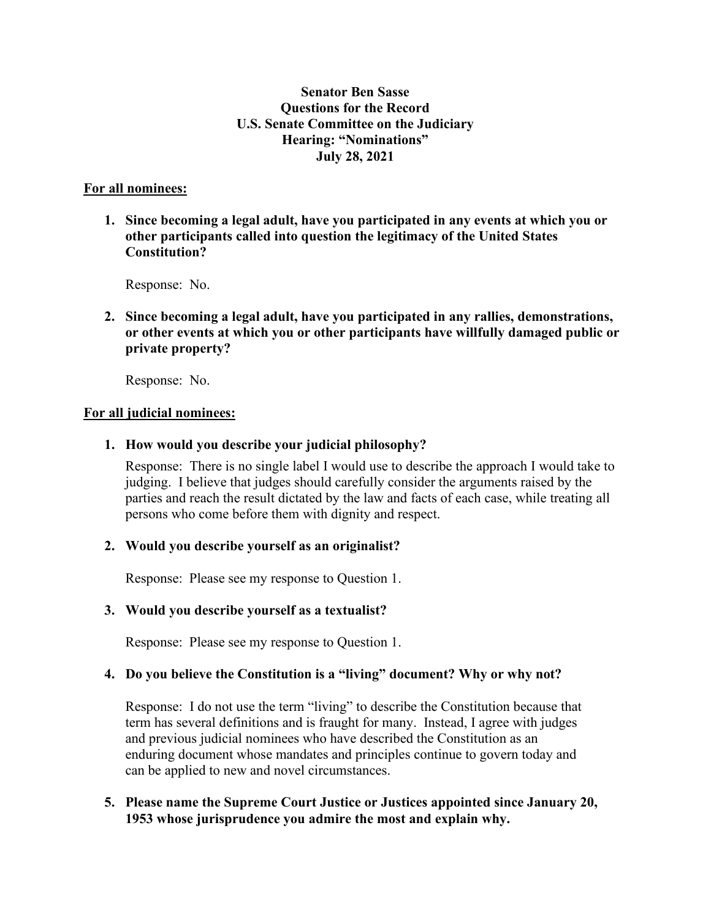**Senator Ben Sasse**
**Questions for the Record**
**U.S. Senate Committee on the Judiciary**
**Hearing: "Nominations"**
**July 28, 2021**

**For all nominees:**

1. **Since becoming a legal adult, have you participated in any events at which you or other participants called into question the legitimacy of the United States Constitution?**

   Response: No.

2. **Since becoming a legal adult, have you participated in any rallies, demonstrations, or other events at which you or other participants have willfully damaged public or private property?**

   Response: No.

**For all judicial nominees:**

1. **How would you describe your judicial philosophy?**

   Response: There is no single label I would use to describe the approach I would take to judging. I believe that judges should carefully consider the arguments raised by the parties and reach the result dictated by the law and facts of each case, while treating all persons who come before them with dignity and respect.

2. **Would you describe yourself as an originalist?**

   Response: Please see my response to Question 1.

3. **Would you describe yourself as a textualist?**

   Response: Please see my response to Question 1.

4. **Do you believe the Constitution is a "living" document? Why or why not?**

   Response: I do not use the term "living" to describe the Constitution because that term has several definitions and is fraught for many. Instead, I agree with judges and previous judicial nominees who have described the Constitution as an enduring document whose mandates and principles continue to govern today and can be applied to new and novel circumstances.

5. **Please name the Supreme Court Justice or Justices appointed since January 20, 1953 whose jurisprudence you admire the most and explain why.**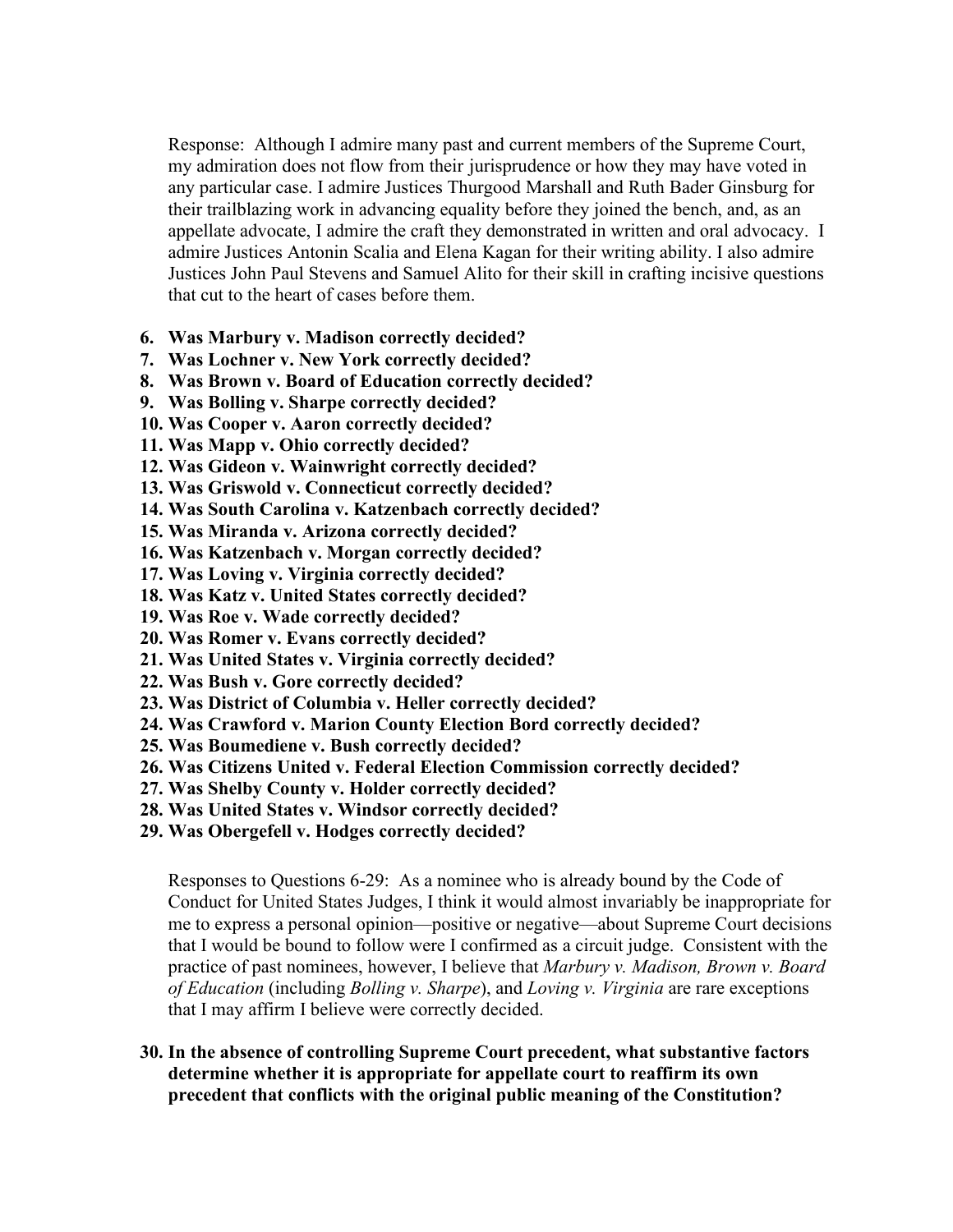Response: Although I admire many past and current members of the Supreme Court, my admiration does not flow from their jurisprudence or how they may have voted in any particular case. I admire Justices Thurgood Marshall and Ruth Bader Ginsburg for their trailblazing work in advancing equality before they joined the bench, and, as an appellate advocate, I admire the craft they demonstrated in written and oral advocacy. I admire Justices Antonin Scalia and Elena Kagan for their writing ability. I also admire Justices John Paul Stevens and Samuel Alito for their skill in crafting incisive questions that cut to the heart of cases before them.

6. **Was Marbury v. Madison correctly decided?**
7. **Was Lochner v. New York correctly decided?**
8. **Was Brown v. Board of Education correctly decided?**
9. **Was Bolling v. Sharpe correctly decided?**
10. **Was Cooper v. Aaron correctly decided?**
11. **Was Mapp v. Ohio correctly decided?**
12. **Was Gideon v. Wainwright correctly decided?**
13. **Was Griswold v. Connecticut correctly decided?**
14. **Was South Carolina v. Katzenbach correctly decided?**
15. **Was Miranda v. Arizona correctly decided?**
16. **Was Katzenbach v. Morgan correctly decided?**
17. **Was Loving v. Virginia correctly decided?**
18. **Was Katz v. United States correctly decided?**
19. **Was Roe v. Wade correctly decided?**
20. **Was Romer v. Evans correctly decided?**
21. **Was United States v. Virginia correctly decided?**
22. **Was Bush v. Gore correctly decided?**
23. **Was District of Columbia v. Heller correctly decided?**
24. **Was Crawford v. Marion County Election Bord correctly decided?**
25. **Was Boumediene v. Bush correctly decided?**
26. **Was Citizens United v. Federal Election Commission correctly decided?**
27. **Was Shelby County v. Holder correctly decided?**
28. **Was United States v. Windsor correctly decided?**
29. **Was Obergefell v. Hodges correctly decided?**

Responses to Questions 6-29: As a nominee who is already bound by the Code of Conduct for United States Judges, I think it would almost invariably be inappropriate for me to express a personal opinion—positive or negative—about Supreme Court decisions that I would be bound to follow were I confirmed as a circuit judge. Consistent with the practice of past nominees, however, I believe that *Marbury v. Madison, Brown v. Board of Education* (including *Bolling v. Sharpe*), and *Loving v. Virginia* are rare exceptions that I may affirm I believe were correctly decided.

30. **In the absence of controlling Supreme Court precedent, what substantive factors determine whether it is appropriate for appellate court to reaffirm its own precedent that conflicts with the original public meaning of the Constitution?**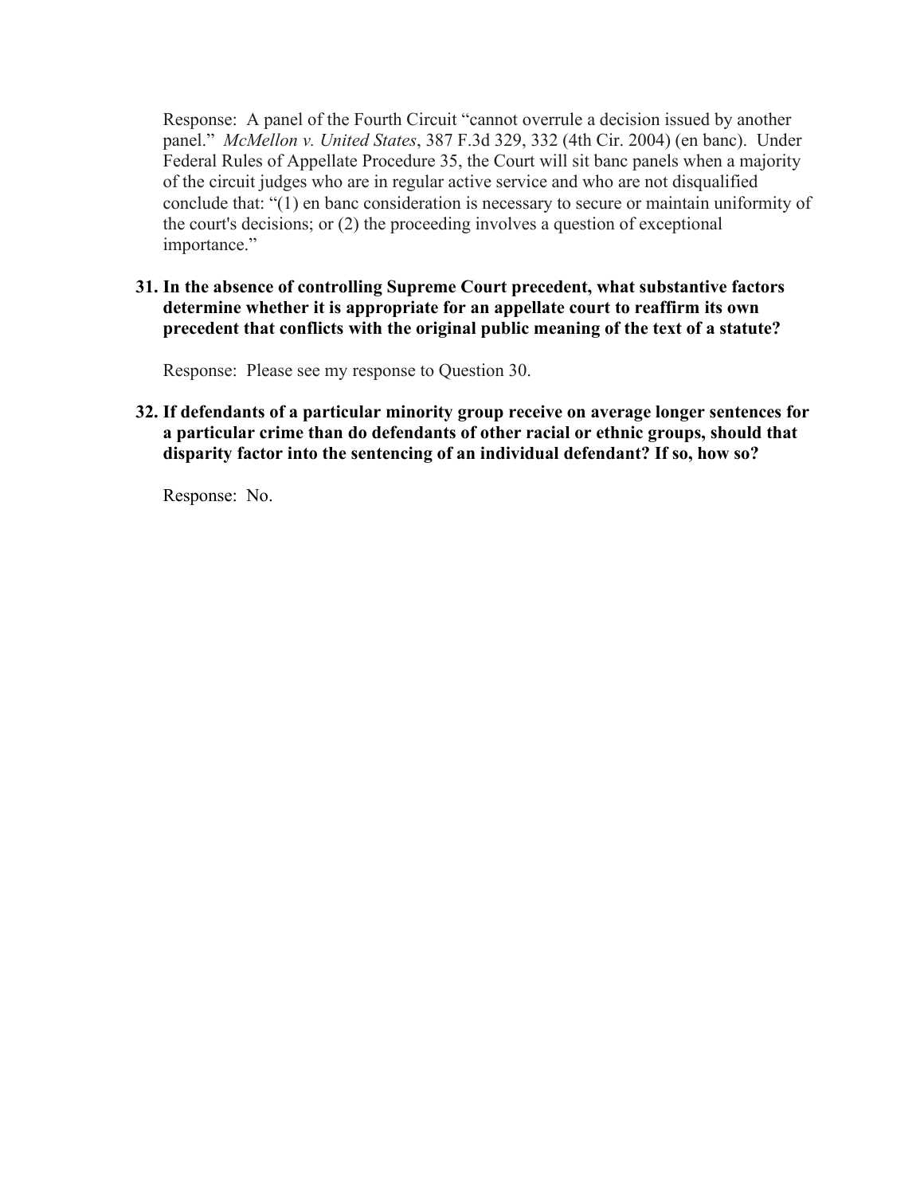Response: A panel of the Fourth Circuit "cannot overrule a decision issued by another panel." *McMellon v. United States*, 387 F.3d 329, 332 (4th Cir. 2004) (en banc). Under Federal Rules of Appellate Procedure 35, the Court will sit banc panels when a majority of the circuit judges who are in regular active service and who are not disqualified conclude that: "(1) en banc consideration is necessary to secure or maintain uniformity of the court's decisions; or (2) the proceeding involves a question of exceptional importance."

**31. In the absence of controlling Supreme Court precedent, what substantive factors determine whether it is appropriate for an appellate court to reaffirm its own precedent that conflicts with the original public meaning of the text of a statute?**

Response: Please see my response to Question 30.

**32. If defendants of a particular minority group receive on average longer sentences for a particular crime than do defendants of other racial or ethnic groups, should that disparity factor into the sentencing of an individual defendant? If so, how so?**

Response: No.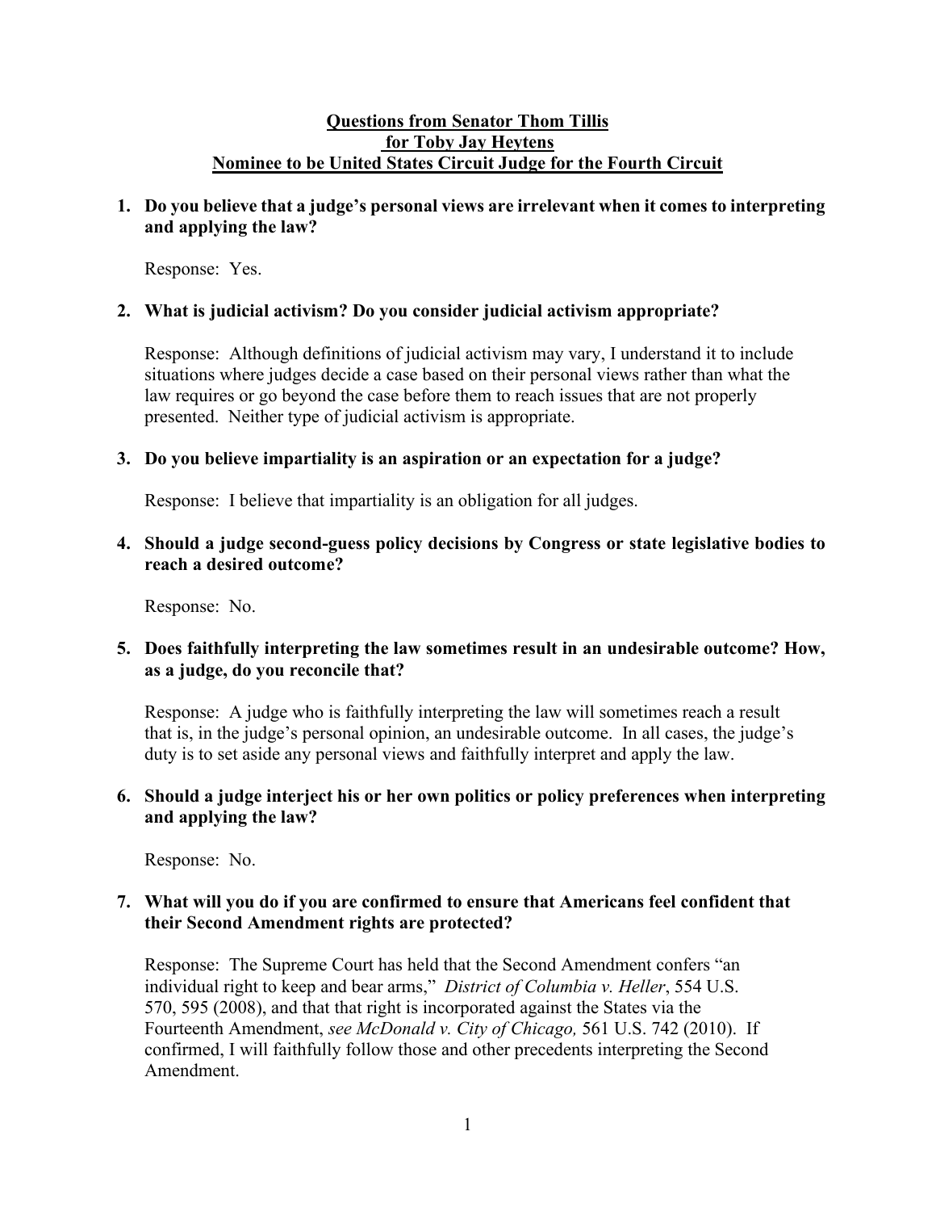**Questions from Senator Thom Tillis**
**for Toby Jay Heytens**
**Nominee to be United States Circuit Judge for the Fourth Circuit**

**1. Do you believe that a judge's personal views are irrelevant when it comes to interpreting and applying the law?**

Response: Yes.

**2. What is judicial activism? Do you consider judicial activism appropriate?**

Response: Although definitions of judicial activism may vary, I understand it to include situations where judges decide a case based on their personal views rather than what the law requires or go beyond the case before them to reach issues that are not properly presented. Neither type of judicial activism is appropriate.

**3. Do you believe impartiality is an aspiration or an expectation for a judge?**

Response: I believe that impartiality is an obligation for all judges.

**4. Should a judge second-guess policy decisions by Congress or state legislative bodies to reach a desired outcome?**

Response: No.

**5. Does faithfully interpreting the law sometimes result in an undesirable outcome? How, as a judge, do you reconcile that?**

Response: A judge who is faithfully interpreting the law will sometimes reach a result that is, in the judge's personal opinion, an undesirable outcome. In all cases, the judge's duty is to set aside any personal views and faithfully interpret and apply the law.

**6. Should a judge interject his or her own politics or policy preferences when interpreting and applying the law?**

Response: No.

**7. What will you do if you are confirmed to ensure that Americans feel confident that their Second Amendment rights are protected?**

Response: The Supreme Court has held that the Second Amendment confers "an individual right to keep and bear arms," *District of Columbia v. Heller*, 554 U.S. 570, 595 (2008), and that that right is incorporated against the States via the Fourteenth Amendment, *see McDonald v. City of Chicago,* 561 U.S. 742 (2010). If confirmed, I will faithfully follow those and other precedents interpreting the Second Amendment.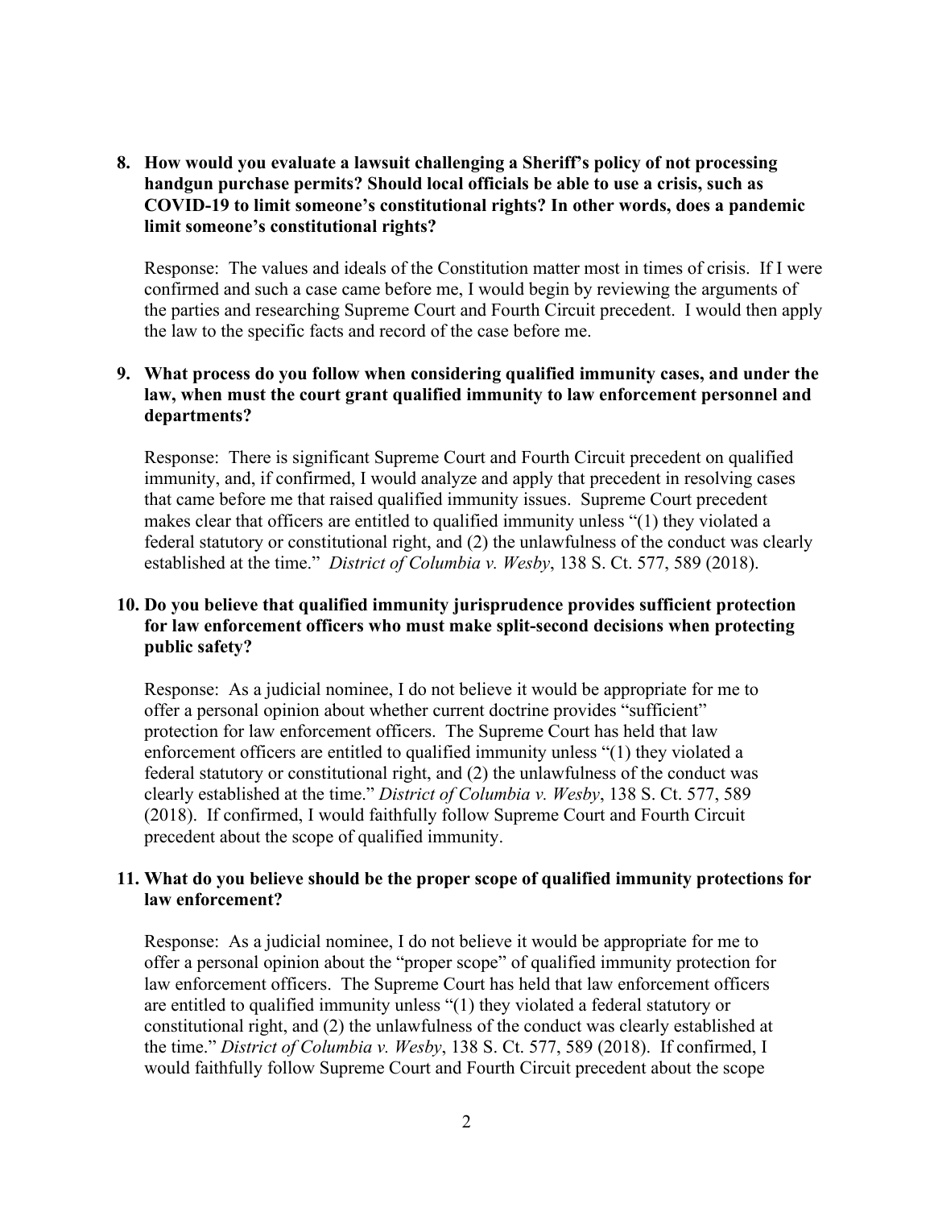**8. How would you evaluate a lawsuit challenging a Sheriff's policy of not processing handgun purchase permits? Should local officials be able to use a crisis, such as COVID-19 to limit someone's constitutional rights? In other words, does a pandemic limit someone's constitutional rights?**

Response: The values and ideals of the Constitution matter most in times of crisis. If I were confirmed and such a case came before me, I would begin by reviewing the arguments of the parties and researching Supreme Court and Fourth Circuit precedent. I would then apply the law to the specific facts and record of the case before me.

**9. What process do you follow when considering qualified immunity cases, and under the law, when must the court grant qualified immunity to law enforcement personnel and departments?**

Response: There is significant Supreme Court and Fourth Circuit precedent on qualified immunity, and, if confirmed, I would analyze and apply that precedent in resolving cases that came before me that raised qualified immunity issues. Supreme Court precedent makes clear that officers are entitled to qualified immunity unless "(1) they violated a federal statutory or constitutional right, and (2) the unlawfulness of the conduct was clearly established at the time." *District of Columbia v. Wesby*, 138 S. Ct. 577, 589 (2018).

**10. Do you believe that qualified immunity jurisprudence provides sufficient protection for law enforcement officers who must make split-second decisions when protecting public safety?**

Response: As a judicial nominee, I do not believe it would be appropriate for me to offer a personal opinion about whether current doctrine provides "sufficient" protection for law enforcement officers. The Supreme Court has held that law enforcement officers are entitled to qualified immunity unless "(1) they violated a federal statutory or constitutional right, and (2) the unlawfulness of the conduct was clearly established at the time." *District of Columbia v. Wesby*, 138 S. Ct. 577, 589 (2018). If confirmed, I would faithfully follow Supreme Court and Fourth Circuit precedent about the scope of qualified immunity.

**11. What do you believe should be the proper scope of qualified immunity protections for law enforcement?**

Response: As a judicial nominee, I do not believe it would be appropriate for me to offer a personal opinion about the "proper scope" of qualified immunity protection for law enforcement officers. The Supreme Court has held that law enforcement officers are entitled to qualified immunity unless "(1) they violated a federal statutory or constitutional right, and (2) the unlawfulness of the conduct was clearly established at the time." *District of Columbia v. Wesby*, 138 S. Ct. 577, 589 (2018). If confirmed, I would faithfully follow Supreme Court and Fourth Circuit precedent about the scope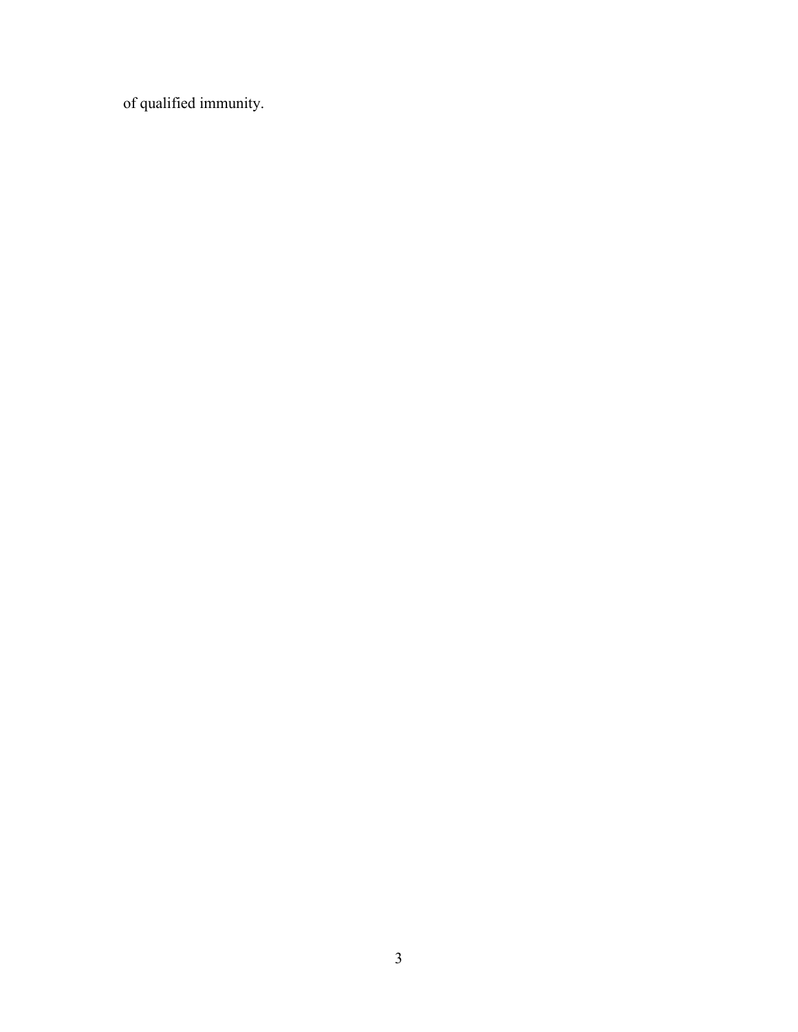of qualified immunity.